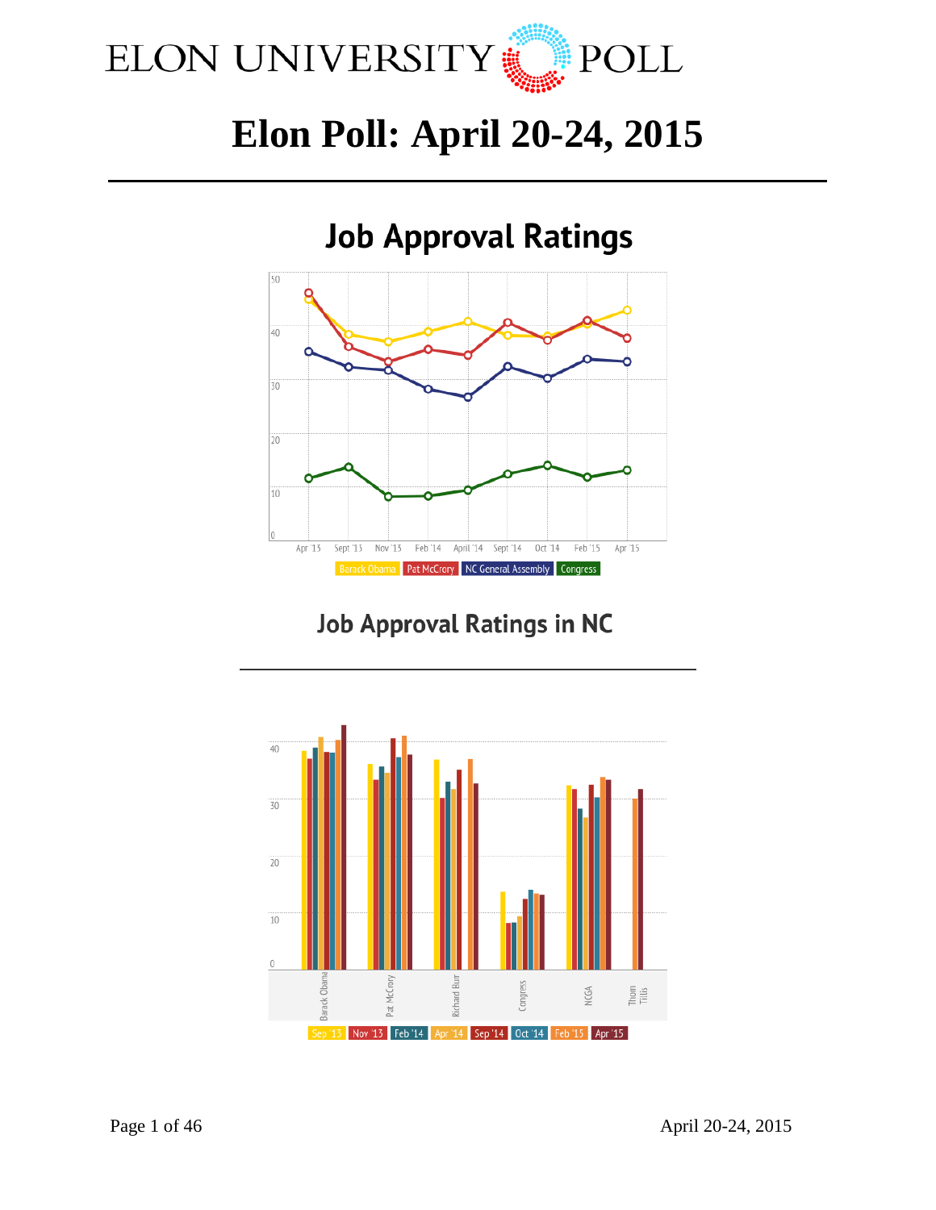# Elon Poll: April 20-24, 2015

## Job Approval Ratings

Apr '13 | Sept '13 | Nov '13 | Feb '14 | April '14 | Sept '14 | Oct '14 | Feb '15 | Apr '15

Barack Obama | Pat McCrory | NC General Assembly | Congress

## Job Approval Ratings in NC

Barack Obama | Pat McCrory | Richard Burr | Congress | NCGA | Thom Tillis

Sep '13 | Nov '13 | Feb '14 | Apr '14 | Sep '14 | Oct '14 | Feb '15 | Apr '15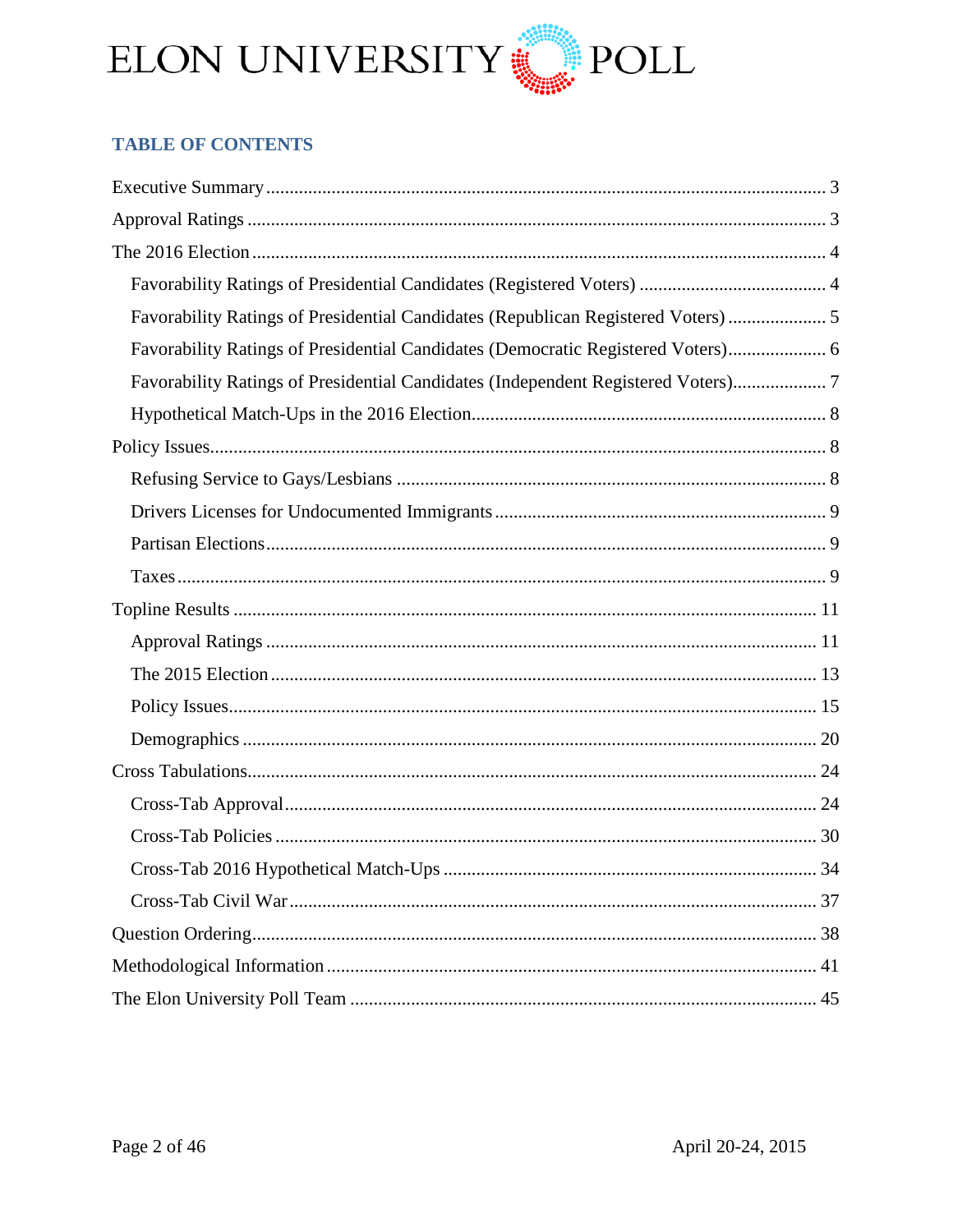## TABLE OF CONTENTS

- Executive Summary ........ 3
- Approval Ratings ........ 3
- The 2016 Election ........ 4
  - Favorability Ratings of Presidential Candidates (Registered Voters) ........ 4
  - Favorability Ratings of Presidential Candidates (Republican Registered Voters) ........ 5
  - Favorability Ratings of Presidential Candidates (Democratic Registered Voters) ........ 6
  - Favorability Ratings of Presidential Candidates (Independent Registered Voters) ........ 7
  - Hypothetical Match-Ups in the 2016 Election ........ 8
- Policy Issues ........ 8
  - Refusing Service to Gays/Lesbians ........ 8
  - Drivers Licenses for Undocumented Immigrants ........ 9
  - Partisan Elections ........ 9
  - Taxes ........ 9
- Topline Results ........ 11
  - Approval Ratings ........ 11
  - The 2015 Election ........ 13
  - Policy Issues ........ 15
  - Demographics ........ 20
- Cross Tabulations ........ 24
  - Cross-Tab Approval ........ 24
  - Cross-Tab Policies ........ 30
  - Cross-Tab 2016 Hypothetical Match-Ups ........ 34
  - Cross-Tab Civil War ........ 37
- Question Ordering ........ 38
- Methodological Information ........ 41
- The Elon University Poll Team ........ 45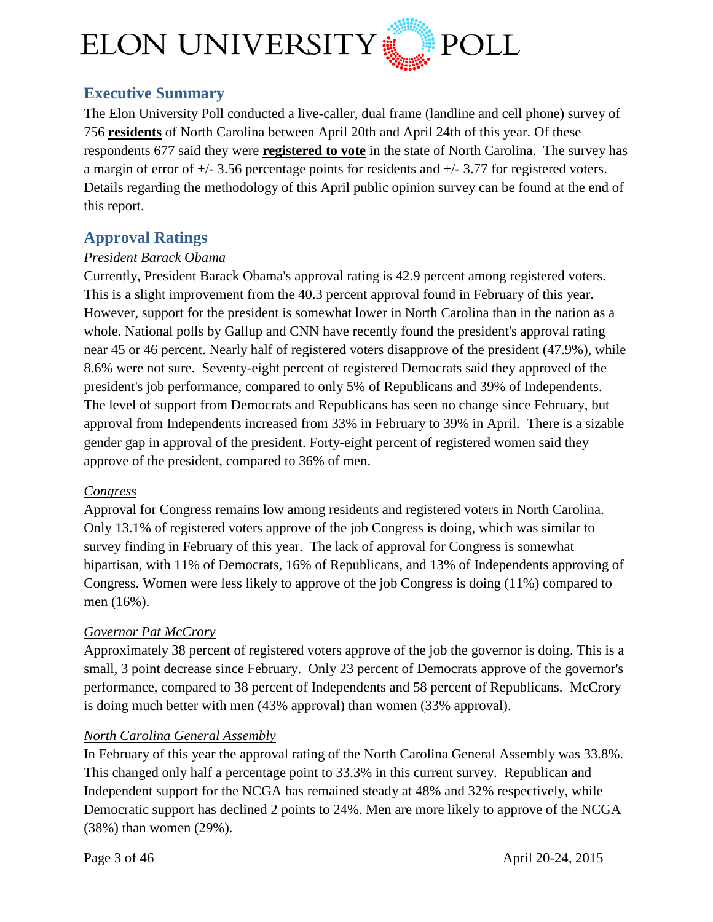## Executive Summary

The Elon University Poll conducted a live-caller, dual frame (landline and cell phone) survey of 756 **residents** of North Carolina between April 20th and April 24th of this year. Of these respondents 677 said they were **registered to vote** in the state of North Carolina. The survey has a margin of error of +/- 3.56 percentage points for residents and +/- 3.77 for registered voters. Details regarding the methodology of this April public opinion survey can be found at the end of this report.

## Approval Ratings

*President Barack Obama*

Currently, President Barack Obama's approval rating is 42.9 percent among registered voters. This is a slight improvement from the 40.3 percent approval found in February of this year. However, support for the president is somewhat lower in North Carolina than in the nation as a whole. National polls by Gallup and CNN have recently found the president's approval rating near 45 or 46 percent. Nearly half of registered voters disapprove of the president (47.9%), while 8.6% were not sure. Seventy-eight percent of registered Democrats said they approved of the president's job performance, compared to only 5% of Republicans and 39% of Independents. The level of support from Democrats and Republicans has seen no change since February, but approval from Independents increased from 33% in February to 39% in April. There is a sizable gender gap in approval of the president. Forty-eight percent of registered women said they approve of the president, compared to 36% of men.

*Congress*

Approval for Congress remains low among residents and registered voters in North Carolina. Only 13.1% of registered voters approve of the job Congress is doing, which was similar to survey finding in February of this year. The lack of approval for Congress is somewhat bipartisan, with 11% of Democrats, 16% of Republicans, and 13% of Independents approving of Congress. Women were less likely to approve of the job Congress is doing (11%) compared to men (16%).

*Governor Pat McCrory*

Approximately 38 percent of registered voters approve of the job the governor is doing. This is a small, 3 point decrease since February. Only 23 percent of Democrats approve of the governor's performance, compared to 38 percent of Independents and 58 percent of Republicans. McCrory is doing much better with men (43% approval) than women (33% approval).

*North Carolina General Assembly*

In February of this year the approval rating of the North Carolina General Assembly was 33.8%. This changed only half a percentage point to 33.3% in this current survey. Republican and Independent support for the NCGA has remained steady at 48% and 32% respectively, while Democratic support has declined 2 points to 24%. Men are more likely to approve of the NCGA (38%) than women (29%).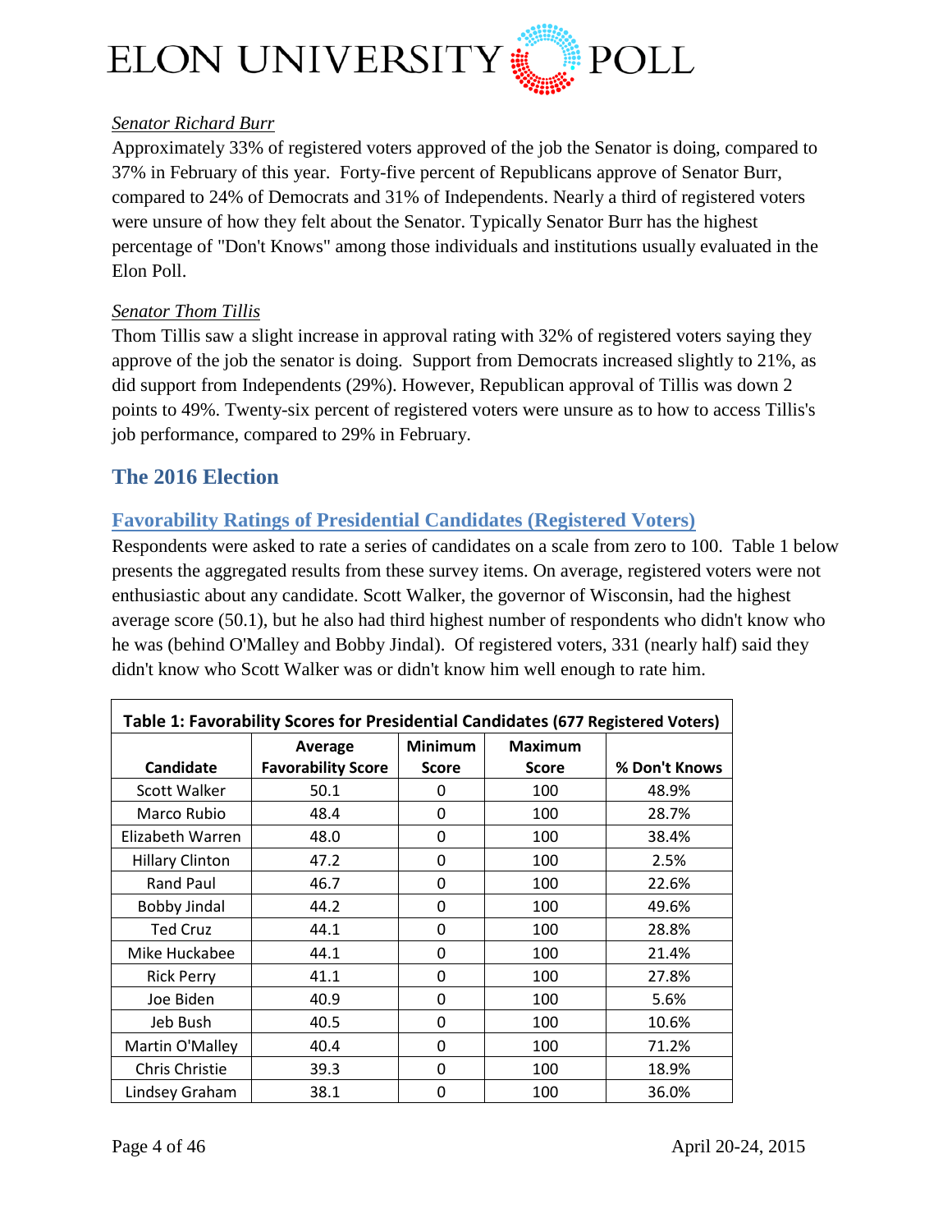*Senator Richard Burr*

Approximately 33% of registered voters approved of the job the Senator is doing, compared to 37% in February of this year. Forty-five percent of Republicans approve of Senator Burr, compared to 24% of Democrats and 31% of Independents. Nearly a third of registered voters were unsure of how they felt about the Senator. Typically Senator Burr has the highest percentage of "Don't Knows" among those individuals and institutions usually evaluated in the Elon Poll.

*Senator Thom Tillis*

Thom Tillis saw a slight increase in approval rating with 32% of registered voters saying they approve of the job the senator is doing. Support from Democrats increased slightly to 21%, as did support from Independents (29%). However, Republican approval of Tillis was down 2 points to 49%. Twenty-six percent of registered voters were unsure as to how to access Tillis's job performance, compared to 29% in February.

## The 2016 Election

### Favorability Ratings of Presidential Candidates (Registered Voters)

Respondents were asked to rate a series of candidates on a scale from zero to 100. Table 1 below presents the aggregated results from these survey items. On average, registered voters were not enthusiastic about any candidate. Scott Walker, the governor of Wisconsin, had the highest average score (50.1), but he also had third highest number of respondents who didn't know who he was (behind O'Malley and Bobby Jindal). Of registered voters, 331 (nearly half) said they didn't know who Scott Walker was or didn't know him well enough to rate him.

**Table 1: Favorability Scores for Presidential Candidates (677 Registered Voters)**

| Candidate | Average Favorability Score | Minimum Score | Maximum Score | % Don't Knows |
|---|---|---|---|---|
| Scott Walker | 50.1 | 0 | 100 | 48.9% |
| Marco Rubio | 48.4 | 0 | 100 | 28.7% |
| Elizabeth Warren | 48.0 | 0 | 100 | 38.4% |
| Hillary Clinton | 47.2 | 0 | 100 | 2.5% |
| Rand Paul | 46.7 | 0 | 100 | 22.6% |
| Bobby Jindal | 44.2 | 0 | 100 | 49.6% |
| Ted Cruz | 44.1 | 0 | 100 | 28.8% |
| Mike Huckabee | 44.1 | 0 | 100 | 21.4% |
| Rick Perry | 41.1 | 0 | 100 | 27.8% |
| Joe Biden | 40.9 | 0 | 100 | 5.6% |
| Jeb Bush | 40.5 | 0 | 100 | 10.6% |
| Martin O'Malley | 40.4 | 0 | 100 | 71.2% |
| Chris Christie | 39.3 | 0 | 100 | 18.9% |
| Lindsey Graham | 38.1 | 0 | 100 | 36.0% |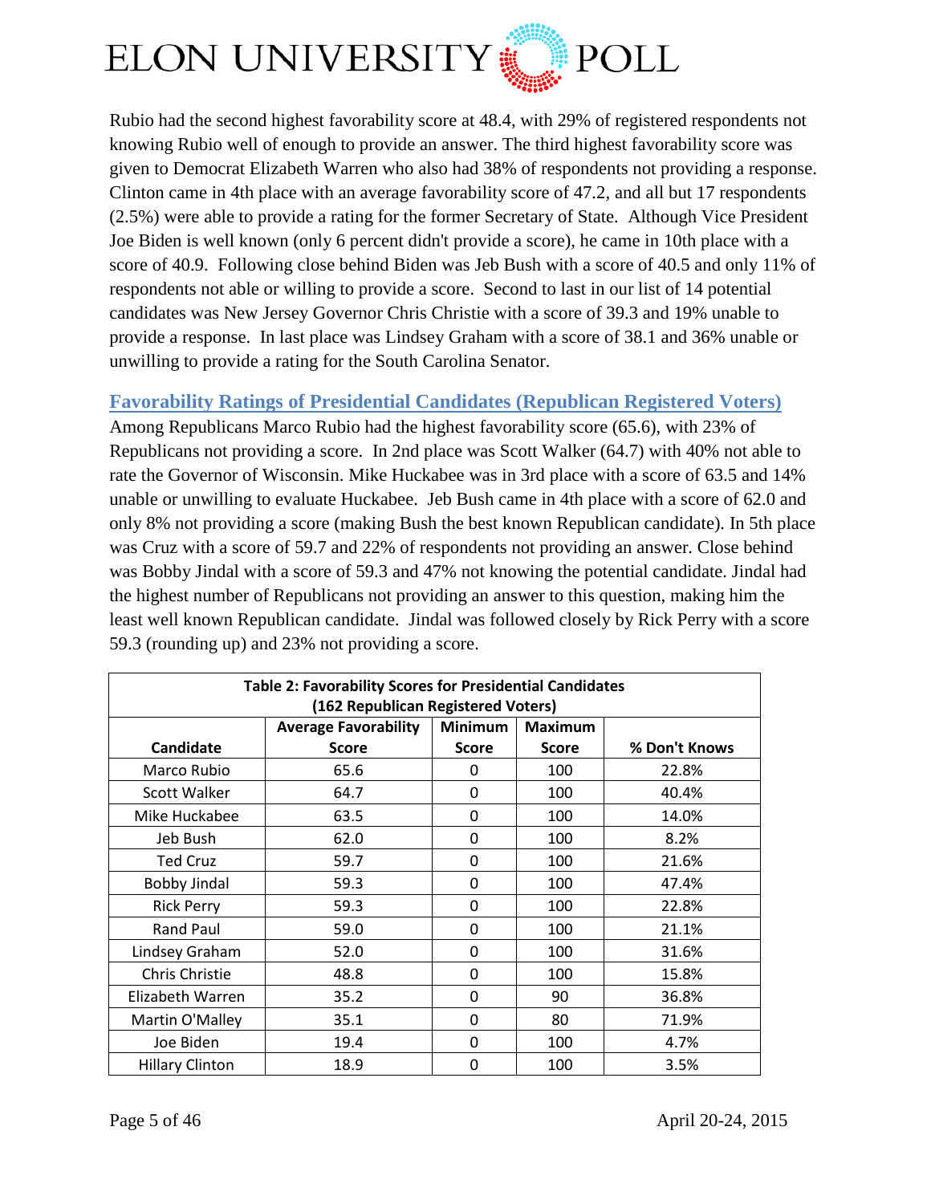Rubio had the second highest favorability score at 48.4, with 29% of registered respondents not knowing Rubio well of enough to provide an answer. The third highest favorability score was given to Democrat Elizabeth Warren who also had 38% of respondents not providing a response. Clinton came in 4th place with an average favorability score of 47.2, and all but 17 respondents (2.5%) were able to provide a rating for the former Secretary of State. Although Vice President Joe Biden is well known (only 6 percent didn't provide a score), he came in 10th place with a score of 40.9. Following close behind Biden was Jeb Bush with a score of 40.5 and only 11% of respondents not able or willing to provide a score. Second to last in our list of 14 potential candidates was New Jersey Governor Chris Christie with a score of 39.3 and 19% unable to provide a response. In last place was Lindsey Graham with a score of 38.1 and 36% unable or unwilling to provide a rating for the South Carolina Senator.

## Favorability Ratings of Presidential Candidates (Republican Registered Voters)

Among Republicans Marco Rubio had the highest favorability score (65.6), with 23% of Republicans not providing a score. In 2nd place was Scott Walker (64.7) with 40% not able to rate the Governor of Wisconsin. Mike Huckabee was in 3rd place with a score of 63.5 and 14% unable or unwilling to evaluate Huckabee. Jeb Bush came in 4th place with a score of 62.0 and only 8% not providing a score (making Bush the best known Republican candidate). In 5th place was Cruz with a score of 59.7 and 22% of respondents not providing an answer. Close behind was Bobby Jindal with a score of 59.3 and 47% not knowing the potential candidate. Jindal had the highest number of Republicans not providing an answer to this question, making him the least well known Republican candidate. Jindal was followed closely by Rick Perry with a score 59.3 (rounding up) and 23% not providing a score.

**Table 2: Favorability Scores for Presidential Candidates (162 Republican Registered Voters)**

| Candidate | Average Favorability Score | Minimum Score | Maximum Score | % Don't Knows |
|---|---|---|---|---|
| Marco Rubio | 65.6 | 0 | 100 | 22.8% |
| Scott Walker | 64.7 | 0 | 100 | 40.4% |
| Mike Huckabee | 63.5 | 0 | 100 | 14.0% |
| Jeb Bush | 62.0 | 0 | 100 | 8.2% |
| Ted Cruz | 59.7 | 0 | 100 | 21.6% |
| Bobby Jindal | 59.3 | 0 | 100 | 47.4% |
| Rick Perry | 59.3 | 0 | 100 | 22.8% |
| Rand Paul | 59.0 | 0 | 100 | 21.1% |
| Lindsey Graham | 52.0 | 0 | 100 | 31.6% |
| Chris Christie | 48.8 | 0 | 100 | 15.8% |
| Elizabeth Warren | 35.2 | 0 | 90 | 36.8% |
| Martin O'Malley | 35.1 | 0 | 80 | 71.9% |
| Joe Biden | 19.4 | 0 | 100 | 4.7% |
| Hillary Clinton | 18.9 | 0 | 100 | 3.5% |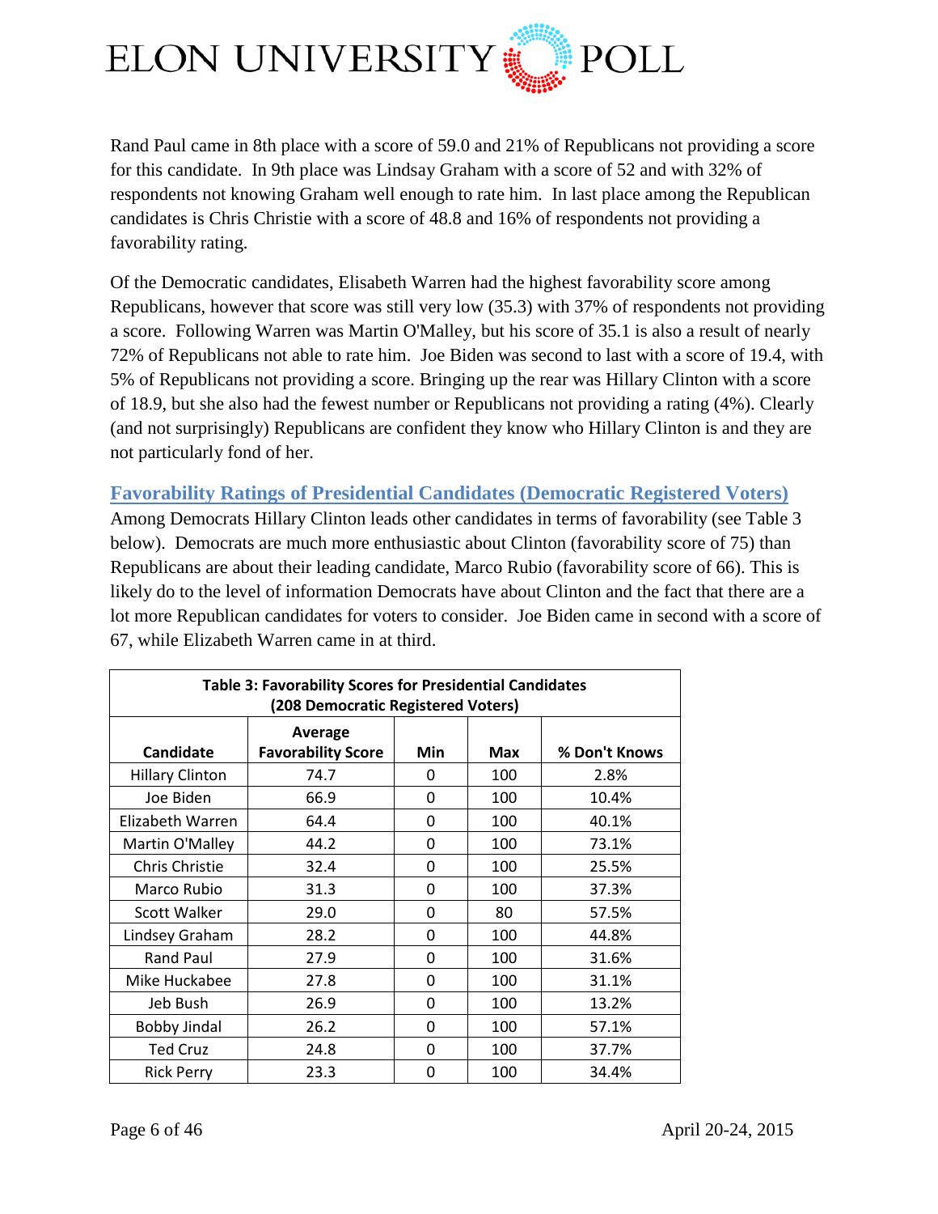Rand Paul came in 8th place with a score of 59.0 and 21% of Republicans not providing a score for this candidate. In 9th place was Lindsay Graham with a score of 52 and with 32% of respondents not knowing Graham well enough to rate him. In last place among the Republican candidates is Chris Christie with a score of 48.8 and 16% of respondents not providing a favorability rating.

Of the Democratic candidates, Elisabeth Warren had the highest favorability score among Republicans, however that score was still very low (35.3) with 37% of respondents not providing a score. Following Warren was Martin O'Malley, but his score of 35.1 is also a result of nearly 72% of Republicans not able to rate him. Joe Biden was second to last with a score of 19.4, with 5% of Republicans not providing a score. Bringing up the rear was Hillary Clinton with a score of 18.9, but she also had the fewest number or Republicans not providing a rating (4%). Clearly (and not surprisingly) Republicans are confident they know who Hillary Clinton is and they are not particularly fond of her.

## Favorability Ratings of Presidential Candidates (Democratic Registered Voters)

Among Democrats Hillary Clinton leads other candidates in terms of favorability (see Table 3 below). Democrats are much more enthusiastic about Clinton (favorability score of 75) than Republicans are about their leading candidate, Marco Rubio (favorability score of 66). This is likely do to the level of information Democrats have about Clinton and the fact that there are a lot more Republican candidates for voters to consider. Joe Biden came in second with a score of 67, while Elizabeth Warren came in at third.

**Table 3: Favorability Scores for Presidential Candidates (208 Democratic Registered Voters)**

| Candidate | Average Favorability Score | Min | Max | % Don't Knows |
|---|---|---|---|---|
| Hillary Clinton | 74.7 | 0 | 100 | 2.8% |
| Joe Biden | 66.9 | 0 | 100 | 10.4% |
| Elizabeth Warren | 64.4 | 0 | 100 | 40.1% |
| Martin O'Malley | 44.2 | 0 | 100 | 73.1% |
| Chris Christie | 32.4 | 0 | 100 | 25.5% |
| Marco Rubio | 31.3 | 0 | 100 | 37.3% |
| Scott Walker | 29.0 | 0 | 80 | 57.5% |
| Lindsey Graham | 28.2 | 0 | 100 | 44.8% |
| Rand Paul | 27.9 | 0 | 100 | 31.6% |
| Mike Huckabee | 27.8 | 0 | 100 | 31.1% |
| Jeb Bush | 26.9 | 0 | 100 | 13.2% |
| Bobby Jindal | 26.2 | 0 | 100 | 57.1% |
| Ted Cruz | 24.8 | 0 | 100 | 37.7% |
| Rick Perry | 23.3 | 0 | 100 | 34.4% |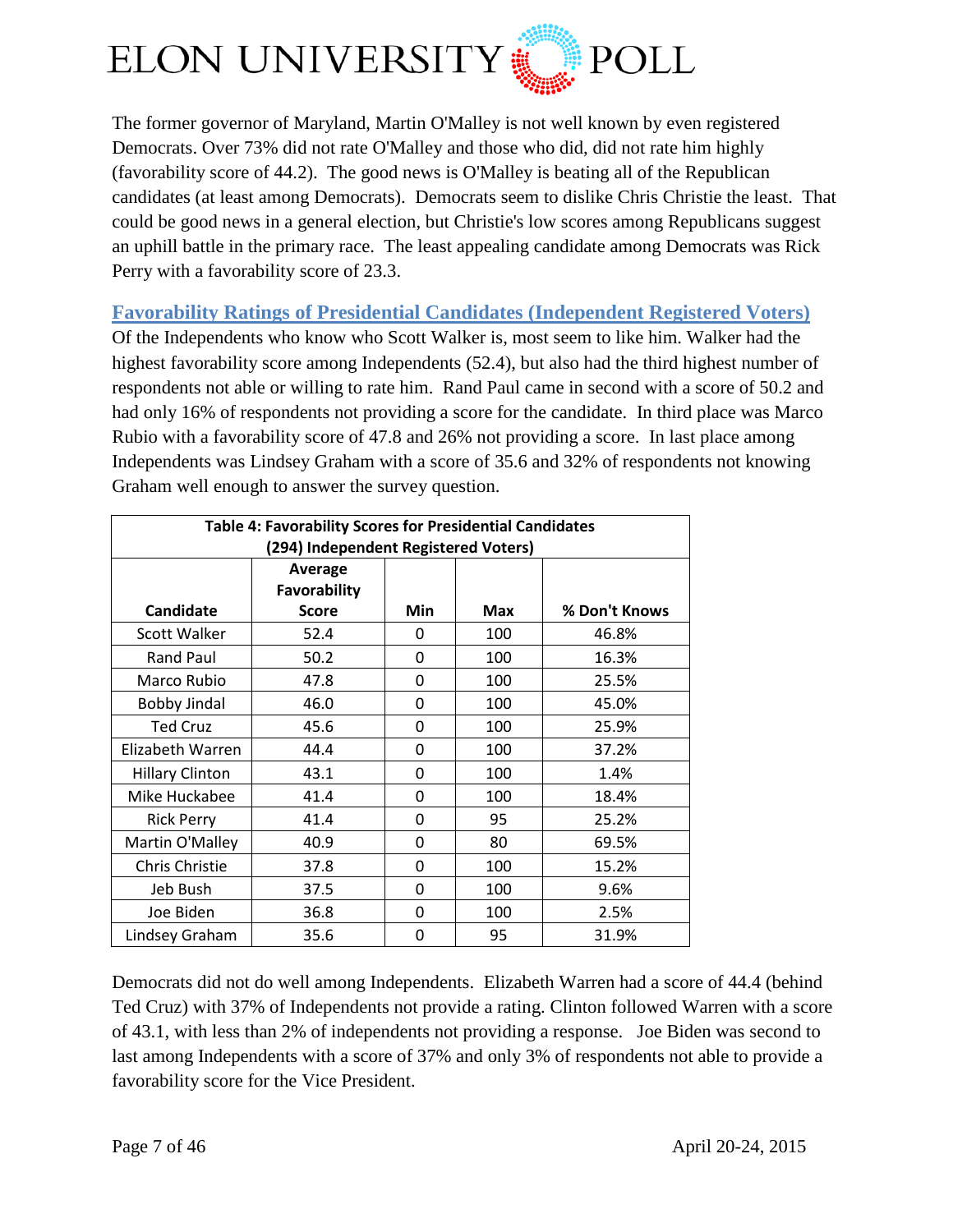The former governor of Maryland, Martin O'Malley is not well known by even registered Democrats. Over 73% did not rate O'Malley and those who did, did not rate him highly (favorability score of 44.2). The good news is O'Malley is beating all of the Republican candidates (at least among Democrats). Democrats seem to dislike Chris Christie the least. That could be good news in a general election, but Christie's low scores among Republicans suggest an uphill battle in the primary race. The least appealing candidate among Democrats was Rick Perry with a favorability score of 23.3.

## Favorability Ratings of Presidential Candidates (Independent Registered Voters)

Of the Independents who know who Scott Walker is, most seem to like him. Walker had the highest favorability score among Independents (52.4), but also had the third highest number of respondents not able or willing to rate him. Rand Paul came in second with a score of 50.2 and had only 16% of respondents not providing a score for the candidate. In third place was Marco Rubio with a favorability score of 47.8 and 26% not providing a score. In last place among Independents was Lindsey Graham with a score of 35.6 and 32% of respondents not knowing Graham well enough to answer the survey question.

**Table 4: Favorability Scores for Presidential Candidates (294) Independent Registered Voters)**

| Candidate | Average Favorability Score | Min | Max | % Don't Knows |
|---|---|---|---|---|
| Scott Walker | 52.4 | 0 | 100 | 46.8% |
| Rand Paul | 50.2 | 0 | 100 | 16.3% |
| Marco Rubio | 47.8 | 0 | 100 | 25.5% |
| Bobby Jindal | 46.0 | 0 | 100 | 45.0% |
| Ted Cruz | 45.6 | 0 | 100 | 25.9% |
| Elizabeth Warren | 44.4 | 0 | 100 | 37.2% |
| Hillary Clinton | 43.1 | 0 | 100 | 1.4% |
| Mike Huckabee | 41.4 | 0 | 100 | 18.4% |
| Rick Perry | 41.4 | 0 | 95 | 25.2% |
| Martin O'Malley | 40.9 | 0 | 80 | 69.5% |
| Chris Christie | 37.8 | 0 | 100 | 15.2% |
| Jeb Bush | 37.5 | 0 | 100 | 9.6% |
| Joe Biden | 36.8 | 0 | 100 | 2.5% |
| Lindsey Graham | 35.6 | 0 | 95 | 31.9% |

Democrats did not do well among Independents. Elizabeth Warren had a score of 44.4 (behind Ted Cruz) with 37% of Independents not provide a rating. Clinton followed Warren with a score of 43.1, with less than 2% of independents not providing a response. Joe Biden was second to last among Independents with a score of 37% and only 3% of respondents not able to provide a favorability score for the Vice President.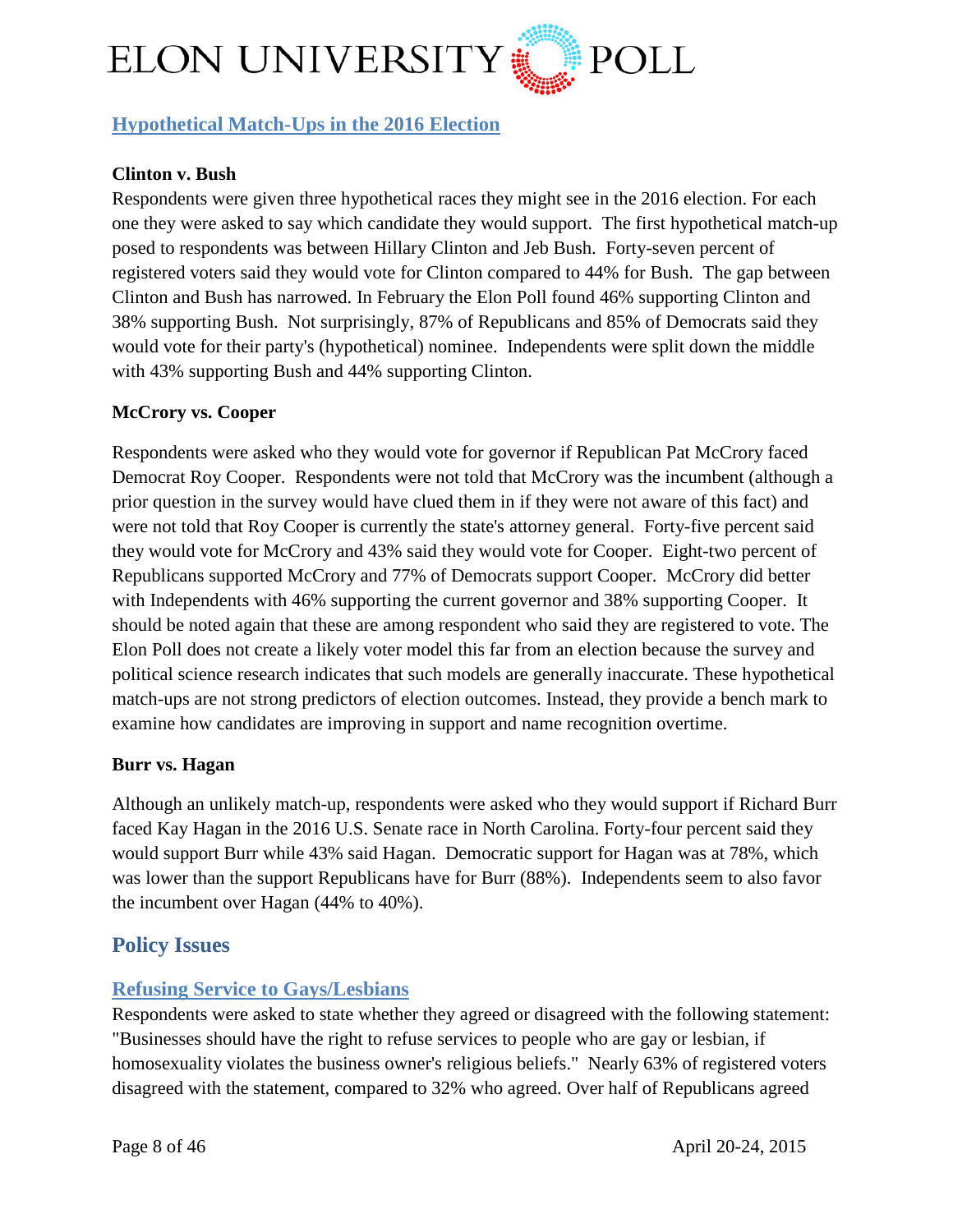## Hypothetical Match-Ups in the 2016 Election

**Clinton v. Bush**

Respondents were given three hypothetical races they might see in the 2016 election. For each one they were asked to say which candidate they would support. The first hypothetical match-up posed to respondents was between Hillary Clinton and Jeb Bush. Forty-seven percent of registered voters said they would vote for Clinton compared to 44% for Bush. The gap between Clinton and Bush has narrowed. In February the Elon Poll found 46% supporting Clinton and 38% supporting Bush. Not surprisingly, 87% of Republicans and 85% of Democrats said they would vote for their party's (hypothetical) nominee. Independents were split down the middle with 43% supporting Bush and 44% supporting Clinton.

**McCrory vs. Cooper**

Respondents were asked who they would vote for governor if Republican Pat McCrory faced Democrat Roy Cooper. Respondents were not told that McCrory was the incumbent (although a prior question in the survey would have clued them in if they were not aware of this fact) and were not told that Roy Cooper is currently the state's attorney general. Forty-five percent said they would vote for McCrory and 43% said they would vote for Cooper. Eight-two percent of Republicans supported McCrory and 77% of Democrats support Cooper. McCrory did better with Independents with 46% supporting the current governor and 38% supporting Cooper. It should be noted again that these are among respondent who said they are registered to vote. The Elon Poll does not create a likely voter model this far from an election because the survey and political science research indicates that such models are generally inaccurate. These hypothetical match-ups are not strong predictors of election outcomes. Instead, they provide a bench mark to examine how candidates are improving in support and name recognition overtime.

**Burr vs. Hagan**

Although an unlikely match-up, respondents were asked who they would support if Richard Burr faced Kay Hagan in the 2016 U.S. Senate race in North Carolina. Forty-four percent said they would support Burr while 43% said Hagan. Democratic support for Hagan was at 78%, which was lower than the support Republicans have for Burr (88%). Independents seem to also favor the incumbent over Hagan (44% to 40%).

# Policy Issues

## Refusing Service to Gays/Lesbians

Respondents were asked to state whether they agreed or disagreed with the following statement: "Businesses should have the right to refuse services to people who are gay or lesbian, if homosexuality violates the business owner's religious beliefs." Nearly 63% of registered voters disagreed with the statement, compared to 32% who agreed. Over half of Republicans agreed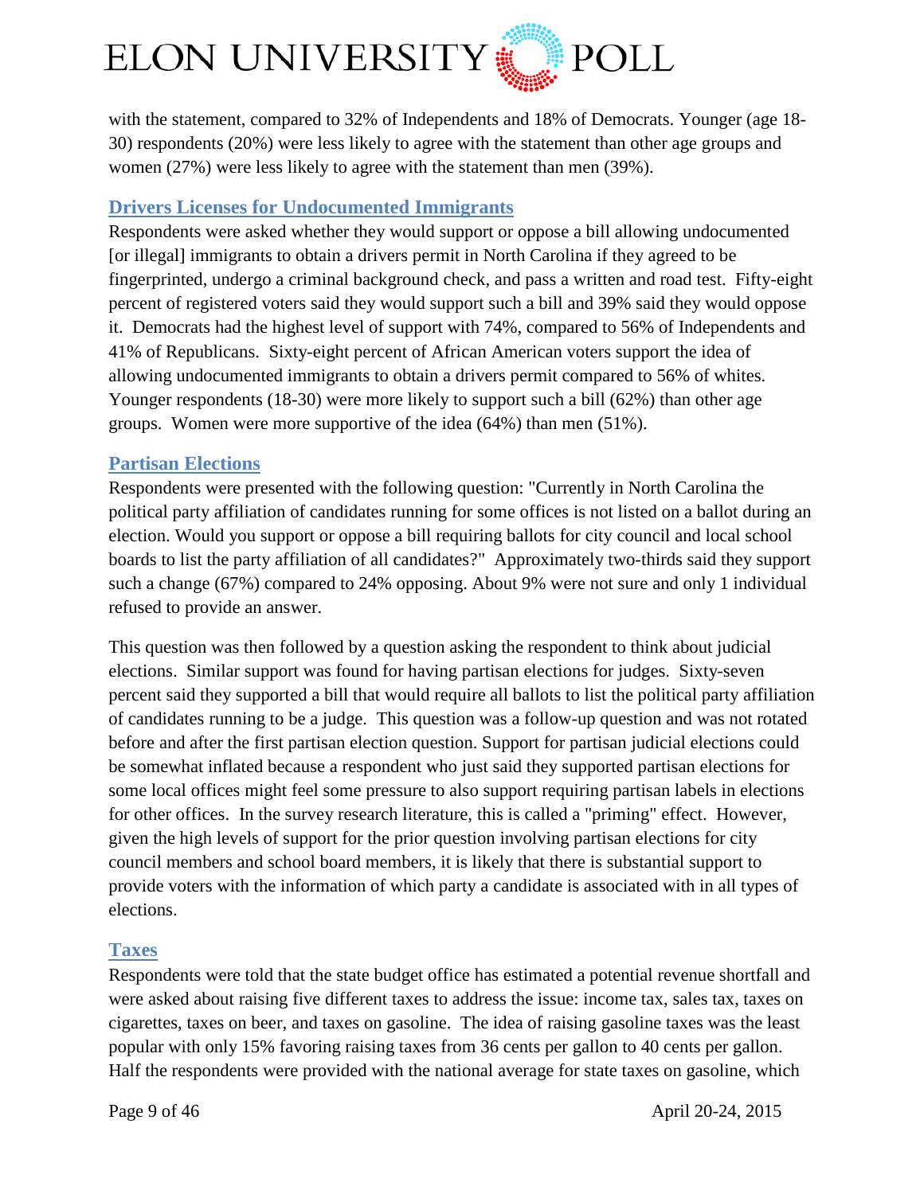with the statement, compared to 32% of Independents and 18% of Democrats. Younger (age 18-30) respondents (20%) were less likely to agree with the statement than other age groups and women (27%) were less likely to agree with the statement than men (39%).

## Drivers Licenses for Undocumented Immigrants

Respondents were asked whether they would support or oppose a bill allowing undocumented [or illegal] immigrants to obtain a drivers permit in North Carolina if they agreed to be fingerprinted, undergo a criminal background check, and pass a written and road test. Fifty-eight percent of registered voters said they would support such a bill and 39% said they would oppose it. Democrats had the highest level of support with 74%, compared to 56% of Independents and 41% of Republicans. Sixty-eight percent of African American voters support the idea of allowing undocumented immigrants to obtain a drivers permit compared to 56% of whites. Younger respondents (18-30) were more likely to support such a bill (62%) than other age groups. Women were more supportive of the idea (64%) than men (51%).

## Partisan Elections

Respondents were presented with the following question: "Currently in North Carolina the political party affiliation of candidates running for some offices is not listed on a ballot during an election. Would you support or oppose a bill requiring ballots for city council and local school boards to list the party affiliation of all candidates?" Approximately two-thirds said they support such a change (67%) compared to 24% opposing. About 9% were not sure and only 1 individual refused to provide an answer.

This question was then followed by a question asking the respondent to think about judicial elections. Similar support was found for having partisan elections for judges. Sixty-seven percent said they supported a bill that would require all ballots to list the political party affiliation of candidates running to be a judge. This question was a follow-up question and was not rotated before and after the first partisan election question. Support for partisan judicial elections could be somewhat inflated because a respondent who just said they supported partisan elections for some local offices might feel some pressure to also support requiring partisan labels in elections for other offices. In the survey research literature, this is called a "priming" effect. However, given the high levels of support for the prior question involving partisan elections for city council members and school board members, it is likely that there is substantial support to provide voters with the information of which party a candidate is associated with in all types of elections.

## Taxes

Respondents were told that the state budget office has estimated a potential revenue shortfall and were asked about raising five different taxes to address the issue: income tax, sales tax, taxes on cigarettes, taxes on beer, and taxes on gasoline. The idea of raising gasoline taxes was the least popular with only 15% favoring raising taxes from 36 cents per gallon to 40 cents per gallon. Half the respondents were provided with the national average for state taxes on gasoline, which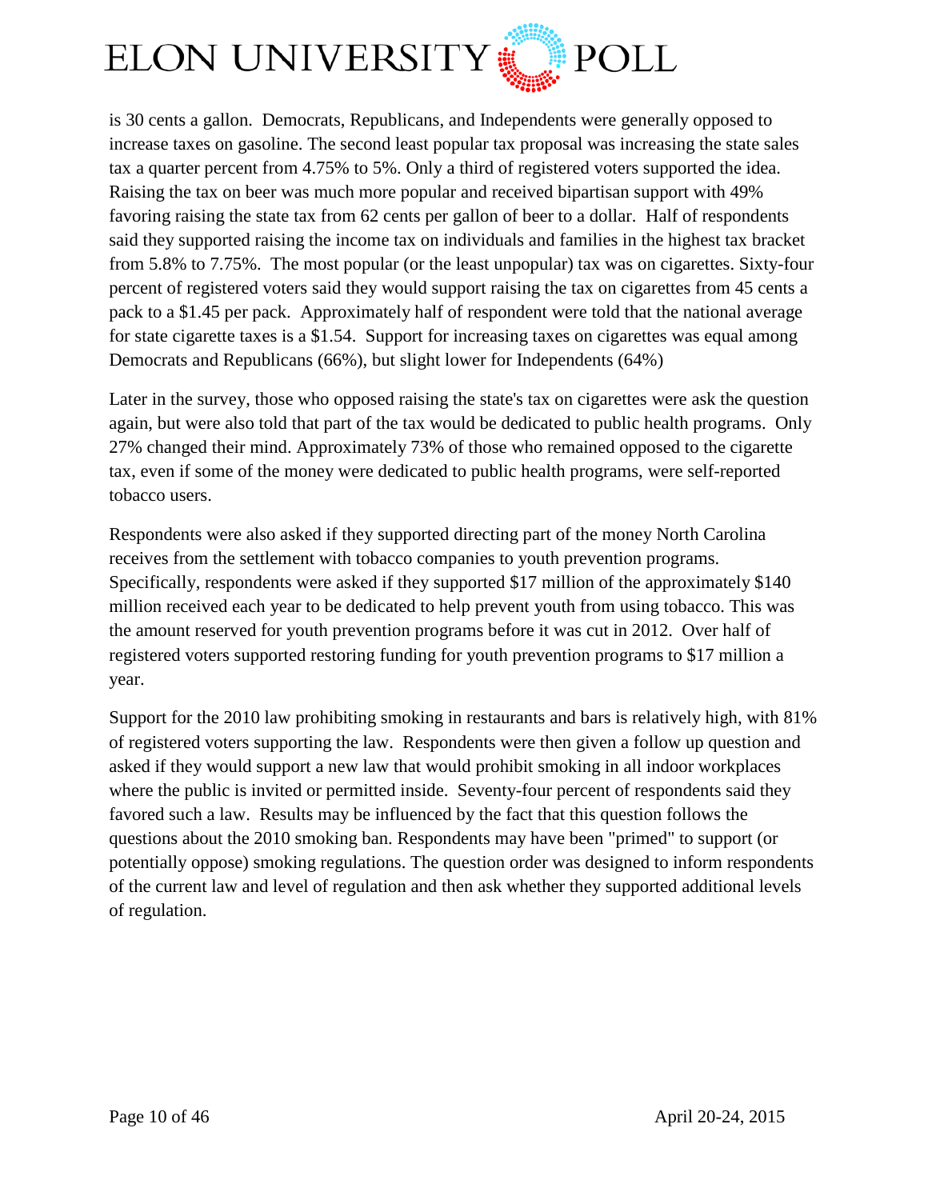is 30 cents a gallon. Democrats, Republicans, and Independents were generally opposed to increase taxes on gasoline. The second least popular tax proposal was increasing the state sales tax a quarter percent from 4.75% to 5%. Only a third of registered voters supported the idea. Raising the tax on beer was much more popular and received bipartisan support with 49% favoring raising the state tax from 62 cents per gallon of beer to a dollar. Half of respondents said they supported raising the income tax on individuals and families in the highest tax bracket from 5.8% to 7.75%. The most popular (or the least unpopular) tax was on cigarettes. Sixty-four percent of registered voters said they would support raising the tax on cigarettes from 45 cents a pack to a $1.45 per pack. Approximately half of respondent were told that the national average for state cigarette taxes is a $1.54. Support for increasing taxes on cigarettes was equal among Democrats and Republicans (66%), but slight lower for Independents (64%)

Later in the survey, those who opposed raising the state's tax on cigarettes were ask the question again, but were also told that part of the tax would be dedicated to public health programs. Only 27% changed their mind. Approximately 73% of those who remained opposed to the cigarette tax, even if some of the money were dedicated to public health programs, were self-reported tobacco users.

Respondents were also asked if they supported directing part of the money North Carolina receives from the settlement with tobacco companies to youth prevention programs. Specifically, respondents were asked if they supported $17 million of the approximately $140 million received each year to be dedicated to help prevent youth from using tobacco. This was the amount reserved for youth prevention programs before it was cut in 2012. Over half of registered voters supported restoring funding for youth prevention programs to $17 million a year.

Support for the 2010 law prohibiting smoking in restaurants and bars is relatively high, with 81% of registered voters supporting the law. Respondents were then given a follow up question and asked if they would support a new law that would prohibit smoking in all indoor workplaces where the public is invited or permitted inside. Seventy-four percent of respondents said they favored such a law. Results may be influenced by the fact that this question follows the questions about the 2010 smoking ban. Respondents may have been "primed" to support (or potentially oppose) smoking regulations. The question order was designed to inform respondents of the current law and level of regulation and then ask whether they supported additional levels of regulation.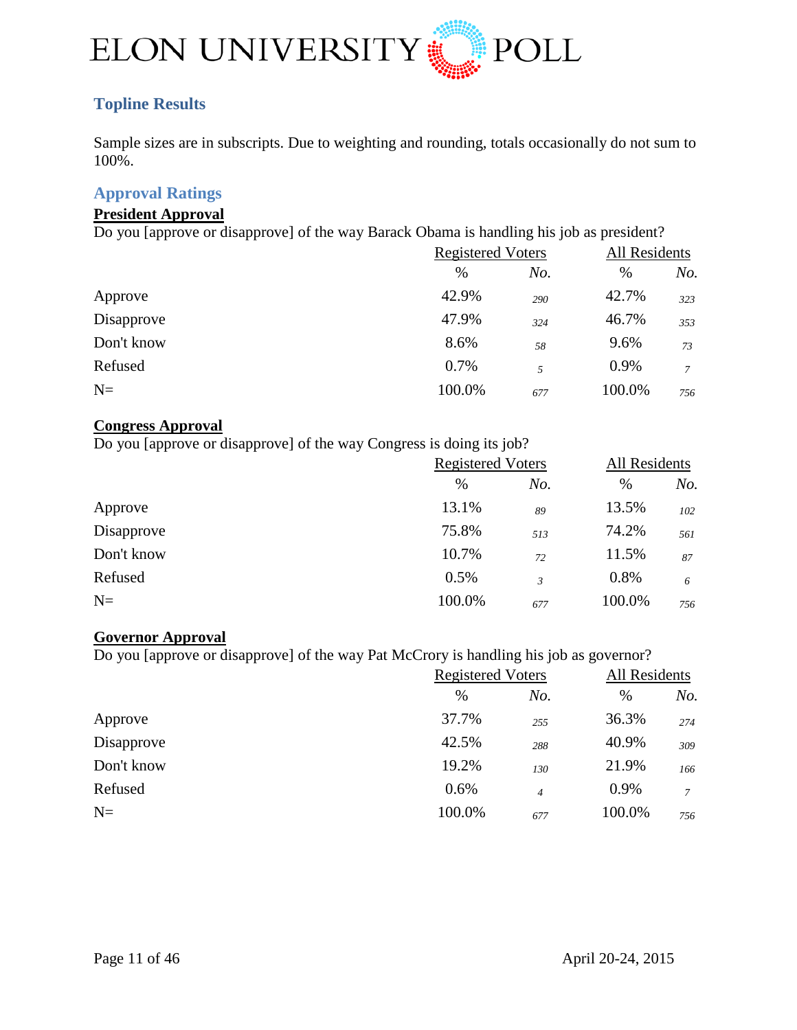# ELON UNIVERSITY POLL

## Topline Results

Sample sizes are in subscripts. Due to weighting and rounding, totals occasionally do not sum to 100%.

## Approval Ratings

### President Approval

Do you [approve or disapprove] of the way Barack Obama is handling his job as president?

| | Registered Voters | | All Residents | |
|---|---|---|---|---|
| | % | No. | % | No. |
| Approve | 42.9% | 290 | 42.7% | 323 |
| Disapprove | 47.9% | 324 | 46.7% | 353 |
| Don't know | 8.6% | 58 | 9.6% | 73 |
| Refused | 0.7% | 5 | 0.9% | 7 |
| N= | 100.0% | 677 | 100.0% | 756 |

### Congress Approval

Do you [approve or disapprove] of the way Congress is doing its job?

| | Registered Voters | | All Residents | |
|---|---|---|---|---|
| | % | No. | % | No. |
| Approve | 13.1% | 89 | 13.5% | 102 |
| Disapprove | 75.8% | 513 | 74.2% | 561 |
| Don't know | 10.7% | 72 | 11.5% | 87 |
| Refused | 0.5% | 3 | 0.8% | 6 |
| N= | 100.0% | 677 | 100.0% | 756 |

### Governor Approval

Do you [approve or disapprove] of the way Pat McCrory is handling his job as governor?

| | Registered Voters | | All Residents | |
|---|---|---|---|---|
| | % | No. | % | No. |
| Approve | 37.7% | 255 | 36.3% | 274 |
| Disapprove | 42.5% | 288 | 40.9% | 309 |
| Don't know | 19.2% | 130 | 21.9% | 166 |
| Refused | 0.6% | 4 | 0.9% | 7 |
| N= | 100.0% | 677 | 100.0% | 756 |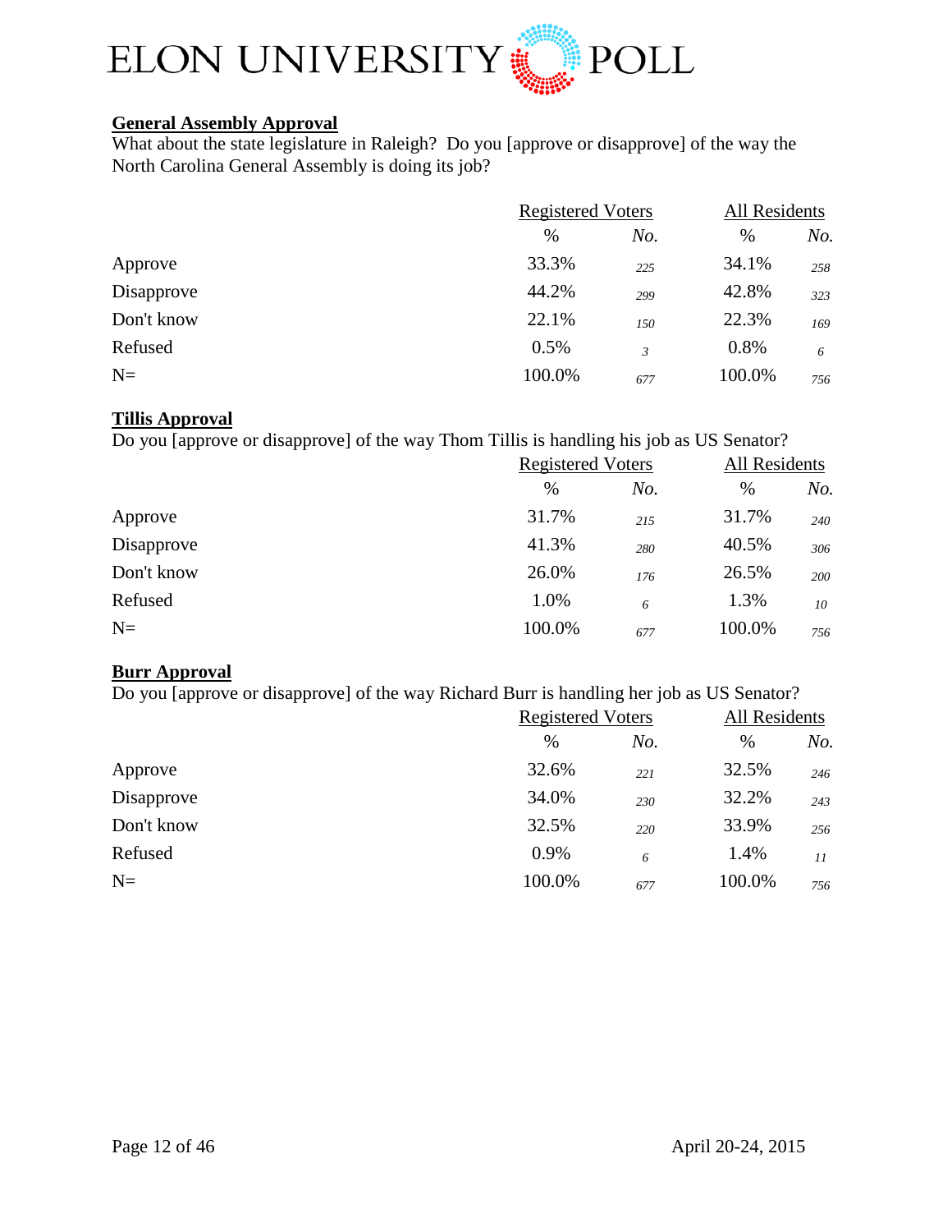## General Assembly Approval

What about the state legislature in Raleigh? Do you [approve or disapprove] of the way the North Carolina General Assembly is doing its job?

| | Registered Voters | | All Residents | |
|---|---|---|---|---|
| | % | *No.* | % | *No.* |
| Approve | 33.3% | *225* | 34.1% | *258* |
| Disapprove | 44.2% | *299* | 42.8% | *323* |
| Don't know | 22.1% | *150* | 22.3% | *169* |
| Refused | 0.5% | *3* | 0.8% | *6* |
| N= | 100.0% | *677* | 100.0% | *756* |

## Tillis Approval

Do you [approve or disapprove] of the way Thom Tillis is handling his job as US Senator?

| | Registered Voters | | All Residents | |
|---|---|---|---|---|
| | % | *No.* | % | *No.* |
| Approve | 31.7% | *215* | 31.7% | *240* |
| Disapprove | 41.3% | *280* | 40.5% | *306* |
| Don't know | 26.0% | *176* | 26.5% | *200* |
| Refused | 1.0% | *6* | 1.3% | *10* |
| N= | 100.0% | *677* | 100.0% | *756* |

## Burr Approval

Do you [approve or disapprove] of the way Richard Burr is handling her job as US Senator?

| | Registered Voters | | All Residents | |
|---|---|---|---|---|
| | % | *No.* | % | *No.* |
| Approve | 32.6% | *221* | 32.5% | *246* |
| Disapprove | 34.0% | *230* | 32.2% | *243* |
| Don't know | 32.5% | *220* | 33.9% | *256* |
| Refused | 0.9% | *6* | 1.4% | *11* |
| N= | 100.0% | *677* | 100.0% | *756* |

April 20-24, 2015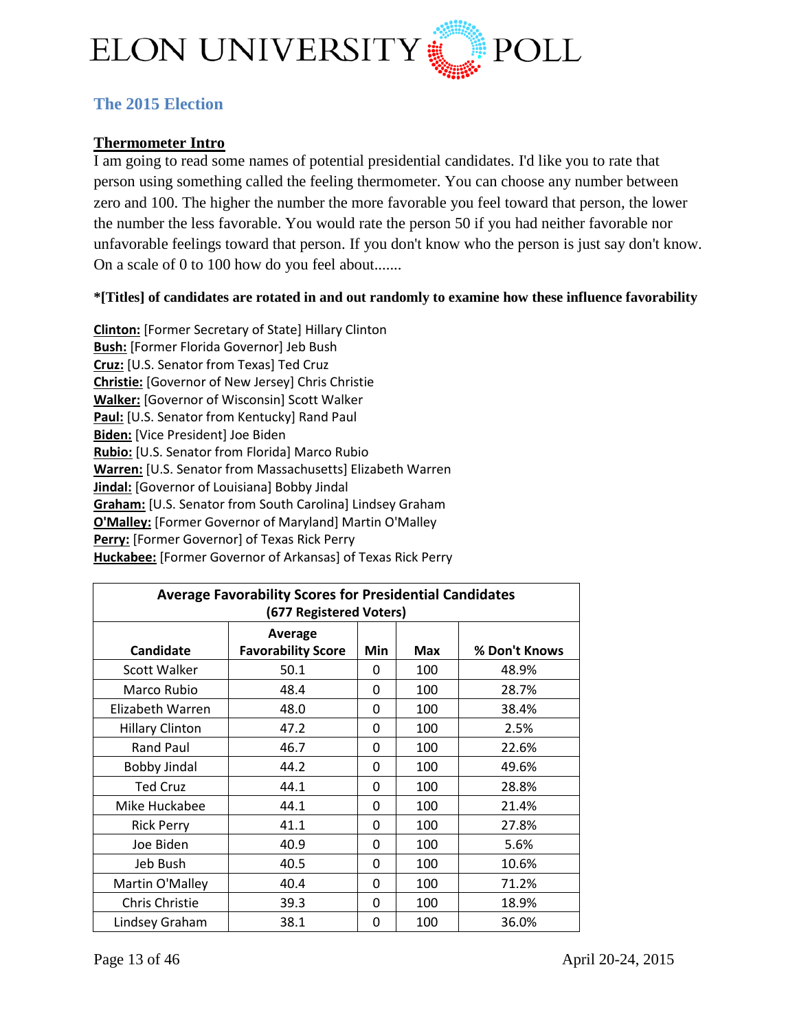## The 2015 Election

### Thermometer Intro

I am going to read some names of potential presidential candidates. I'd like you to rate that person using something called the feeling thermometer. You can choose any number between zero and 100. The higher the number the more favorable you feel toward that person, the lower the number the less favorable. You would rate the person 50 if you had neither favorable nor unfavorable feelings toward that person. If you don't know who the person is just say don't know. On a scale of 0 to 100 how do you feel about.......

**\*[Titles] of candidates are rotated in and out randomly to examine how these influence favorability**

**Clinton:** [Former Secretary of State] Hillary Clinton
**Bush:** [Former Florida Governor] Jeb Bush
**Cruz:** [U.S. Senator from Texas] Ted Cruz
**Christie:** [Governor of New Jersey] Chris Christie
**Walker:** [Governor of Wisconsin] Scott Walker
**Paul:** [U.S. Senator from Kentucky] Rand Paul
**Biden:** [Vice President] Joe Biden
**Rubio:** [U.S. Senator from Florida] Marco Rubio
**Warren:** [U.S. Senator from Massachusetts] Elizabeth Warren
**Jindal:** [Governor of Louisiana] Bobby Jindal
**Graham:** [U.S. Senator from South Carolina] Lindsey Graham
**O'Malley:** [Former Governor of Maryland] Martin O'Malley
**Perry:** [Former Governor] of Texas Rick Perry
**Huckabee:** [Former Governor of Arkansas] of Texas Rick Perry

| Average Favorability Scores for Presidential Candidates (677 Registered Voters) | | | | |
|---|---|---|---|---|
| **Candidate** | **Average Favorability Score** | **Min** | **Max** | **% Don't Knows** |
| Scott Walker | 50.1 | 0 | 100 | 48.9% |
| Marco Rubio | 48.4 | 0 | 100 | 28.7% |
| Elizabeth Warren | 48.0 | 0 | 100 | 38.4% |
| Hillary Clinton | 47.2 | 0 | 100 | 2.5% |
| Rand Paul | 46.7 | 0 | 100 | 22.6% |
| Bobby Jindal | 44.2 | 0 | 100 | 49.6% |
| Ted Cruz | 44.1 | 0 | 100 | 28.8% |
| Mike Huckabee | 44.1 | 0 | 100 | 21.4% |
| Rick Perry | 41.1 | 0 | 100 | 27.8% |
| Joe Biden | 40.9 | 0 | 100 | 5.6% |
| Jeb Bush | 40.5 | 0 | 100 | 10.6% |
| Martin O'Malley | 40.4 | 0 | 100 | 71.2% |
| Chris Christie | 39.3 | 0 | 100 | 18.9% |
| Lindsey Graham | 38.1 | 0 | 100 | 36.0% |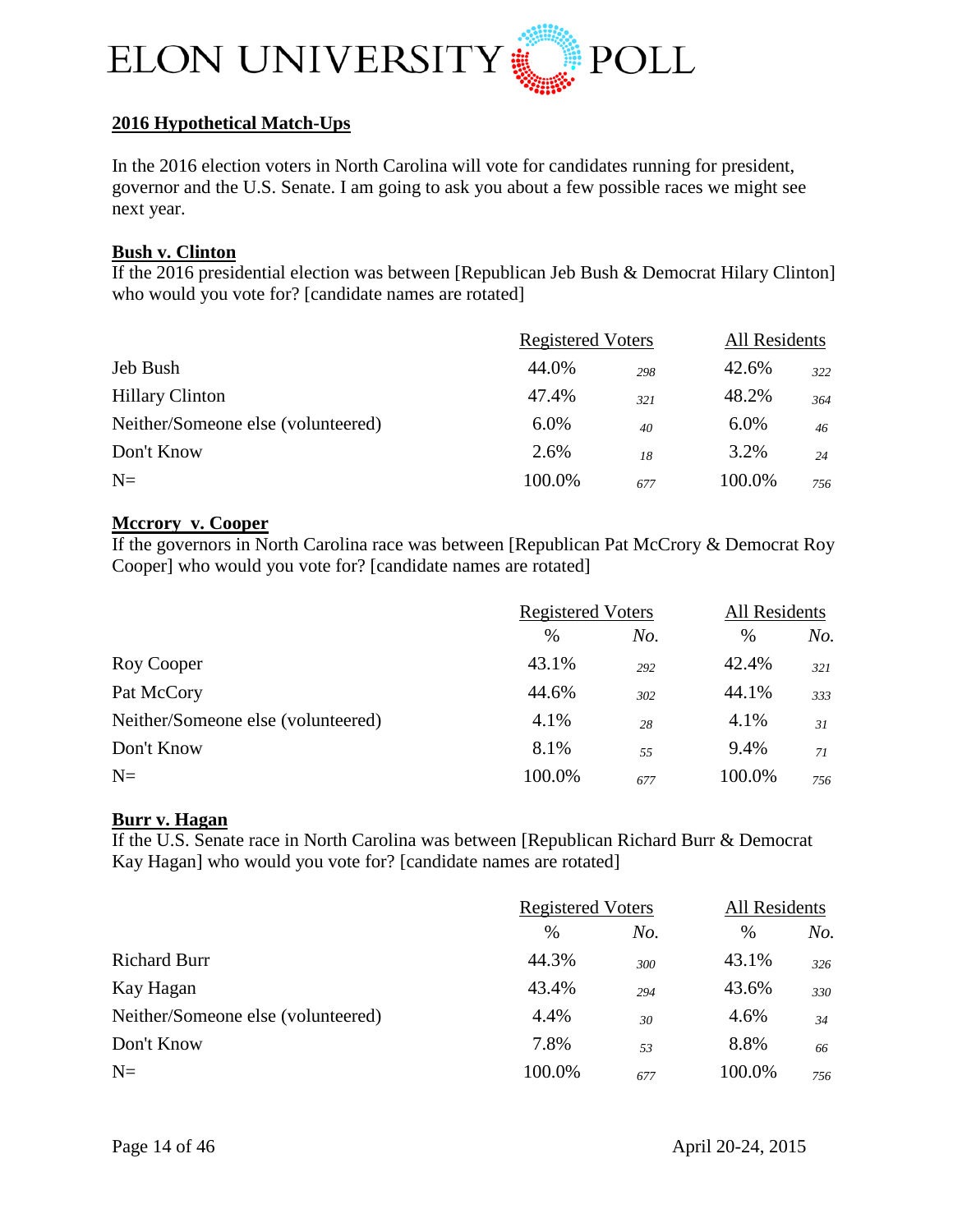ELON UNIVERSITY POLL

## 2016 Hypothetical Match-Ups

In the 2016 election voters in North Carolina will vote for candidates running for president, governor and the U.S. Senate. I am going to ask you about a few possible races we might see next year.

### Bush v. Clinton

If the 2016 presidential election was between [Republican Jeb Bush & Democrat Hilary Clinton] who would you vote for? [candidate names are rotated]

| | Registered Voters | | All Residents | |
|---|---|---|---|---|
| Jeb Bush | 44.0% | *298* | 42.6% | *322* |
| Hillary Clinton | 47.4% | *321* | 48.2% | *364* |
| Neither/Someone else (volunteered) | 6.0% | *40* | 6.0% | *46* |
| Don't Know | 2.6% | *18* | 3.2% | *24* |
| N= | 100.0% | *677* | 100.0% | *756* |

### Mccrory v. Cooper

If the governors in North Carolina race was between [Republican Pat McCrory & Democrat Roy Cooper] who would you vote for? [candidate names are rotated]

| | Registered Voters | | All Residents | |
|---|---|---|---|---|
| | % | *No.* | % | *No.* |
| Roy Cooper | 43.1% | *292* | 42.4% | *321* |
| Pat McCory | 44.6% | *302* | 44.1% | *333* |
| Neither/Someone else (volunteered) | 4.1% | *28* | 4.1% | *31* |
| Don't Know | 8.1% | *55* | 9.4% | *71* |
| N= | 100.0% | *677* | 100.0% | *756* |

### Burr v. Hagan

If the U.S. Senate race in North Carolina was between [Republican Richard Burr & Democrat Kay Hagan] who would you vote for? [candidate names are rotated]

| | Registered Voters | | All Residents | |
|---|---|---|---|---|
| | % | *No.* | % | *No.* |
| Richard Burr | 44.3% | *300* | 43.1% | *326* |
| Kay Hagan | 43.4% | *294* | 43.6% | *330* |
| Neither/Someone else (volunteered) | 4.4% | *30* | 4.6% | *34* |
| Don't Know | 7.8% | *53* | 8.8% | *66* |
| N= | 100.0% | *677* | 100.0% | *756* |

April 20-24, 2015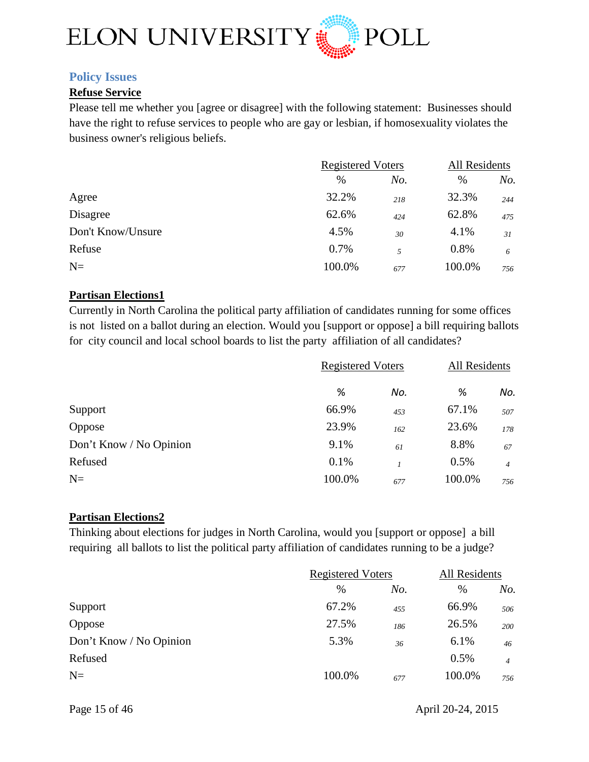## Policy Issues

### Refuse Service

Please tell me whether you [agree or disagree] with the following statement: Businesses should have the right to refuse services to people who are gay or lesbian, if homosexuality violates the business owner's religious beliefs.

| | Registered Voters | | All Residents | |
|---|---|---|---|---|
| | % | No. | % | No. |
| Agree | 32.2% | 218 | 32.3% | 244 |
| Disagree | 62.6% | 424 | 62.8% | 475 |
| Don't Know/Unsure | 4.5% | 30 | 4.1% | 31 |
| Refuse | 0.7% | 5 | 0.8% | 6 |
| N= | 100.0% | 677 | 100.0% | 756 |

### Partisan Elections1

Currently in North Carolina the political party affiliation of candidates running for some offices is not listed on a ballot during an election. Would you [support or oppose] a bill requiring ballots for city council and local school boards to list the party affiliation of all candidates?

| | Registered Voters | | All Residents | |
|---|---|---|---|---|
| | % | No. | % | No. |
| Support | 66.9% | 453 | 67.1% | 507 |
| Oppose | 23.9% | 162 | 23.6% | 178 |
| Don't Know / No Opinion | 9.1% | 61 | 8.8% | 67 |
| Refused | 0.1% | 1 | 0.5% | 4 |
| N= | 100.0% | 677 | 100.0% | 756 |

### Partisan Elections2

Thinking about elections for judges in North Carolina, would you [support or oppose] a bill requiring all ballots to list the political party affiliation of candidates running to be a judge?

| | Registered Voters | | All Residents | |
|---|---|---|---|---|
| | % | No. | % | No. |
| Support | 67.2% | 455 | 66.9% | 506 |
| Oppose | 27.5% | 186 | 26.5% | 200 |
| Don't Know / No Opinion | 5.3% | 36 | 6.1% | 46 |
| Refused | | | 0.5% | 4 |
| N= | 100.0% | 677 | 100.0% | 756 |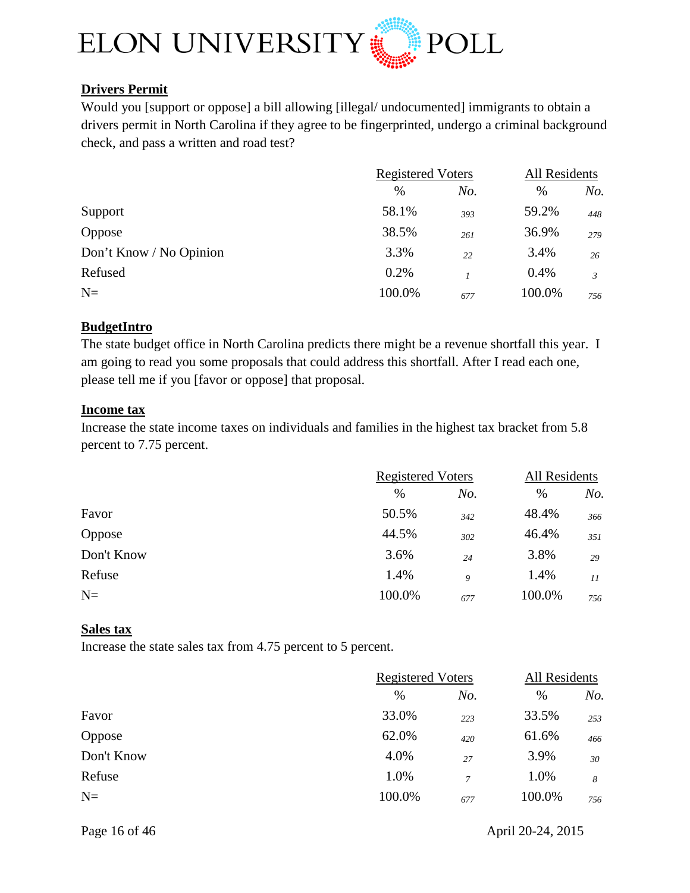## Drivers Permit

Would you [support or oppose] a bill allowing [illegal/ undocumented] immigrants to obtain a drivers permit in North Carolina if they agree to be fingerprinted, undergo a criminal background check, and pass a written and road test?

| | Registered Voters | | All Residents | |
|---|---|---|---|---|
| | % | *No.* | % | *No.* |
| Support | 58.1% | *393* | 59.2% | *448* |
| Oppose | 38.5% | *261* | 36.9% | *279* |
| Don't Know / No Opinion | 3.3% | *22* | 3.4% | *26* |
| Refused | 0.2% | *1* | 0.4% | *3* |
| N= | 100.0% | *677* | 100.0% | *756* |

## BudgetIntro

The state budget office in North Carolina predicts there might be a revenue shortfall this year. I am going to read you some proposals that could address this shortfall. After I read each one, please tell me if you [favor or oppose] that proposal.

## Income tax

Increase the state income taxes on individuals and families in the highest tax bracket from 5.8 percent to 7.75 percent.

| | Registered Voters | | All Residents | |
|---|---|---|---|---|
| | % | *No.* | % | *No.* |
| Favor | 50.5% | *342* | 48.4% | *366* |
| Oppose | 44.5% | *302* | 46.4% | *351* |
| Don't Know | 3.6% | *24* | 3.8% | *29* |
| Refuse | 1.4% | *9* | 1.4% | *11* |
| N= | 100.0% | *677* | 100.0% | *756* |

## Sales tax

Increase the state sales tax from 4.75 percent to 5 percent.

| | Registered Voters | | All Residents | |
|---|---|---|---|---|
| | % | *No.* | % | *No.* |
| Favor | 33.0% | *223* | 33.5% | *253* |
| Oppose | 62.0% | *420* | 61.6% | *466* |
| Don't Know | 4.0% | *27* | 3.9% | *30* |
| Refuse | 1.0% | *7* | 1.0% | *8* |
| N= | 100.0% | *677* | 100.0% | *756* |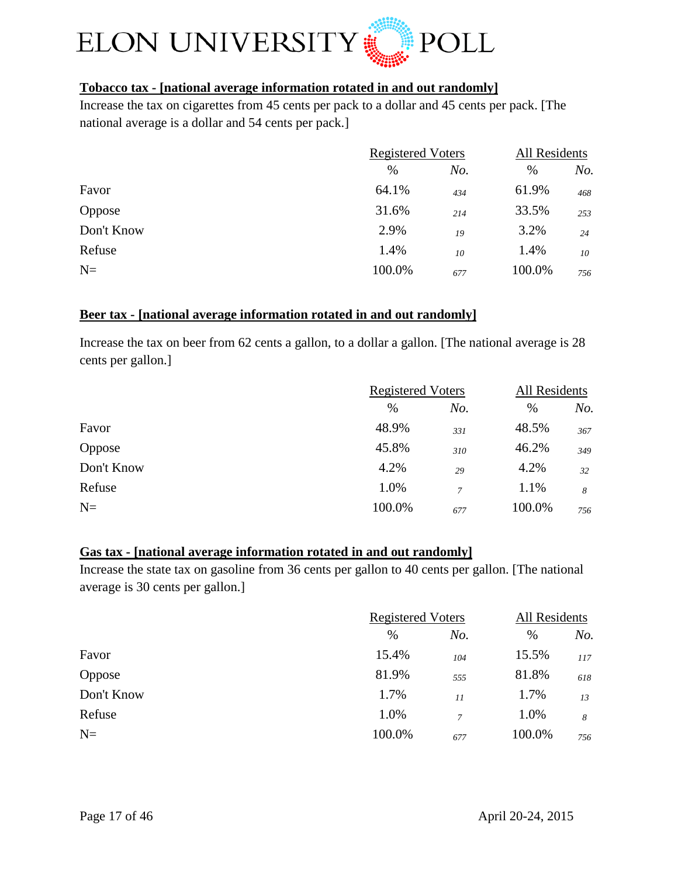**Tobacco tax - [national average information rotated in and out randomly]**

Increase the tax on cigarettes from 45 cents per pack to a dollar and 45 cents per pack. [The national average is a dollar and 54 cents per pack.]

| | Registered Voters | | All Residents | |
|---|---|---|---|---|
| | % | *No.* | % | *No.* |
| Favor | 64.1% | *434* | 61.9% | *468* |
| Oppose | 31.6% | *214* | 33.5% | *253* |
| Don't Know | 2.9% | *19* | 3.2% | *24* |
| Refuse | 1.4% | *10* | 1.4% | *10* |
| N= | 100.0% | *677* | 100.0% | *756* |

**Beer tax - [national average information rotated in and out randomly]**

Increase the tax on beer from 62 cents a gallon, to a dollar a gallon. [The national average is 28 cents per gallon.]

| | Registered Voters | | All Residents | |
|---|---|---|---|---|
| | % | *No.* | % | *No.* |
| Favor | 48.9% | *331* | 48.5% | *367* |
| Oppose | 45.8% | *310* | 46.2% | *349* |
| Don't Know | 4.2% | *29* | 4.2% | *32* |
| Refuse | 1.0% | *7* | 1.1% | *8* |
| N= | 100.0% | *677* | 100.0% | *756* |

**Gas tax - [national average information rotated in and out randomly]**

Increase the state tax on gasoline from 36 cents per gallon to 40 cents per gallon. [The national average is 30 cents per gallon.]

| | Registered Voters | | All Residents | |
|---|---|---|---|---|
| | % | *No.* | % | *No.* |
| Favor | 15.4% | *104* | 15.5% | *117* |
| Oppose | 81.9% | *555* | 81.8% | *618* |
| Don't Know | 1.7% | *11* | 1.7% | *13* |
| Refuse | 1.0% | *7* | 1.0% | *8* |
| N= | 100.0% | *677* | 100.0% | *756* |

April 20-24, 2015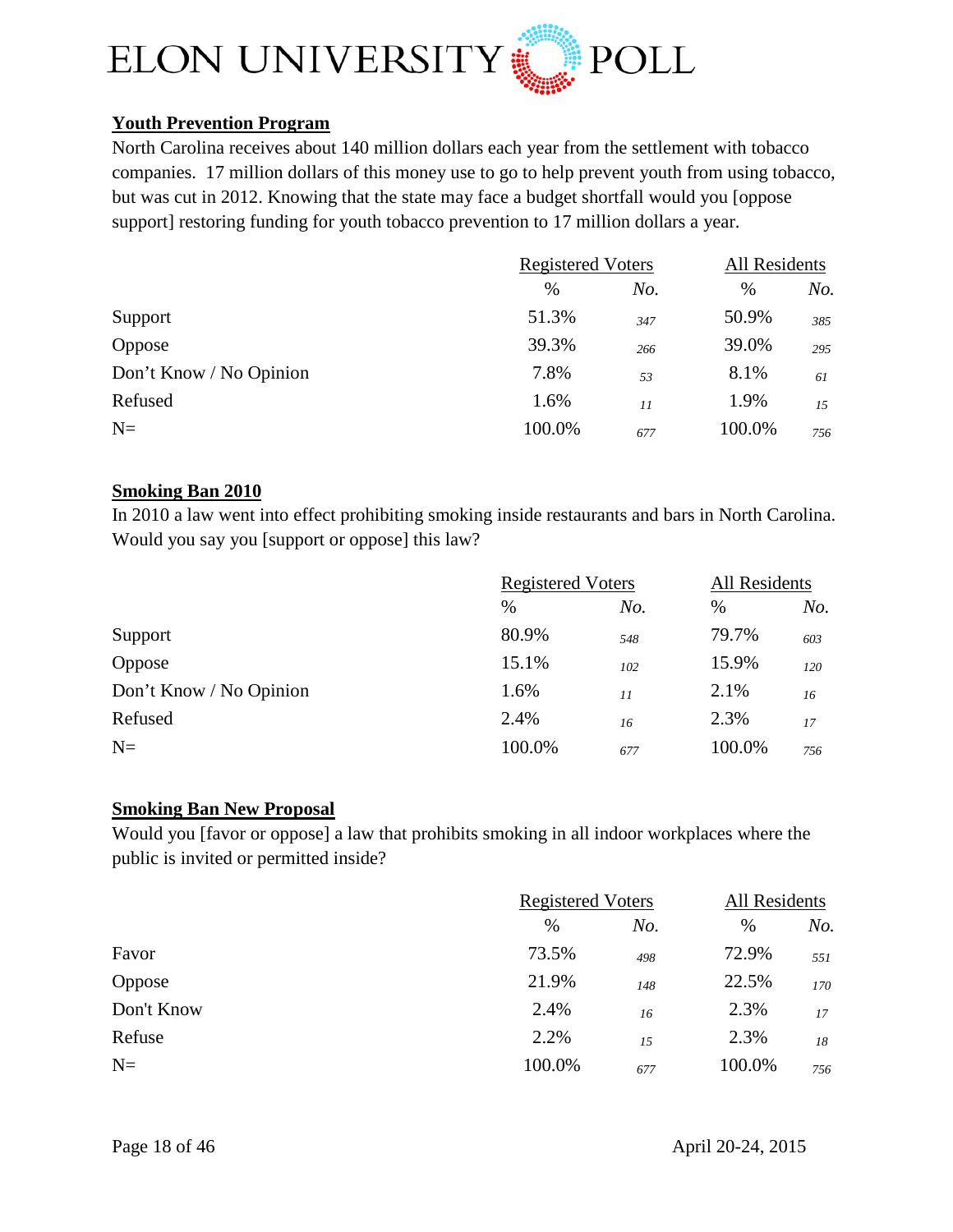## Youth Prevention Program

North Carolina receives about 140 million dollars each year from the settlement with tobacco companies. 17 million dollars of this money use to go to help prevent youth from using tobacco, but was cut in 2012. Knowing that the state may face a budget shortfall would you [oppose support] restoring funding for youth tobacco prevention to 17 million dollars a year.

| | Registered Voters | | All Residents | |
|---|---|---|---|---|
| | % | *No.* | % | *No.* |
| Support | 51.3% | *347* | 50.9% | *385* |
| Oppose | 39.3% | *266* | 39.0% | *295* |
| Don't Know / No Opinion | 7.8% | *53* | 8.1% | *61* |
| Refused | 1.6% | *11* | 1.9% | *15* |
| N= | 100.0% | *677* | 100.0% | *756* |

## Smoking Ban 2010

In 2010 a law went into effect prohibiting smoking inside restaurants and bars in North Carolina. Would you say you [support or oppose] this law?

| | Registered Voters | | All Residents | |
|---|---|---|---|---|
| | % | *No.* | % | *No.* |
| Support | 80.9% | *548* | 79.7% | *603* |
| Oppose | 15.1% | *102* | 15.9% | *120* |
| Don't Know / No Opinion | 1.6% | *11* | 2.1% | *16* |
| Refused | 2.4% | *16* | 2.3% | *17* |
| N= | 100.0% | *677* | 100.0% | *756* |

## Smoking Ban New Proposal

Would you [favor or oppose] a law that prohibits smoking in all indoor workplaces where the public is invited or permitted inside?

| | Registered Voters | | All Residents | |
|---|---|---|---|---|
| | % | *No.* | % | *No.* |
| Favor | 73.5% | *498* | 72.9% | *551* |
| Oppose | 21.9% | *148* | 22.5% | *170* |
| Don't Know | 2.4% | *16* | 2.3% | *17* |
| Refuse | 2.2% | *15* | 2.3% | *18* |
| N= | 100.0% | *677* | 100.0% | *756* |

April 20-24, 2015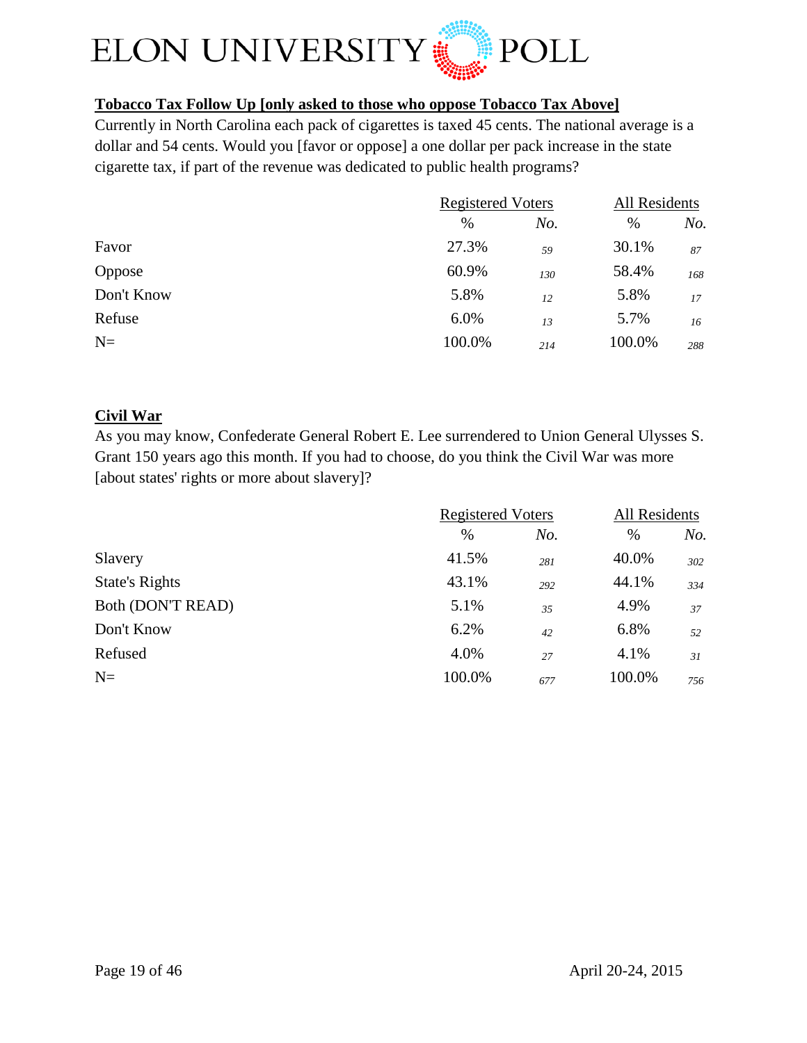## Tobacco Tax Follow Up [only asked to those who oppose Tobacco Tax Above]

Currently in North Carolina each pack of cigarettes is taxed 45 cents. The national average is a dollar and 54 cents. Would you [favor or oppose] a one dollar per pack increase in the state cigarette tax, if part of the revenue was dedicated to public health programs?

| | Registered Voters | | All Residents | |
|---|---|---|---|---|
| | % | *No.* | % | *No.* |
| Favor | 27.3% | *59* | 30.1% | *87* |
| Oppose | 60.9% | *130* | 58.4% | *168* |
| Don't Know | 5.8% | *12* | 5.8% | *17* |
| Refuse | 6.0% | *13* | 5.7% | *16* |
| N= | 100.0% | *214* | 100.0% | *288* |

## Civil War

As you may know, Confederate General Robert E. Lee surrendered to Union General Ulysses S. Grant 150 years ago this month. If you had to choose, do you think the Civil War was more [about states' rights or more about slavery]?

| | Registered Voters | | All Residents | |
|---|---|---|---|---|
| | % | *No.* | % | *No.* |
| Slavery | 41.5% | *281* | 40.0% | *302* |
| State's Rights | 43.1% | *292* | 44.1% | *334* |
| Both (DON'T READ) | 5.1% | *35* | 4.9% | *37* |
| Don't Know | 6.2% | *42* | 6.8% | *52* |
| Refused | 4.0% | *27* | 4.1% | *31* |
| N= | 100.0% | *677* | 100.0% | *756* |

April 20-24, 2015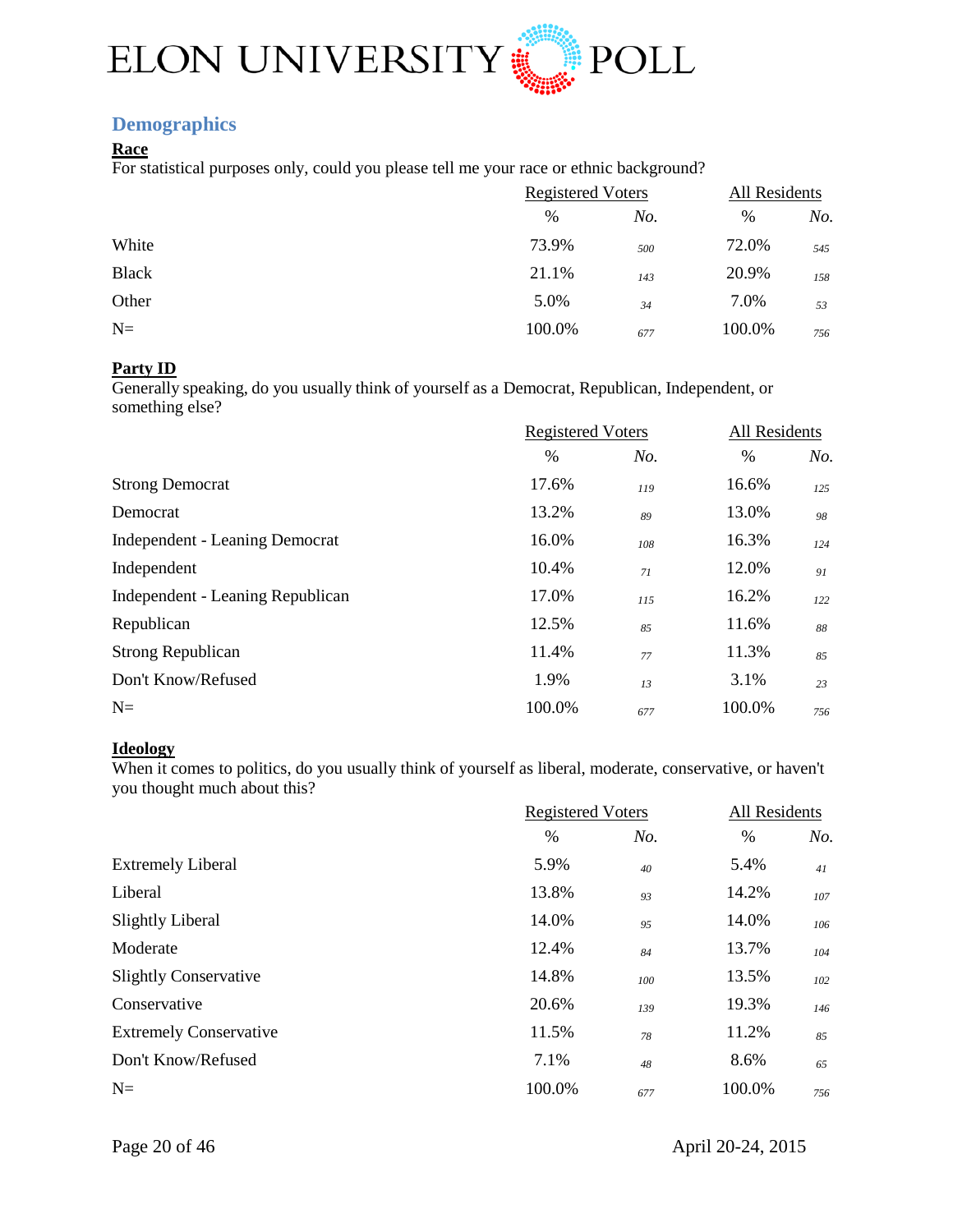## Demographics

**Race**

For statistical purposes only, could you please tell me your race or ethnic background?

| | Registered Voters | | All Residents | |
|---|---|---|---|---|
| | % | *No.* | % | *No.* |
| White | 73.9% | *500* | 72.0% | *545* |
| Black | 21.1% | *143* | 20.9% | *158* |
| Other | 5.0% | *34* | 7.0% | *53* |
| N= | 100.0% | *677* | 100.0% | *756* |

**Party ID**

Generally speaking, do you usually think of yourself as a Democrat, Republican, Independent, or something else?

| | Registered Voters | | All Residents | |
|---|---|---|---|---|
| | % | *No.* | % | *No.* |
| Strong Democrat | 17.6% | *119* | 16.6% | *125* |
| Democrat | 13.2% | *89* | 13.0% | *98* |
| Independent - Leaning Democrat | 16.0% | *108* | 16.3% | *124* |
| Independent | 10.4% | *71* | 12.0% | *91* |
| Independent - Leaning Republican | 17.0% | *115* | 16.2% | *122* |
| Republican | 12.5% | *85* | 11.6% | *88* |
| Strong Republican | 11.4% | *77* | 11.3% | *85* |
| Don't Know/Refused | 1.9% | *13* | 3.1% | *23* |
| N= | 100.0% | *677* | 100.0% | *756* |

**Ideology**

When it comes to politics, do you usually think of yourself as liberal, moderate, conservative, or haven't you thought much about this?

| | Registered Voters | | All Residents | |
|---|---|---|---|---|
| | % | *No.* | % | *No.* |
| Extremely Liberal | 5.9% | *40* | 5.4% | *41* |
| Liberal | 13.8% | *93* | 14.2% | *107* |
| Slightly Liberal | 14.0% | *95* | 14.0% | *106* |
| Moderate | 12.4% | *84* | 13.7% | *104* |
| Slightly Conservative | 14.8% | *100* | 13.5% | *102* |
| Conservative | 20.6% | *139* | 19.3% | *146* |
| Extremely Conservative | 11.5% | *78* | 11.2% | *85* |
| Don't Know/Refused | 7.1% | *48* | 8.6% | *65* |
| N= | 100.0% | *677* | 100.0% | *756* |

April 20-24, 2015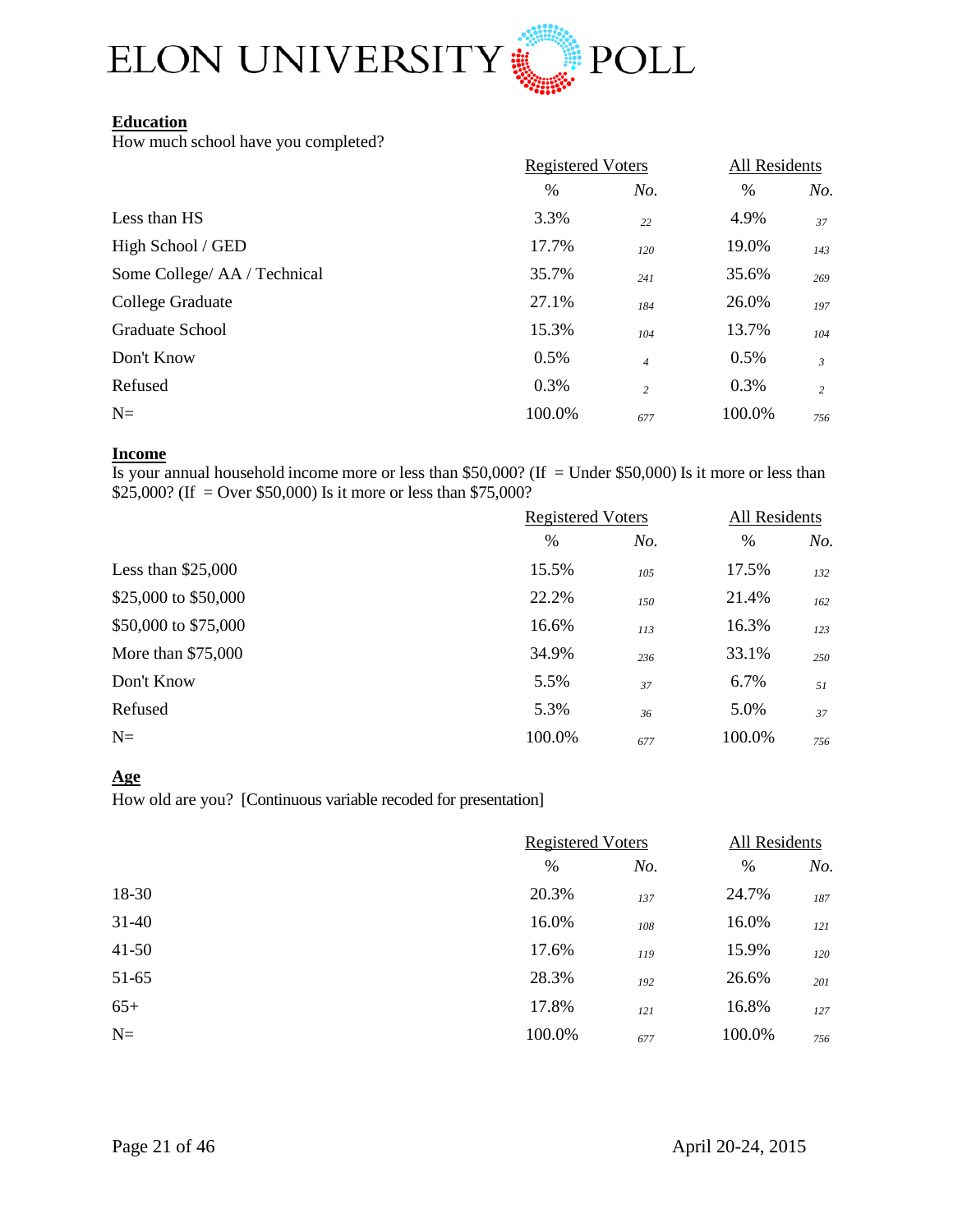**Education**

How much school have you completed?

| | Registered Voters | | All Residents | |
|---|---|---|---|---|
| | % | *No.* | % | *No.* |
| Less than HS | 3.3% | *22* | 4.9% | *37* |
| High School / GED | 17.7% | *120* | 19.0% | *143* |
| Some College/ AA / Technical | 35.7% | *241* | 35.6% | *269* |
| College Graduate | 27.1% | *184* | 26.0% | *197* |
| Graduate School | 15.3% | *104* | 13.7% | *104* |
| Don't Know | 0.5% | *4* | 0.5% | *3* |
| Refused | 0.3% | *2* | 0.3% | *2* |
| N= | 100.0% | *677* | 100.0% | *756* |

**Income**

Is your annual household income more or less than $50,000? (If = Under $50,000) Is it more or less than $25,000? (If = Over $50,000) Is it more or less than $75,000?

| | Registered Voters | | All Residents | |
|---|---|---|---|---|
| | % | *No.* | % | *No.* |
| Less than $25,000 | 15.5% | *105* | 17.5% | *132* |
| $25,000 to $50,000 | 22.2% | *150* | 21.4% | *162* |
| $50,000 to $75,000 | 16.6% | *113* | 16.3% | *123* |
| More than $75,000 | 34.9% | *236* | 33.1% | *250* |
| Don't Know | 5.5% | *37* | 6.7% | *51* |
| Refused | 5.3% | *36* | 5.0% | *37* |
| N= | 100.0% | *677* | 100.0% | *756* |

**Age**

How old are you? [Continuous variable recoded for presentation]

| | Registered Voters | | All Residents | |
|---|---|---|---|---|
| | % | *No.* | % | *No.* |
| 18-30 | 20.3% | *137* | 24.7% | *187* |
| 31-40 | 16.0% | *108* | 16.0% | *121* |
| 41-50 | 17.6% | *119* | 15.9% | *120* |
| 51-65 | 28.3% | *192* | 26.6% | *201* |
| 65+ | 17.8% | *121* | 16.8% | *127* |
| N= | 100.0% | *677* | 100.0% | *756* |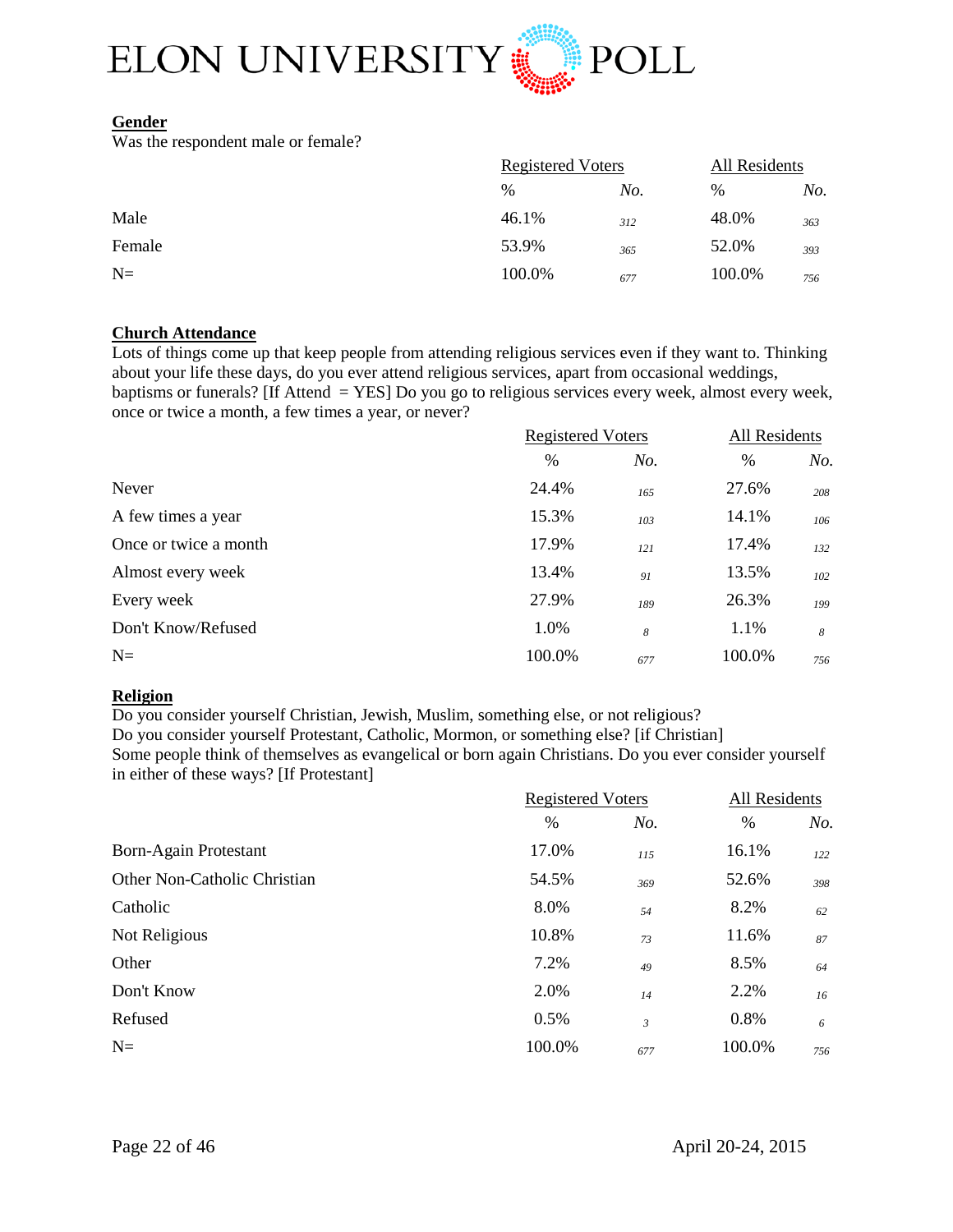**Gender**

Was the respondent male or female?

| | Registered Voters | | All Residents | |
|---|---|---|---|---|
| | % | *No.* | % | *No.* |
| Male | 46.1% | *312* | 48.0% | *363* |
| Female | 53.9% | *365* | 52.0% | *393* |
| N= | 100.0% | *677* | 100.0% | *756* |

**Church Attendance**

Lots of things come up that keep people from attending religious services even if they want to. Thinking about your life these days, do you ever attend religious services, apart from occasional weddings, baptisms or funerals? [If Attend = YES] Do you go to religious services every week, almost every week, once or twice a month, a few times a year, or never?

| | Registered Voters | | All Residents | |
|---|---|---|---|---|
| | % | *No.* | % | *No.* |
| Never | 24.4% | *165* | 27.6% | *208* |
| A few times a year | 15.3% | *103* | 14.1% | *106* |
| Once or twice a month | 17.9% | *121* | 17.4% | *132* |
| Almost every week | 13.4% | *91* | 13.5% | *102* |
| Every week | 27.9% | *189* | 26.3% | *199* |
| Don't Know/Refused | 1.0% | *8* | 1.1% | *8* |
| N= | 100.0% | *677* | 100.0% | *756* |

**Religion**

Do you consider yourself Christian, Jewish, Muslim, something else, or not religious?
Do you consider yourself Protestant, Catholic, Mormon, or something else? [if Christian]
Some people think of themselves as evangelical or born again Christians. Do you ever consider yourself in either of these ways? [If Protestant]

| | Registered Voters | | All Residents | |
|---|---|---|---|---|
| | % | *No.* | % | *No.* |
| Born-Again Protestant | 17.0% | *115* | 16.1% | *122* |
| Other Non-Catholic Christian | 54.5% | *369* | 52.6% | *398* |
| Catholic | 8.0% | *54* | 8.2% | *62* |
| Not Religious | 10.8% | *73* | 11.6% | *87* |
| Other | 7.2% | *49* | 8.5% | *64* |
| Don't Know | 2.0% | *14* | 2.2% | *16* |
| Refused | 0.5% | *3* | 0.8% | *6* |
| N= | 100.0% | *677* | 100.0% | *756* |

April 20-24, 2015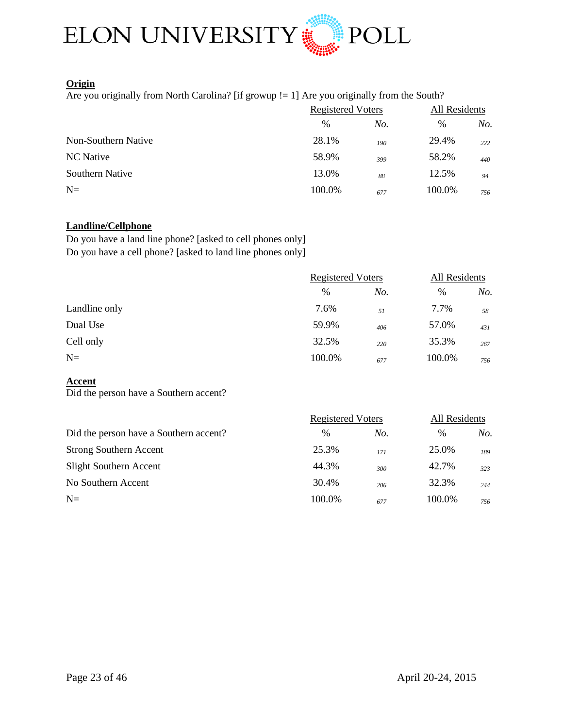**Origin**

Are you originally from North Carolina? [if growup != 1] Are you originally from the South?

| | Registered Voters | | All Residents | |
|---|---|---|---|---|
| | % | *No.* | % | *No.* |
| Non-Southern Native | 28.1% | *190* | 29.4% | *222* |
| NC Native | 58.9% | *399* | 58.2% | *440* |
| Southern Native | 13.0% | *88* | 12.5% | *94* |
| N= | 100.0% | *677* | 100.0% | *756* |

**Landline/Cellphone**

Do you have a land line phone? [asked to cell phones only]
Do you have a cell phone? [asked to land line phones only]

| | Registered Voters | | All Residents | |
|---|---|---|---|---|
| | % | *No.* | % | *No.* |
| Landline only | 7.6% | *51* | 7.7% | *58* |
| Dual Use | 59.9% | *406* | 57.0% | *431* |
| Cell only | 32.5% | *220* | 35.3% | *267* |
| N= | 100.0% | *677* | 100.0% | *756* |

**Accent**

Did the person have a Southern accent?

| | Registered Voters | | All Residents | |
|---|---|---|---|---|
| Did the person have a Southern accent? | % | *No.* | % | *No.* |
| Strong Southern Accent | 25.3% | *171* | 25.0% | *189* |
| Slight Southern Accent | 44.3% | *300* | 42.7% | *323* |
| No Southern Accent | 30.4% | *206* | 32.3% | *244* |
| N= | 100.0% | *677* | 100.0% | *756* |

April 20-24, 2015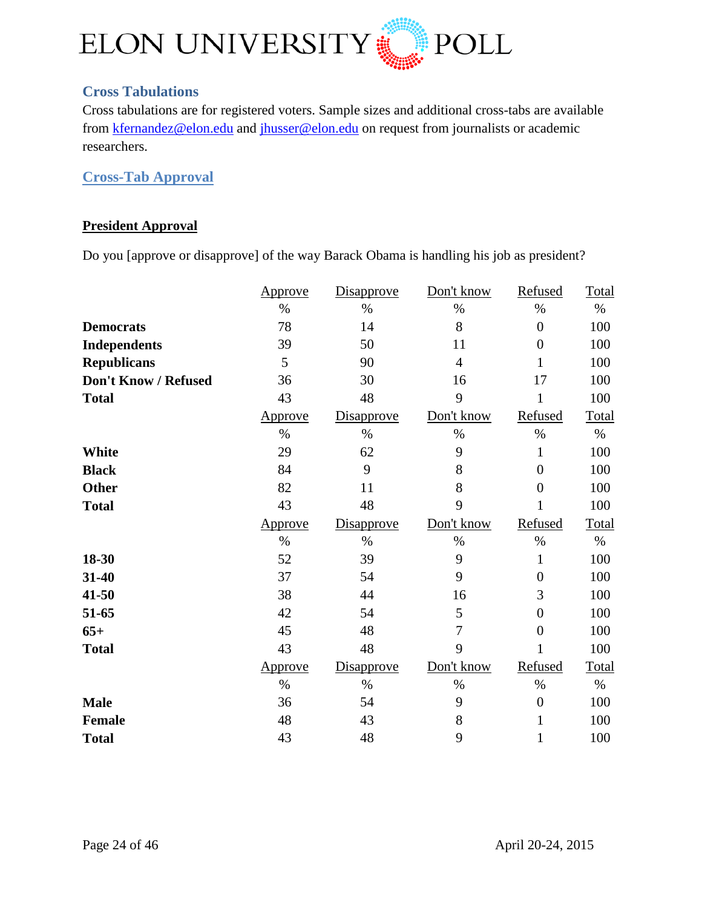## Cross Tabulations

Cross tabulations are for registered voters. Sample sizes and additional cross-tabs are available from kfernandez@elon.edu and jhusser@elon.edu on request from journalists or academic researchers.

## Cross-Tab Approval

### President Approval

Do you [approve or disapprove] of the way Barack Obama is handling his job as president?

| | Approve | Disapprove | Don't know | Refused | Total |
|---|---|---|---|---|---|
| | % | % | % | % | % |
| **Democrats** | 78 | 14 | 8 | 0 | 100 |
| **Independents** | 39 | 50 | 11 | 0 | 100 |
| **Republicans** | 5 | 90 | 4 | 1 | 100 |
| **Don't Know / Refused** | 36 | 30 | 16 | 17 | 100 |
| **Total** | 43 | 48 | 9 | 1 | 100 |

| | Approve | Disapprove | Don't know | Refused | Total |
|---|---|---|---|---|---|
| | % | % | % | % | % |
| **White** | 29 | 62 | 9 | 1 | 100 |
| **Black** | 84 | 9 | 8 | 0 | 100 |
| **Other** | 82 | 11 | 8 | 0 | 100 |
| **Total** | 43 | 48 | 9 | 1 | 100 |

| | Approve | Disapprove | Don't know | Refused | Total |
|---|---|---|---|---|---|
| | % | % | % | % | % |
| **18-30** | 52 | 39 | 9 | 1 | 100 |
| **31-40** | 37 | 54 | 9 | 0 | 100 |
| **41-50** | 38 | 44 | 16 | 3 | 100 |
| **51-65** | 42 | 54 | 5 | 0 | 100 |
| **65+** | 45 | 48 | 7 | 0 | 100 |
| **Total** | 43 | 48 | 9 | 1 | 100 |

| | Approve | Disapprove | Don't know | Refused | Total |
|---|---|---|---|---|---|
| | % | % | % | % | % |
| **Male** | 36 | 54 | 9 | 0 | 100 |
| **Female** | 48 | 43 | 8 | 1 | 100 |
| **Total** | 43 | 48 | 9 | 1 | 100 |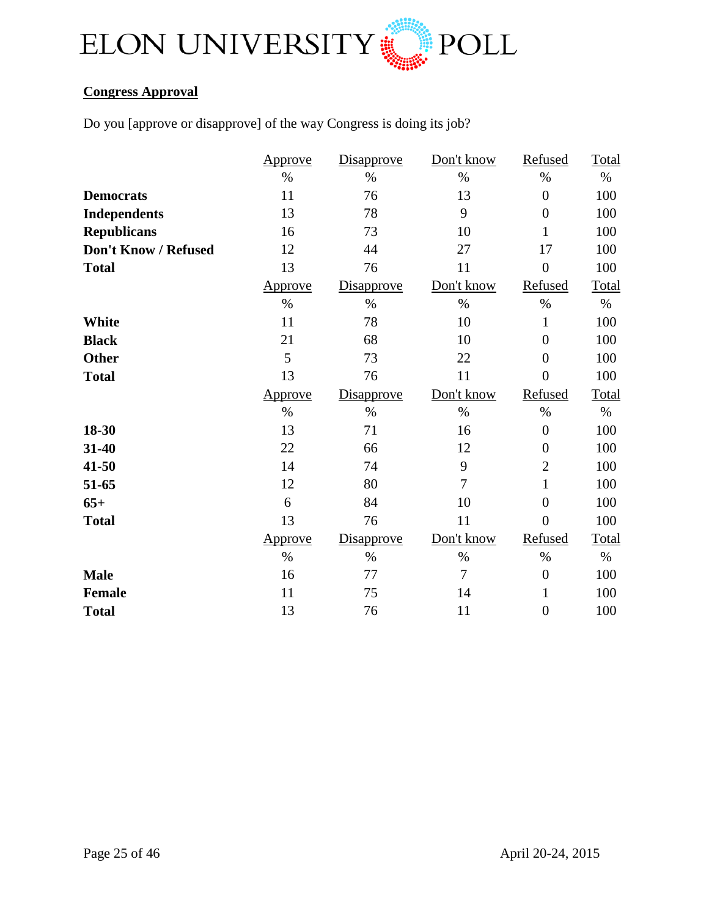## Congress Approval

Do you [approve or disapprove] of the way Congress is doing its job?

| | Approve | Disapprove | Don't know | Refused | Total |
|---|---|---|---|---|---|
| | % | % | % | % | % |
| **Democrats** | 11 | 76 | 13 | 0 | 100 |
| **Independents** | 13 | 78 | 9 | 0 | 100 |
| **Republicans** | 16 | 73 | 10 | 1 | 100 |
| **Don't Know / Refused** | 12 | 44 | 27 | 17 | 100 |
| **Total** | 13 | 76 | 11 | 0 | 100 |

| | Approve | Disapprove | Don't know | Refused | Total |
|---|---|---|---|---|---|
| | % | % | % | % | % |
| **White** | 11 | 78 | 10 | 1 | 100 |
| **Black** | 21 | 68 | 10 | 0 | 100 |
| **Other** | 5 | 73 | 22 | 0 | 100 |
| **Total** | 13 | 76 | 11 | 0 | 100 |

| | Approve | Disapprove | Don't know | Refused | Total |
|---|---|---|---|---|---|
| | % | % | % | % | % |
| **18-30** | 13 | 71 | 16 | 0 | 100 |
| **31-40** | 22 | 66 | 12 | 0 | 100 |
| **41-50** | 14 | 74 | 9 | 2 | 100 |
| **51-65** | 12 | 80 | 7 | 1 | 100 |
| **65+** | 6 | 84 | 10 | 0 | 100 |
| **Total** | 13 | 76 | 11 | 0 | 100 |

| | Approve | Disapprove | Don't know | Refused | Total |
|---|---|---|---|---|---|
| | % | % | % | % | % |
| **Male** | 16 | 77 | 7 | 0 | 100 |
| **Female** | 11 | 75 | 14 | 1 | 100 |
| **Total** | 13 | 76 | 11 | 0 | 100 |

April 20-24, 2015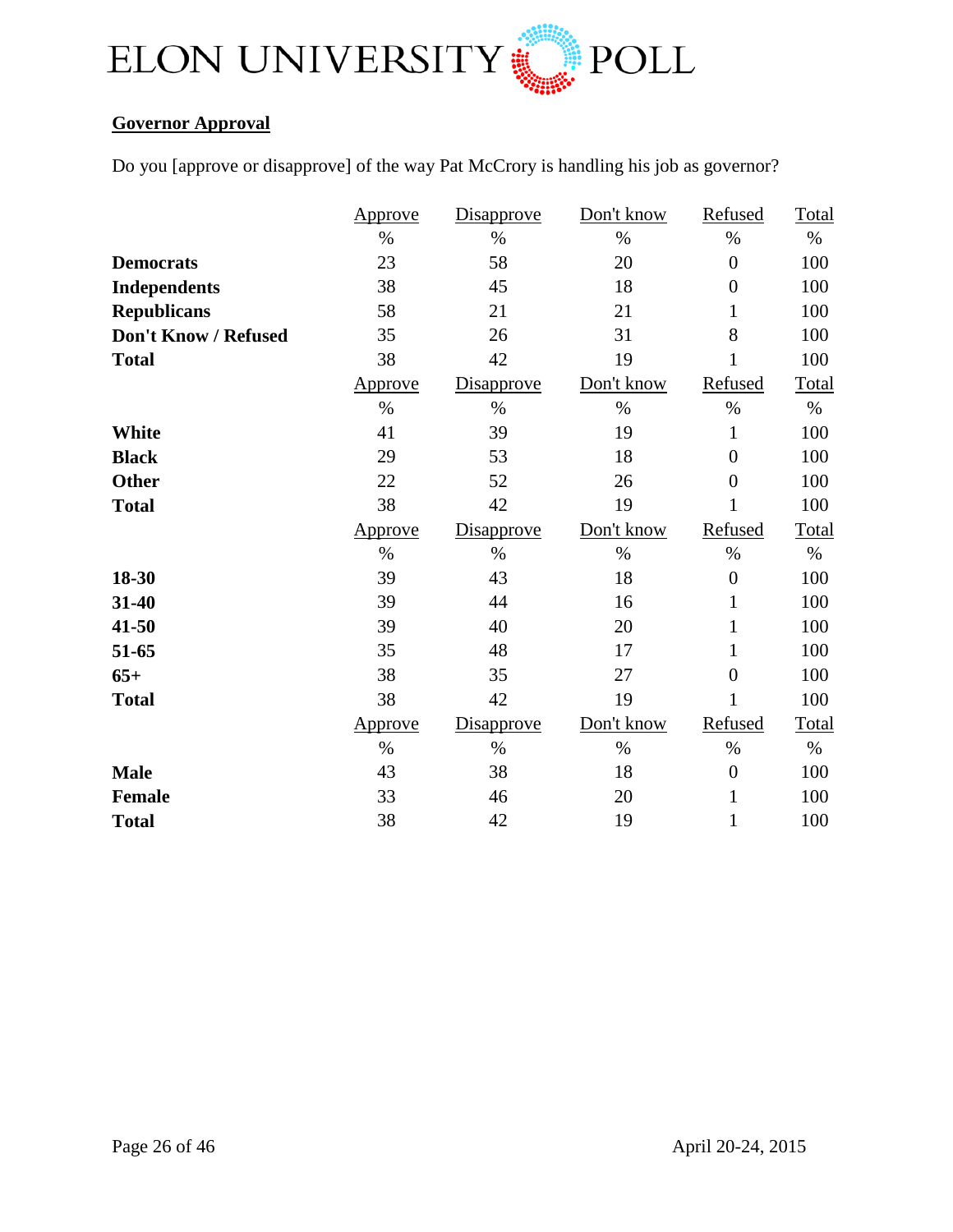## Governor Approval

Do you [approve or disapprove] of the way Pat McCrory is handling his job as governor?

| | Approve | Disapprove | Don't know | Refused | Total |
|---|---|---|---|---|---|
| | % | % | % | % | % |
| **Democrats** | 23 | 58 | 20 | 0 | 100 |
| **Independents** | 38 | 45 | 18 | 0 | 100 |
| **Republicans** | 58 | 21 | 21 | 1 | 100 |
| **Don't Know / Refused** | 35 | 26 | 31 | 8 | 100 |
| **Total** | 38 | 42 | 19 | 1 | 100 |

| | Approve | Disapprove | Don't know | Refused | Total |
|---|---|---|---|---|---|
| | % | % | % | % | % |
| **White** | 41 | 39 | 19 | 1 | 100 |
| **Black** | 29 | 53 | 18 | 0 | 100 |
| **Other** | 22 | 52 | 26 | 0 | 100 |
| **Total** | 38 | 42 | 19 | 1 | 100 |

| | Approve | Disapprove | Don't know | Refused | Total |
|---|---|---|---|---|---|
| | % | % | % | % | % |
| **18-30** | 39 | 43 | 18 | 0 | 100 |
| **31-40** | 39 | 44 | 16 | 1 | 100 |
| **41-50** | 39 | 40 | 20 | 1 | 100 |
| **51-65** | 35 | 48 | 17 | 1 | 100 |
| **65+** | 38 | 35 | 27 | 0 | 100 |
| **Total** | 38 | 42 | 19 | 1 | 100 |

| | Approve | Disapprove | Don't know | Refused | Total |
|---|---|---|---|---|---|
| | % | % | % | % | % |
| **Male** | 43 | 38 | 18 | 0 | 100 |
| **Female** | 33 | 46 | 20 | 1 | 100 |
| **Total** | 38 | 42 | 19 | 1 | 100 |

April 20-24, 2015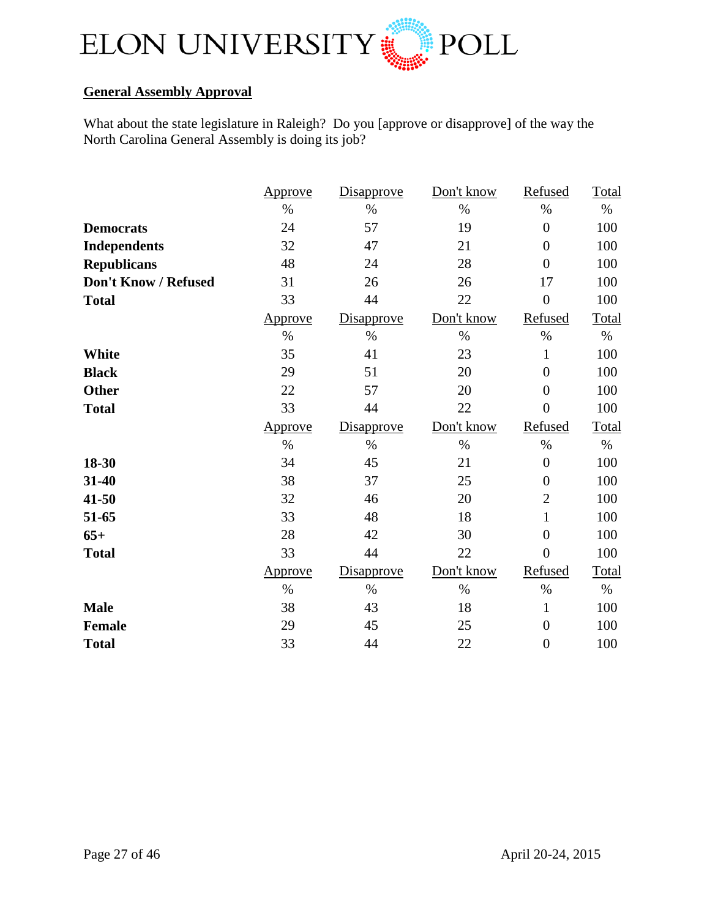ELON UNIVERSITY POLL

## General Assembly Approval

What about the state legislature in Raleigh? Do you [approve or disapprove] of the way the North Carolina General Assembly is doing its job?

| | Approve | Disapprove | Don't know | Refused | Total |
|---|---|---|---|---|---|
| | % | % | % | % | % |
| **Democrats** | 24 | 57 | 19 | 0 | 100 |
| **Independents** | 32 | 47 | 21 | 0 | 100 |
| **Republicans** | 48 | 24 | 28 | 0 | 100 |
| **Don't Know / Refused** | 31 | 26 | 26 | 17 | 100 |
| **Total** | 33 | 44 | 22 | 0 | 100 |
| | Approve | Disapprove | Don't know | Refused | Total |
| | % | % | % | % | % |
| **White** | 35 | 41 | 23 | 1 | 100 |
| **Black** | 29 | 51 | 20 | 0 | 100 |
| **Other** | 22 | 57 | 20 | 0 | 100 |
| **Total** | 33 | 44 | 22 | 0 | 100 |
| | Approve | Disapprove | Don't know | Refused | Total |
| | % | % | % | % | % |
| **18-30** | 34 | 45 | 21 | 0 | 100 |
| **31-40** | 38 | 37 | 25 | 0 | 100 |
| **41-50** | 32 | 46 | 20 | 2 | 100 |
| **51-65** | 33 | 48 | 18 | 1 | 100 |
| **65+** | 28 | 42 | 30 | 0 | 100 |
| **Total** | 33 | 44 | 22 | 0 | 100 |
| | Approve | Disapprove | Don't know | Refused | Total |
| | % | % | % | % | % |
| **Male** | 38 | 43 | 18 | 1 | 100 |
| **Female** | 29 | 45 | 25 | 0 | 100 |
| **Total** | 33 | 44 | 22 | 0 | 100 |

April 20-24, 2015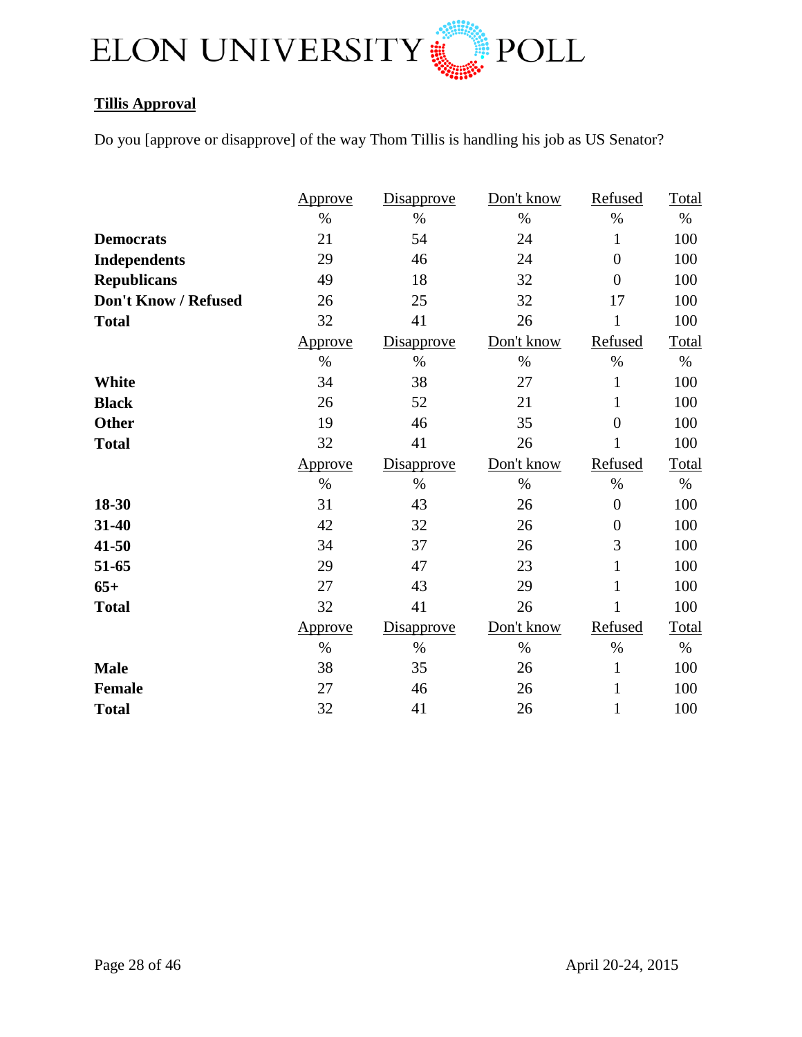**Tillis Approval**

Do you [approve or disapprove] of the way Thom Tillis is handling his job as US Senator?

| | Approve | Disapprove | Don't know | Refused | Total |
|---|---|---|---|---|---|
| | % | % | % | % | % |
| **Democrats** | 21 | 54 | 24 | 1 | 100 |
| **Independents** | 29 | 46 | 24 | 0 | 100 |
| **Republicans** | 49 | 18 | 32 | 0 | 100 |
| **Don't Know / Refused** | 26 | 25 | 32 | 17 | 100 |
| **Total** | 32 | 41 | 26 | 1 | 100 |
| | Approve | Disapprove | Don't know | Refused | Total |
| | % | % | % | % | % |
| **White** | 34 | 38 | 27 | 1 | 100 |
| **Black** | 26 | 52 | 21 | 1 | 100 |
| **Other** | 19 | 46 | 35 | 0 | 100 |
| **Total** | 32 | 41 | 26 | 1 | 100 |
| | Approve | Disapprove | Don't know | Refused | Total |
| | % | % | % | % | % |
| **18-30** | 31 | 43 | 26 | 0 | 100 |
| **31-40** | 42 | 32 | 26 | 0 | 100 |
| **41-50** | 34 | 37 | 26 | 3 | 100 |
| **51-65** | 29 | 47 | 23 | 1 | 100 |
| **65+** | 27 | 43 | 29 | 1 | 100 |
| **Total** | 32 | 41 | 26 | 1 | 100 |
| | Approve | Disapprove | Don't know | Refused | Total |
| | % | % | % | % | % |
| **Male** | 38 | 35 | 26 | 1 | 100 |
| **Female** | 27 | 46 | 26 | 1 | 100 |
| **Total** | 32 | 41 | 26 | 1 | 100 |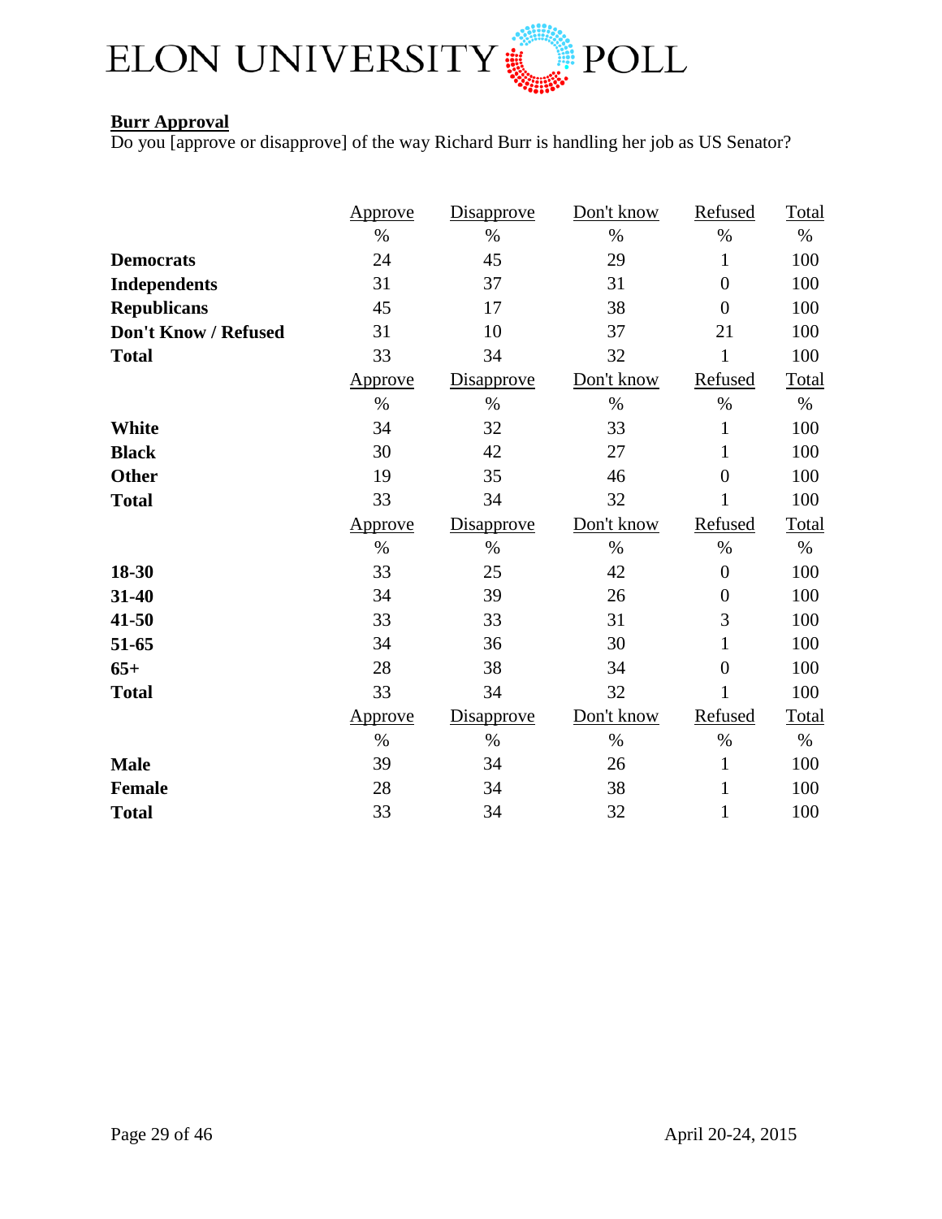## Burr Approval

Do you [approve or disapprove] of the way Richard Burr is handling her job as US Senator?

| | Approve | Disapprove | Don't know | Refused | Total |
|---|---|---|---|---|---|
| | % | % | % | % | % |
| **Democrats** | 24 | 45 | 29 | 1 | 100 |
| **Independents** | 31 | 37 | 31 | 0 | 100 |
| **Republicans** | 45 | 17 | 38 | 0 | 100 |
| **Don't Know / Refused** | 31 | 10 | 37 | 21 | 100 |
| **Total** | 33 | 34 | 32 | 1 | 100 |

| | Approve | Disapprove | Don't know | Refused | Total |
|---|---|---|---|---|---|
| | % | % | % | % | % |
| **White** | 34 | 32 | 33 | 1 | 100 |
| **Black** | 30 | 42 | 27 | 1 | 100 |
| **Other** | 19 | 35 | 46 | 0 | 100 |
| **Total** | 33 | 34 | 32 | 1 | 100 |

| | Approve | Disapprove | Don't know | Refused | Total |
|---|---|---|---|---|---|
| | % | % | % | % | % |
| **18-30** | 33 | 25 | 42 | 0 | 100 |
| **31-40** | 34 | 39 | 26 | 0 | 100 |
| **41-50** | 33 | 33 | 31 | 3 | 100 |
| **51-65** | 34 | 36 | 30 | 1 | 100 |
| **65+** | 28 | 38 | 34 | 0 | 100 |
| **Total** | 33 | 34 | 32 | 1 | 100 |

| | Approve | Disapprove | Don't know | Refused | Total |
|---|---|---|---|---|---|
| | % | % | % | % | % |
| **Male** | 39 | 34 | 26 | 1 | 100 |
| **Female** | 28 | 34 | 38 | 1 | 100 |
| **Total** | 33 | 34 | 32 | 1 | 100 |

April 20-24, 2015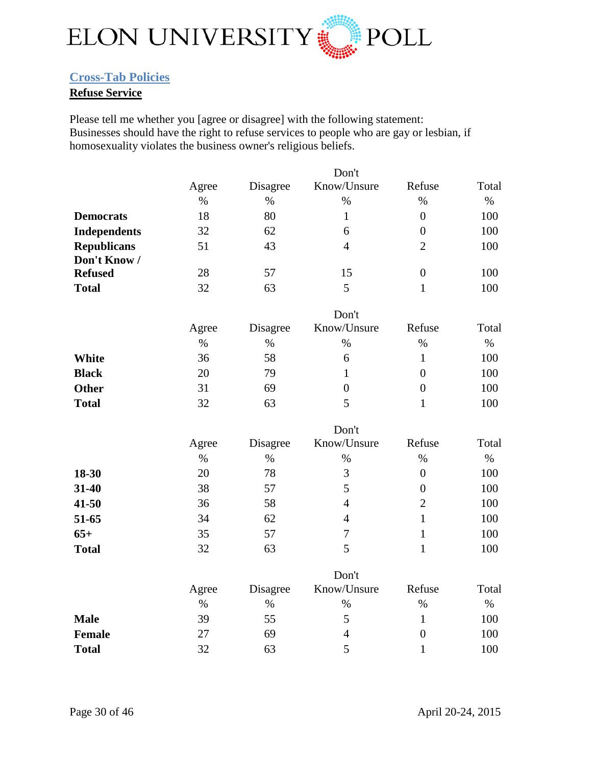## Cross-Tab Policies

**Refuse Service**

Please tell me whether you [agree or disagree] with the following statement:
Businesses should have the right to refuse services to people who are gay or lesbian, if homosexuality violates the business owner's religious beliefs.

| | Agree | Disagree | Don't Know/Unsure | Refuse | Total |
|---|---|---|---|---|---|
| | % | % | % | % | % |
| **Democrats** | 18 | 80 | 1 | 0 | 100 |
| **Independents** | 32 | 62 | 6 | 0 | 100 |
| **Republicans** | 51 | 43 | 4 | 2 | 100 |
| **Don't Know / Refused** | 28 | 57 | 15 | 0 | 100 |
| **Total** | 32 | 63 | 5 | 1 | 100 |

| | Agree | Disagree | Don't Know/Unsure | Refuse | Total |
|---|---|---|---|---|---|
| | % | % | % | % | % |
| **White** | 36 | 58 | 6 | 1 | 100 |
| **Black** | 20 | 79 | 1 | 0 | 100 |
| **Other** | 31 | 69 | 0 | 0 | 100 |
| **Total** | 32 | 63 | 5 | 1 | 100 |

| | Agree | Disagree | Don't Know/Unsure | Refuse | Total |
|---|---|---|---|---|---|
| | % | % | % | % | % |
| **18-30** | 20 | 78 | 3 | 0 | 100 |
| **31-40** | 38 | 57 | 5 | 0 | 100 |
| **41-50** | 36 | 58 | 4 | 2 | 100 |
| **51-65** | 34 | 62 | 4 | 1 | 100 |
| **65+** | 35 | 57 | 7 | 1 | 100 |
| **Total** | 32 | 63 | 5 | 1 | 100 |

| | Agree | Disagree | Don't Know/Unsure | Refuse | Total |
|---|---|---|---|---|---|
| | % | % | % | % | % |
| **Male** | 39 | 55 | 5 | 1 | 100 |
| **Female** | 27 | 69 | 4 | 0 | 100 |
| **Total** | 32 | 63 | 5 | 1 | 100 |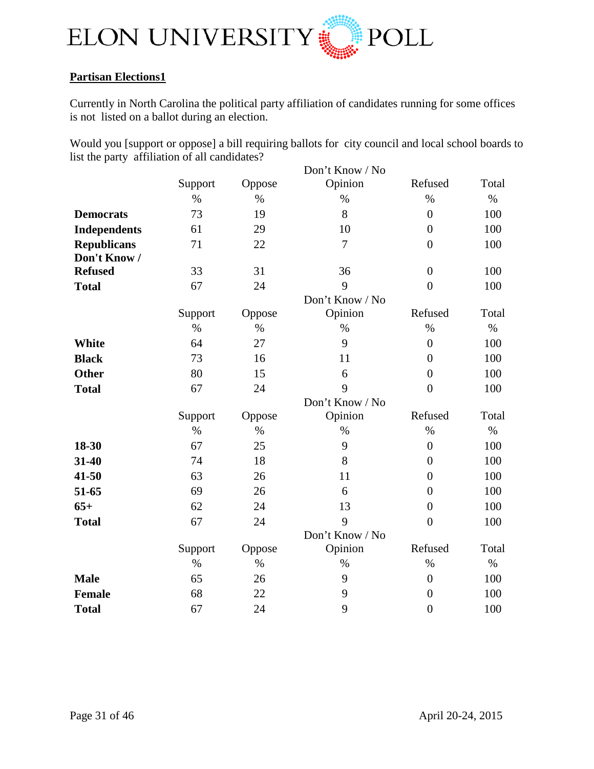ELON UNIVERSITY POLL

**Partisan Elections1**

Currently in North Carolina the political party affiliation of candidates running for some offices is not listed on a ballot during an election.

Would you [support or oppose] a bill requiring ballots for city council and local school boards to list the party affiliation of all candidates?

| | Support | Oppose | Don't Know / No Opinion | Refused | Total |
|---|---|---|---|---|---|
| | % | % | % | % | % |
| **Democrats** | 73 | 19 | 8 | 0 | 100 |
| **Independents** | 61 | 29 | 10 | 0 | 100 |
| **Republicans** | 71 | 22 | 7 | 0 | 100 |
| **Don't Know / Refused** | 33 | 31 | 36 | 0 | 100 |
| **Total** | 67 | 24 | 9 | 0 | 100 |

| | Support | Oppose | Don't Know / No Opinion | Refused | Total |
|---|---|---|---|---|---|
| | % | % | % | % | % |
| **White** | 64 | 27 | 9 | 0 | 100 |
| **Black** | 73 | 16 | 11 | 0 | 100 |
| **Other** | 80 | 15 | 6 | 0 | 100 |
| **Total** | 67 | 24 | 9 | 0 | 100 |

| | Support | Oppose | Don't Know / No Opinion | Refused | Total |
|---|---|---|---|---|---|
| | % | % | % | % | % |
| **18-30** | 67 | 25 | 9 | 0 | 100 |
| **31-40** | 74 | 18 | 8 | 0 | 100 |
| **41-50** | 63 | 26 | 11 | 0 | 100 |
| **51-65** | 69 | 26 | 6 | 0 | 100 |
| **65+** | 62 | 24 | 13 | 0 | 100 |
| **Total** | 67 | 24 | 9 | 0 | 100 |

| | Support | Oppose | Don't Know / No Opinion | Refused | Total |
|---|---|---|---|---|---|
| | % | % | % | % | % |
| **Male** | 65 | 26 | 9 | 0 | 100 |
| **Female** | 68 | 22 | 9 | 0 | 100 |
| **Total** | 67 | 24 | 9 | 0 | 100 |

April 20-24, 2015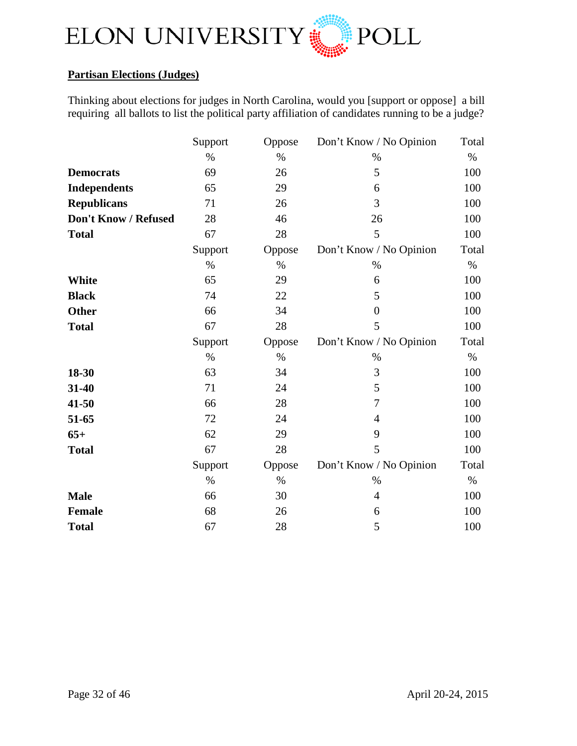## Partisan Elections (Judges)

Thinking about elections for judges in North Carolina, would you [support or oppose] a bill requiring all ballots to list the political party affiliation of candidates running to be a judge?

| | Support | Oppose | Don't Know / No Opinion | Total |
|---|---|---|---|---|
| | % | % | % | % |
| **Democrats** | 69 | 26 | 5 | 100 |
| **Independents** | 65 | 29 | 6 | 100 |
| **Republicans** | 71 | 26 | 3 | 100 |
| **Don't Know / Refused** | 28 | 46 | 26 | 100 |
| **Total** | 67 | 28 | 5 | 100 |

| | Support | Oppose | Don't Know / No Opinion | Total |
|---|---|---|---|---|
| | % | % | % | % |
| **White** | 65 | 29 | 6 | 100 |
| **Black** | 74 | 22 | 5 | 100 |
| **Other** | 66 | 34 | 0 | 100 |
| **Total** | 67 | 28 | 5 | 100 |

| | Support | Oppose | Don't Know / No Opinion | Total |
|---|---|---|---|---|
| | % | % | % | % |
| **18-30** | 63 | 34 | 3 | 100 |
| **31-40** | 71 | 24 | 5 | 100 |
| **41-50** | 66 | 28 | 7 | 100 |
| **51-65** | 72 | 24 | 4 | 100 |
| **65+** | 62 | 29 | 9 | 100 |
| **Total** | 67 | 28 | 5 | 100 |

| | Support | Oppose | Don't Know / No Opinion | Total |
|---|---|---|---|---|
| | % | % | % | % |
| **Male** | 66 | 30 | 4 | 100 |
| **Female** | 68 | 26 | 6 | 100 |
| **Total** | 67 | 28 | 5 | 100 |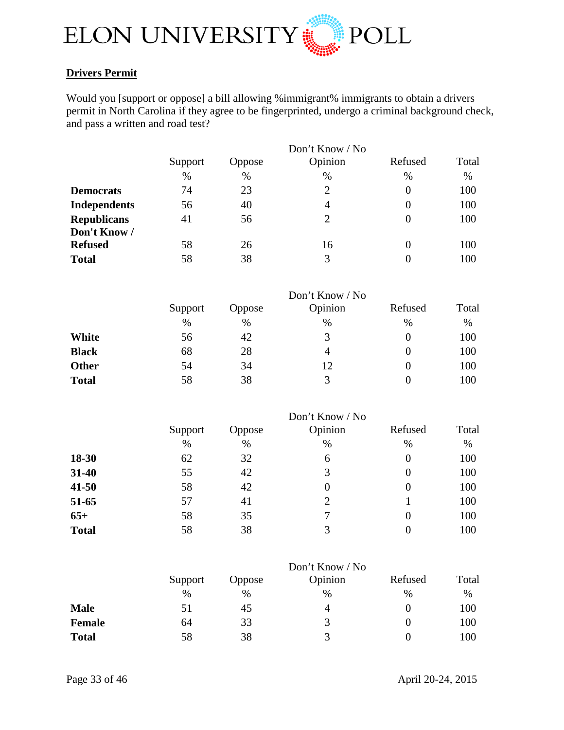## Drivers Permit

Would you [support or oppose] a bill allowing %immigrant% immigrants to obtain a drivers permit in North Carolina if they agree to be fingerprinted, undergo a criminal background check, and pass a written and road test?

| | Support | Oppose | Don't Know / No Opinion | Refused | Total |
|---|---|---|---|---|---|
| | % | % | % | % | % |
| **Democrats** | 74 | 23 | 2 | 0 | 100 |
| **Independents** | 56 | 40 | 4 | 0 | 100 |
| **Republicans** | 41 | 56 | 2 | 0 | 100 |
| **Don't Know / Refused** | 58 | 26 | 16 | 0 | 100 |
| **Total** | 58 | 38 | 3 | 0 | 100 |

| | Support | Oppose | Don't Know / No Opinion | Refused | Total |
|---|---|---|---|---|---|
| | % | % | % | % | % |
| **White** | 56 | 42 | 3 | 0 | 100 |
| **Black** | 68 | 28 | 4 | 0 | 100 |
| **Other** | 54 | 34 | 12 | 0 | 100 |
| **Total** | 58 | 38 | 3 | 0 | 100 |

| | Support | Oppose | Don't Know / No Opinion | Refused | Total |
|---|---|---|---|---|---|
| | % | % | % | % | % |
| **18-30** | 62 | 32 | 6 | 0 | 100 |
| **31-40** | 55 | 42 | 3 | 0 | 100 |
| **41-50** | 58 | 42 | 0 | 0 | 100 |
| **51-65** | 57 | 41 | 2 | 1 | 100 |
| **65+** | 58 | 35 | 7 | 0 | 100 |
| **Total** | 58 | 38 | 3 | 0 | 100 |

| | Support | Oppose | Don't Know / No Opinion | Refused | Total |
|---|---|---|---|---|---|
| | % | % | % | % | % |
| **Male** | 51 | 45 | 4 | 0 | 100 |
| **Female** | 64 | 33 | 3 | 0 | 100 |
| **Total** | 58 | 38 | 3 | 0 | 100 |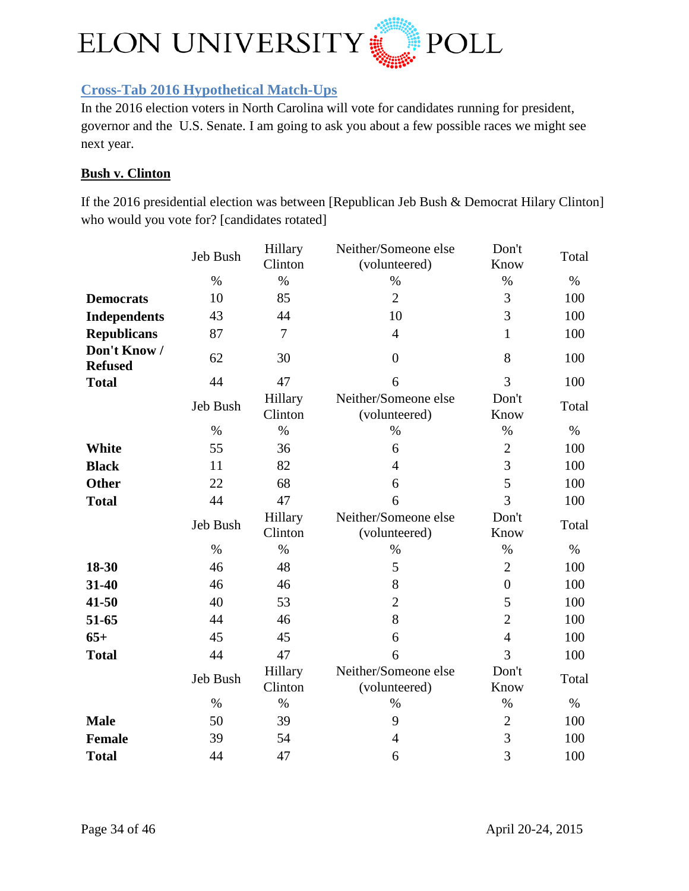## Cross-Tab 2016 Hypothetical Match-Ups

In the 2016 election voters in North Carolina will vote for candidates running for president, governor and the U.S. Senate. I am going to ask you about a few possible races we might see next year.

### Bush v. Clinton

If the 2016 presidential election was between [Republican Jeb Bush & Democrat Hilary Clinton] who would you vote for? [candidates rotated]

| | Jeb Bush | Hillary Clinton | Neither/Someone else (volunteered) | Don't Know | Total |
|---|---|---|---|---|---|
| | % | % | % | % | % |
| **Democrats** | 10 | 85 | 2 | 3 | 100 |
| **Independents** | 43 | 44 | 10 | 3 | 100 |
| **Republicans** | 87 | 7 | 4 | 1 | 100 |
| **Don't Know / Refused** | 62 | 30 | 0 | 8 | 100 |
| **Total** | 44 | 47 | 6 | 3 | 100 |

| | Jeb Bush | Hillary Clinton | Neither/Someone else (volunteered) | Don't Know | Total |
|---|---|---|---|---|---|
| | % | % | % | % | % |
| **White** | 55 | 36 | 6 | 2 | 100 |
| **Black** | 11 | 82 | 4 | 3 | 100 |
| **Other** | 22 | 68 | 6 | 5 | 100 |
| **Total** | 44 | 47 | 6 | 3 | 100 |

| | Jeb Bush | Hillary Clinton | Neither/Someone else (volunteered) | Don't Know | Total |
|---|---|---|---|---|---|
| | % | % | % | % | % |
| **18-30** | 46 | 48 | 5 | 2 | 100 |
| **31-40** | 46 | 46 | 8 | 0 | 100 |
| **41-50** | 40 | 53 | 2 | 5 | 100 |
| **51-65** | 44 | 46 | 8 | 2 | 100 |
| **65+** | 45 | 45 | 6 | 4 | 100 |
| **Total** | 44 | 47 | 6 | 3 | 100 |

| | Jeb Bush | Hillary Clinton | Neither/Someone else (volunteered) | Don't Know | Total |
|---|---|---|---|---|---|
| | % | % | % | % | % |
| **Male** | 50 | 39 | 9 | 2 | 100 |
| **Female** | 39 | 54 | 4 | 3 | 100 |
| **Total** | 44 | 47 | 6 | 3 | 100 |

April 20-24, 2015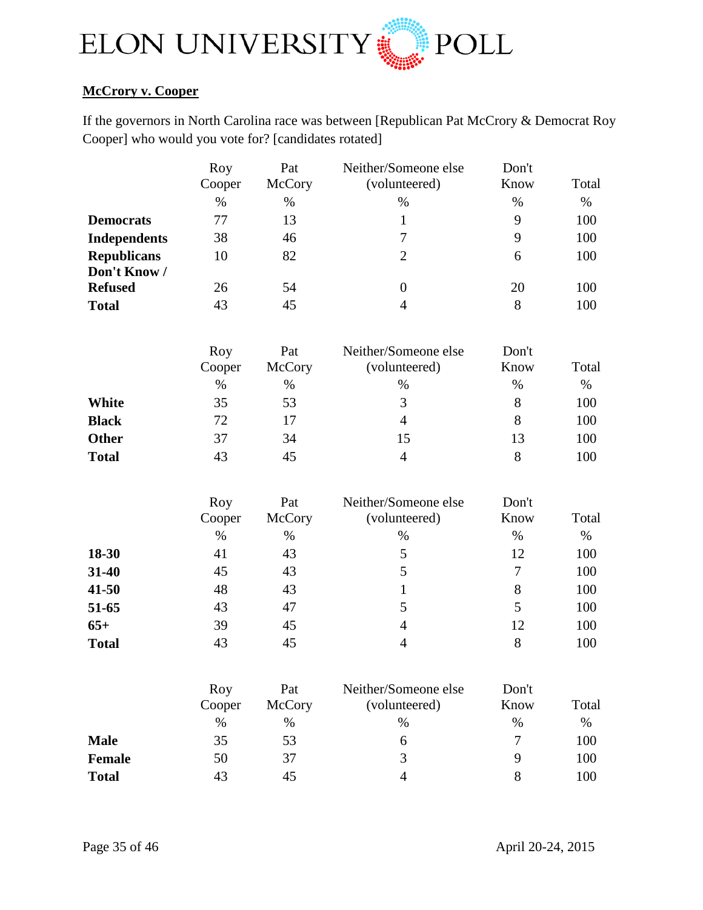**McCrory v. Cooper**

If the governors in North Carolina race was between [Republican Pat McCrory & Democrat Roy Cooper] who would you vote for? [candidates rotated]

| | Roy Cooper | Pat McCory | Neither/Someone else (volunteered) | Don't Know | Total |
|---|---|---|---|---|---|
| | % | % | % | % | % |
| **Democrats** | 77 | 13 | 1 | 9 | 100 |
| **Independents** | 38 | 46 | 7 | 9 | 100 |
| **Republicans** | 10 | 82 | 2 | 6 | 100 |
| **Don't Know / Refused** | 26 | 54 | 0 | 20 | 100 |
| **Total** | 43 | 45 | 4 | 8 | 100 |

| | Roy Cooper | Pat McCory | Neither/Someone else (volunteered) | Don't Know | Total |
|---|---|---|---|---|---|
| | % | % | % | % | % |
| **White** | 35 | 53 | 3 | 8 | 100 |
| **Black** | 72 | 17 | 4 | 8 | 100 |
| **Other** | 37 | 34 | 15 | 13 | 100 |
| **Total** | 43 | 45 | 4 | 8 | 100 |

| | Roy Cooper | Pat McCory | Neither/Someone else (volunteered) | Don't Know | Total |
|---|---|---|---|---|---|
| | % | % | % | % | % |
| **18-30** | 41 | 43 | 5 | 12 | 100 |
| **31-40** | 45 | 43 | 5 | 7 | 100 |
| **41-50** | 48 | 43 | 1 | 8 | 100 |
| **51-65** | 43 | 47 | 5 | 5 | 100 |
| **65+** | 39 | 45 | 4 | 12 | 100 |
| **Total** | 43 | 45 | 4 | 8 | 100 |

| | Roy Cooper | Pat McCory | Neither/Someone else (volunteered) | Don't Know | Total |
|---|---|---|---|---|---|
| | % | % | % | % | % |
| **Male** | 35 | 53 | 6 | 7 | 100 |
| **Female** | 50 | 37 | 3 | 9 | 100 |
| **Total** | 43 | 45 | 4 | 8 | 100 |

April 20-24, 2015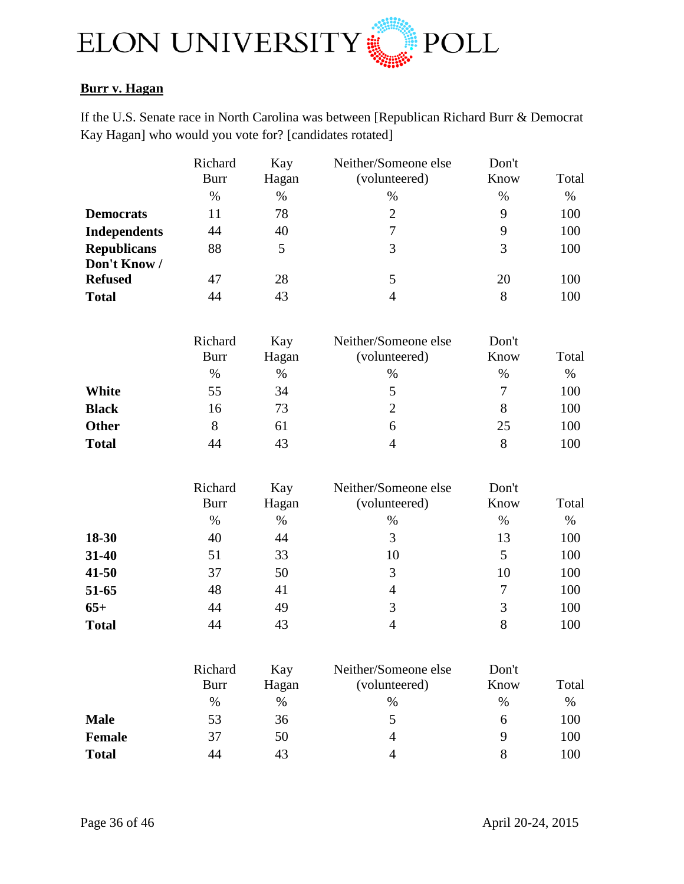ELON UNIVERSITY POLL

**Burr v. Hagan**

If the U.S. Senate race in North Carolina was between [Republican Richard Burr & Democrat Kay Hagan] who would you vote for? [candidates rotated]

| | Richard Burr | Kay Hagan | Neither/Someone else (volunteered) | Don't Know | Total |
|---|---|---|---|---|---|
| | % | % | % | % | % |
| **Democrats** | 11 | 78 | 2 | 9 | 100 |
| **Independents** | 44 | 40 | 7 | 9 | 100 |
| **Republicans** | 88 | 5 | 3 | 3 | 100 |
| **Don't Know / Refused** | 47 | 28 | 5 | 20 | 100 |
| **Total** | 44 | 43 | 4 | 8 | 100 |

| | Richard Burr | Kay Hagan | Neither/Someone else (volunteered) | Don't Know | Total |
|---|---|---|---|---|---|
| | % | % | % | % | % |
| **White** | 55 | 34 | 5 | 7 | 100 |
| **Black** | 16 | 73 | 2 | 8 | 100 |
| **Other** | 8 | 61 | 6 | 25 | 100 |
| **Total** | 44 | 43 | 4 | 8 | 100 |

| | Richard Burr | Kay Hagan | Neither/Someone else (volunteered) | Don't Know | Total |
|---|---|---|---|---|---|
| | % | % | % | % | % |
| **18-30** | 40 | 44 | 3 | 13 | 100 |
| **31-40** | 51 | 33 | 10 | 5 | 100 |
| **41-50** | 37 | 50 | 3 | 10 | 100 |
| **51-65** | 48 | 41 | 4 | 7 | 100 |
| **65+** | 44 | 49 | 3 | 3 | 100 |
| **Total** | 44 | 43 | 4 | 8 | 100 |

| | Richard Burr | Kay Hagan | Neither/Someone else (volunteered) | Don't Know | Total |
|---|---|---|---|---|---|
| | % | % | % | % | % |
| **Male** | 53 | 36 | 5 | 6 | 100 |
| **Female** | 37 | 50 | 4 | 9 | 100 |
| **Total** | 44 | 43 | 4 | 8 | 100 |

April 20-24, 2015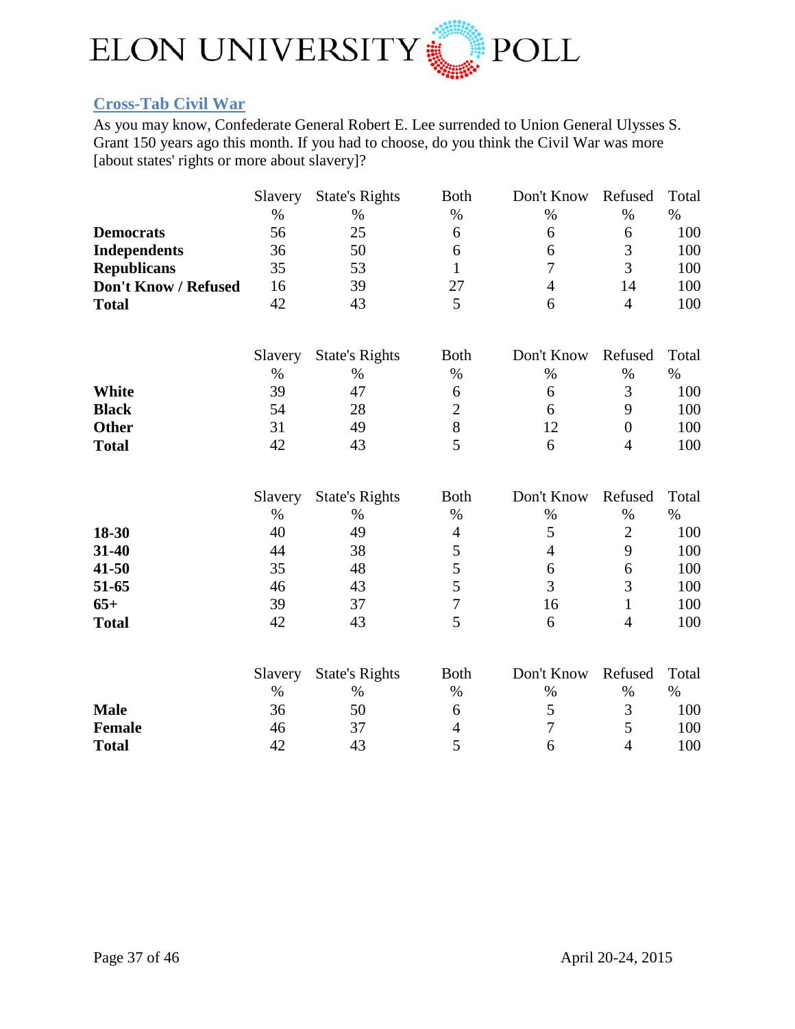## Cross-Tab Civil War

As you may know, Confederate General Robert E. Lee surrendered to Union General Ulysses S. Grant 150 years ago this month. If you had to choose, do you think the Civil War was more [about states' rights or more about slavery]?

| | Slavery | State's Rights | Both | Don't Know | Refused | Total |
|---|---|---|---|---|---|---|
| | % | % | % | % | % | % |
| **Democrats** | 56 | 25 | 6 | 6 | 6 | 100 |
| **Independents** | 36 | 50 | 6 | 6 | 3 | 100 |
| **Republicans** | 35 | 53 | 1 | 7 | 3 | 100 |
| **Don't Know / Refused** | 16 | 39 | 27 | 4 | 14 | 100 |
| **Total** | 42 | 43 | 5 | 6 | 4 | 100 |

| | Slavery | State's Rights | Both | Don't Know | Refused | Total |
|---|---|---|---|---|---|---|
| | % | % | % | % | % | % |
| **White** | 39 | 47 | 6 | 6 | 3 | 100 |
| **Black** | 54 | 28 | 2 | 6 | 9 | 100 |
| **Other** | 31 | 49 | 8 | 12 | 0 | 100 |
| **Total** | 42 | 43 | 5 | 6 | 4 | 100 |

| | Slavery | State's Rights | Both | Don't Know | Refused | Total |
|---|---|---|---|---|---|---|
| | % | % | % | % | % | % |
| **18-30** | 40 | 49 | 4 | 5 | 2 | 100 |
| **31-40** | 44 | 38 | 5 | 4 | 9 | 100 |
| **41-50** | 35 | 48 | 5 | 6 | 6 | 100 |
| **51-65** | 46 | 43 | 5 | 3 | 3 | 100 |
| **65+** | 39 | 37 | 7 | 16 | 1 | 100 |
| **Total** | 42 | 43 | 5 | 6 | 4 | 100 |

| | Slavery | State's Rights | Both | Don't Know | Refused | Total |
|---|---|---|---|---|---|---|
| | % | % | % | % | % | % |
| **Male** | 36 | 50 | 6 | 5 | 3 | 100 |
| **Female** | 46 | 37 | 4 | 7 | 5 | 100 |
| **Total** | 42 | 43 | 5 | 6 | 4 | 100 |

April 20-24, 2015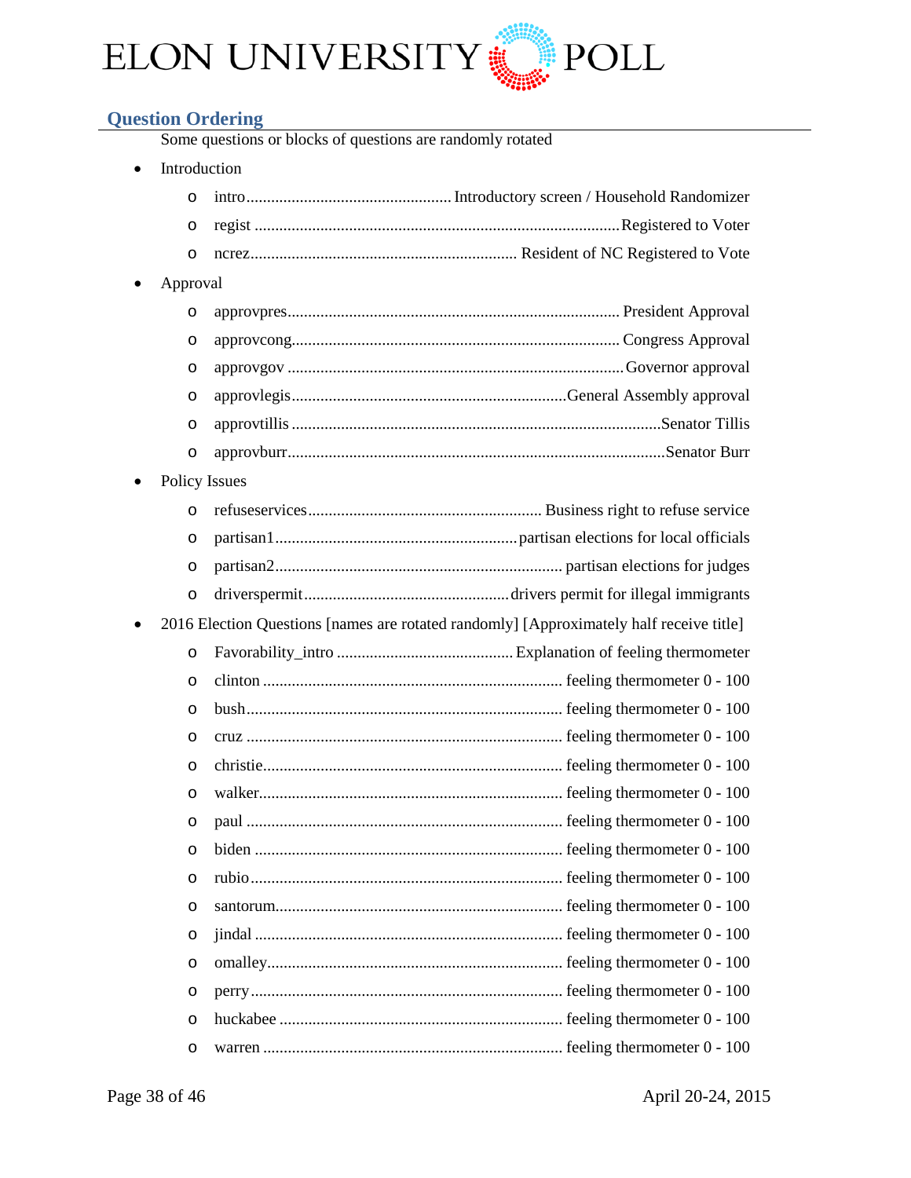## Question Ordering

Some questions or blocks of questions are randomly rotated

- Introduction
  - intro ................................................ Introductory screen / Household Randomizer
  - regist ................................................ Registered to Voter
  - ncrez ................................................ Resident of NC Registered to Vote
- Approval
  - approvpres ................................................ President Approval
  - approvcong ................................................ Congress Approval
  - approvgov ................................................ Governor approval
  - approvlegis ................................................ General Assembly approval
  - approvtillis ................................................ Senator Tillis
  - approvburr ................................................ Senator Burr
- Policy Issues
  - refuseservices ................................................ Business right to refuse service
  - partisan1 ................................................ partisan elections for local officials
  - partisan2 ................................................ partisan elections for judges
  - driverspermit ................................................ drivers permit for illegal immigrants
- 2016 Election Questions [names are rotated randomly] [Approximately half receive title]
  - Favorability_intro ................................................ Explanation of feeling thermometer
  - clinton ................................................ feeling thermometer 0 - 100
  - bush ................................................ feeling thermometer 0 - 100
  - cruz ................................................ feeling thermometer 0 - 100
  - christie ................................................ feeling thermometer 0 - 100
  - walker ................................................ feeling thermometer 0 - 100
  - paul ................................................ feeling thermometer 0 - 100
  - biden ................................................ feeling thermometer 0 - 100
  - rubio ................................................ feeling thermometer 0 - 100
  - santorum ................................................ feeling thermometer 0 - 100
  - jindal ................................................ feeling thermometer 0 - 100
  - omalley ................................................ feeling thermometer 0 - 100
  - perry ................................................ feeling thermometer 0 - 100
  - huckabee ................................................ feeling thermometer 0 - 100
  - warren ................................................ feeling thermometer 0 - 100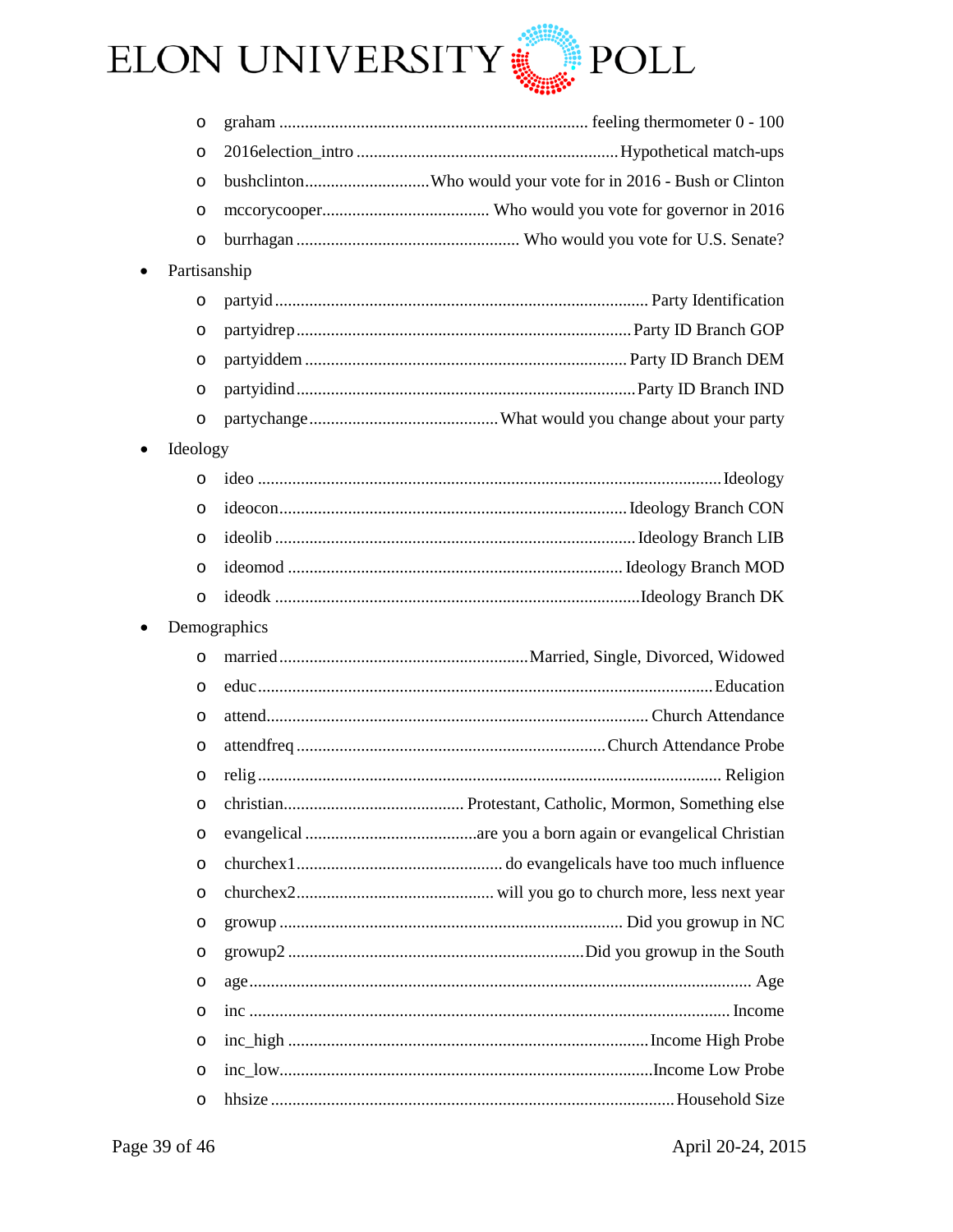- graham ........................................ feeling thermometer 0 - 100
- 2016election_intro ........................................ Hypothetical match-ups
- bushclinton ........................................ Who would your vote for in 2016 - Bush or Clinton
- mccorycooper ........................................ Who would you vote for governor in 2016
- burrhagan ........................................ Who would you vote for U.S. Senate?

- Partisanship
  - partyid ........................................ Party Identification
  - partyidrep ........................................ Party ID Branch GOP
  - partyiddem ........................................ Party ID Branch DEM
  - partyidind ........................................ Party ID Branch IND
  - partychange ........................................ What would you change about your party
- Ideology
  - ideo ........................................ Ideology
  - ideocon ........................................ Ideology Branch CON
  - ideolib ........................................ Ideology Branch LIB
  - ideomod ........................................ Ideology Branch MOD
  - ideodk ........................................ Ideology Branch DK
- Demographics
  - married ........................................ Married, Single, Divorced, Widowed
  - educ ........................................ Education
  - attend ........................................ Church Attendance
  - attendfreq ........................................ Church Attendance Probe
  - relig ........................................ Religion
  - christian ........................................ Protestant, Catholic, Mormon, Something else
  - evangelical ........................................ are you a born again or evangelical Christian
  - churchex1 ........................................ do evangelicals have too much influence
  - churchex2 ........................................ will you go to church more, less next year
  - growup ........................................ Did you growup in NC
  - growup2 ........................................ Did you growup in the South
  - age ........................................ Age
  - inc ........................................ Income
  - inc_high ........................................ Income High Probe
  - inc_low ........................................ Income Low Probe
  - hhsize ........................................ Household Size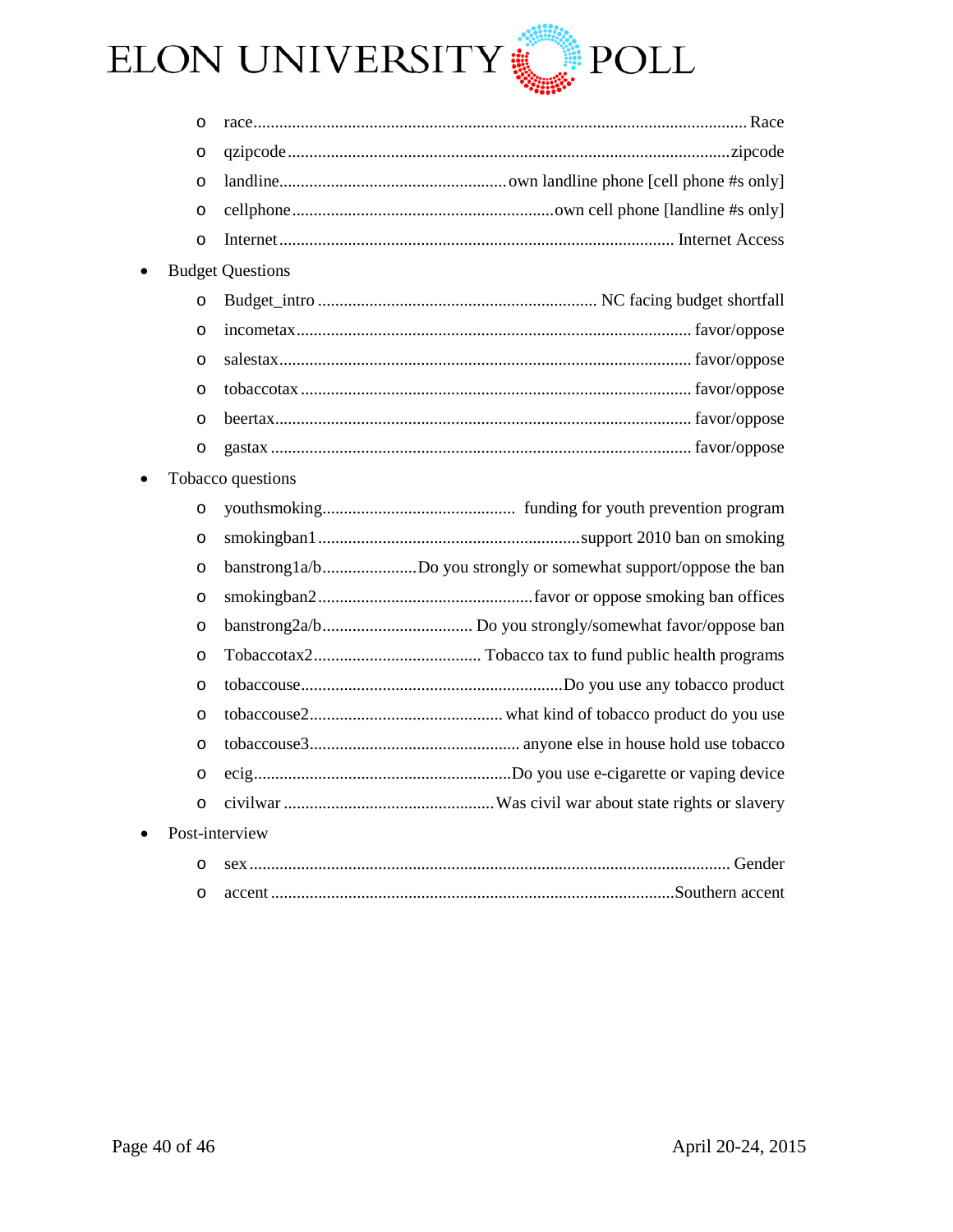- race ................................................................ Race
- qzipcode ................................................................ zipcode
- landline ................................................ own landline phone [cell phone #s only]
- cellphone ................................................ own cell phone [landline #s only]
- Internet ................................................................ Internet Access

- Budget Questions
  - Budget_intro ................................................ NC facing budget shortfall
  - incometax ................................................................ favor/oppose
  - salestax ................................................................ favor/oppose
  - tobaccotax ................................................................ favor/oppose
  - beertax ................................................................ favor/oppose
  - gastax ................................................................ favor/oppose
- Tobacco questions
  - youthsmoking ................................................ funding for youth prevention program
  - smokingban1 ................................................ support 2010 ban on smoking
  - banstrong1a/b ...................... Do you strongly or somewhat support/oppose the ban
  - smokingban2 ................................................ favor or oppose smoking ban offices
  - banstrong2a/b .................................. Do you strongly/somewhat favor/oppose ban
  - Tobaccotax2 ...................................... Tobacco tax to fund public health programs
  - tobaccouse ................................................ Do you use any tobacco product
  - tobaccouse2 ................................................ what kind of tobacco product do you use
  - tobaccouse3 ................................................ anyone else in house hold use tobacco
  - ecig ................................................ Do you use e-cigarette or vaping device
  - civilwar ................................................ Was civil war about state rights or slavery
- Post-interview
  - sex ................................................................ Gender
  - accent ................................................................ Southern accent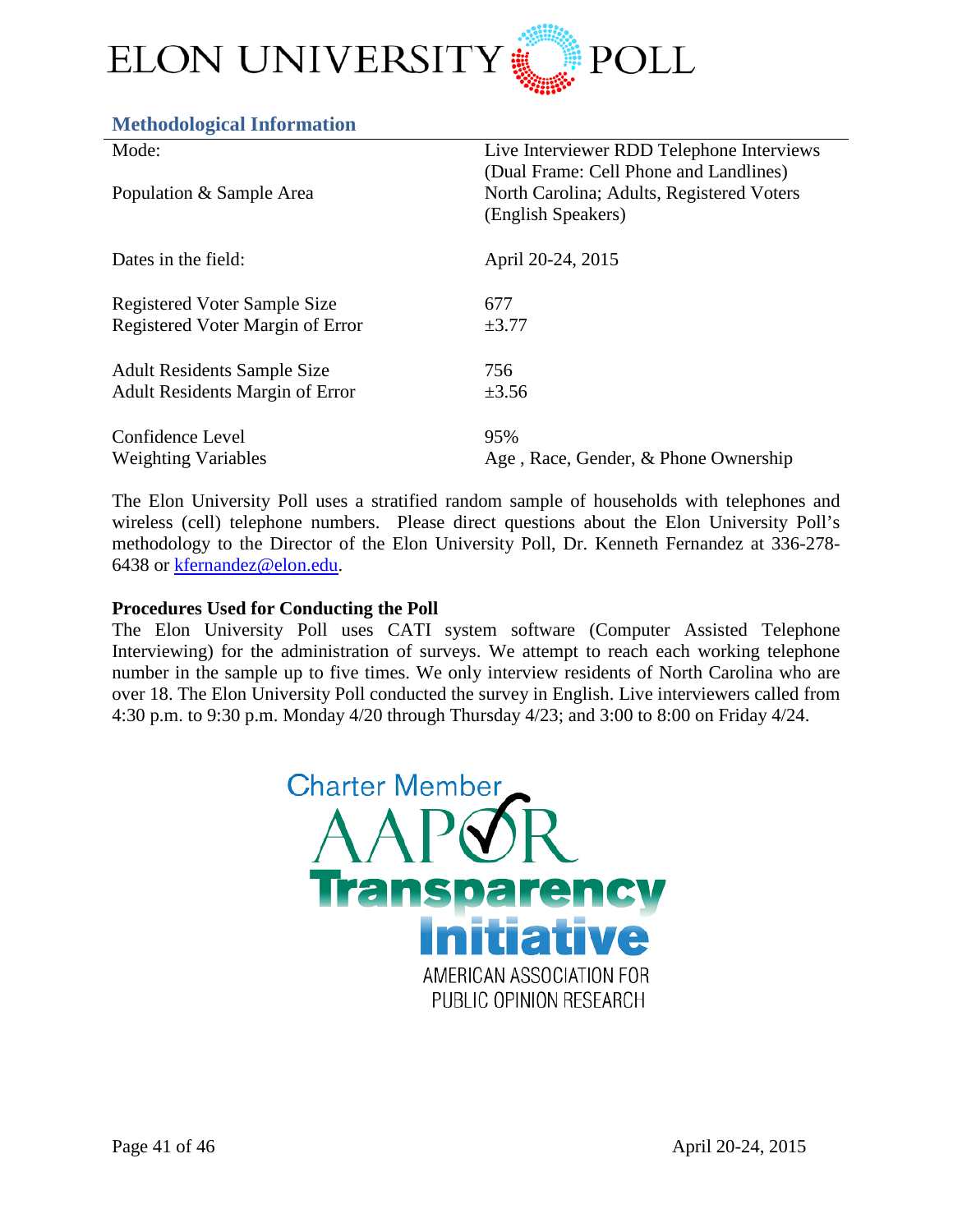## Methodological Information

| | |
|---|---|
| Mode: | Live Interviewer RDD Telephone Interviews (Dual Frame: Cell Phone and Landlines) |
| Population & Sample Area | North Carolina; Adults, Registered Voters (English Speakers) |
| Dates in the field: | April 20-24, 2015 |
| Registered Voter Sample Size | 677 |
| Registered Voter Margin of Error | ±3.77 |
| Adult Residents Sample Size | 756 |
| Adult Residents Margin of Error | ±3.56 |
| Confidence Level | 95% |
| Weighting Variables | Age , Race, Gender, & Phone Ownership |

The Elon University Poll uses a stratified random sample of households with telephones and wireless (cell) telephone numbers. Please direct questions about the Elon University Poll's methodology to the Director of the Elon University Poll, Dr. Kenneth Fernandez at 336-278-6438 or kfernandez@elon.edu.

**Procedures Used for Conducting the Poll**

The Elon University Poll uses CATI system software (Computer Assisted Telephone Interviewing) for the administration of surveys. We attempt to reach each working telephone number in the sample up to five times. We only interview residents of North Carolina who are over 18. The Elon University Poll conducted the survey in English. Live interviewers called from 4:30 p.m. to 9:30 p.m. Monday 4/20 through Thursday 4/23; and 3:00 to 8:00 on Friday 4/24.

Charter Member AAPOR Transparency Initiative

AMERICAN ASSOCIATION FOR PUBLIC OPINION RESEARCH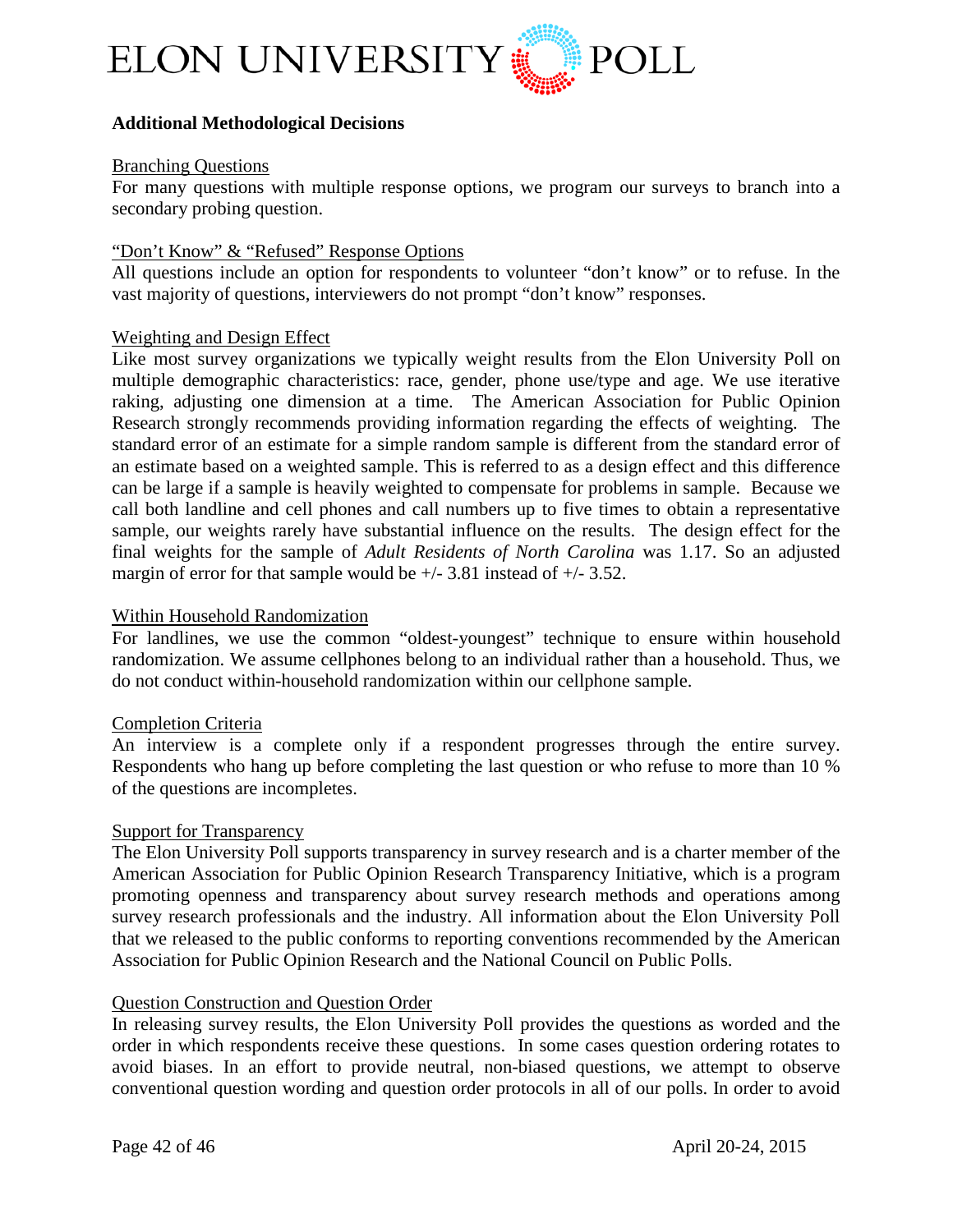## Additional Methodological Decisions

### Branching Questions

For many questions with multiple response options, we program our surveys to branch into a secondary probing question.

### "Don't Know" & "Refused" Response Options

All questions include an option for respondents to volunteer "don't know" or to refuse. In the vast majority of questions, interviewers do not prompt "don't know" responses.

### Weighting and Design Effect

Like most survey organizations we typically weight results from the Elon University Poll on multiple demographic characteristics: race, gender, phone use/type and age. We use iterative raking, adjusting one dimension at a time. The American Association for Public Opinion Research strongly recommends providing information regarding the effects of weighting. The standard error of an estimate for a simple random sample is different from the standard error of an estimate based on a weighted sample. This is referred to as a design effect and this difference can be large if a sample is heavily weighted to compensate for problems in sample. Because we call both landline and cell phones and call numbers up to five times to obtain a representative sample, our weights rarely have substantial influence on the results. The design effect for the final weights for the sample of *Adult Residents of North Carolina* was 1.17. So an adjusted margin of error for that sample would be +/- 3.81 instead of +/- 3.52.

### Within Household Randomization

For landlines, we use the common "oldest-youngest" technique to ensure within household randomization. We assume cellphones belong to an individual rather than a household. Thus, we do not conduct within-household randomization within our cellphone sample.

### Completion Criteria

An interview is a complete only if a respondent progresses through the entire survey. Respondents who hang up before completing the last question or who refuse to more than 10 % of the questions are incompletes.

### Support for Transparency

The Elon University Poll supports transparency in survey research and is a charter member of the American Association for Public Opinion Research Transparency Initiative, which is a program promoting openness and transparency about survey research methods and operations among survey research professionals and the industry. All information about the Elon University Poll that we released to the public conforms to reporting conventions recommended by the American Association for Public Opinion Research and the National Council on Public Polls.

### Question Construction and Question Order

In releasing survey results, the Elon University Poll provides the questions as worded and the order in which respondents receive these questions. In some cases question ordering rotates to avoid biases. In an effort to provide neutral, non-biased questions, we attempt to observe conventional question wording and question order protocols in all of our polls. In order to avoid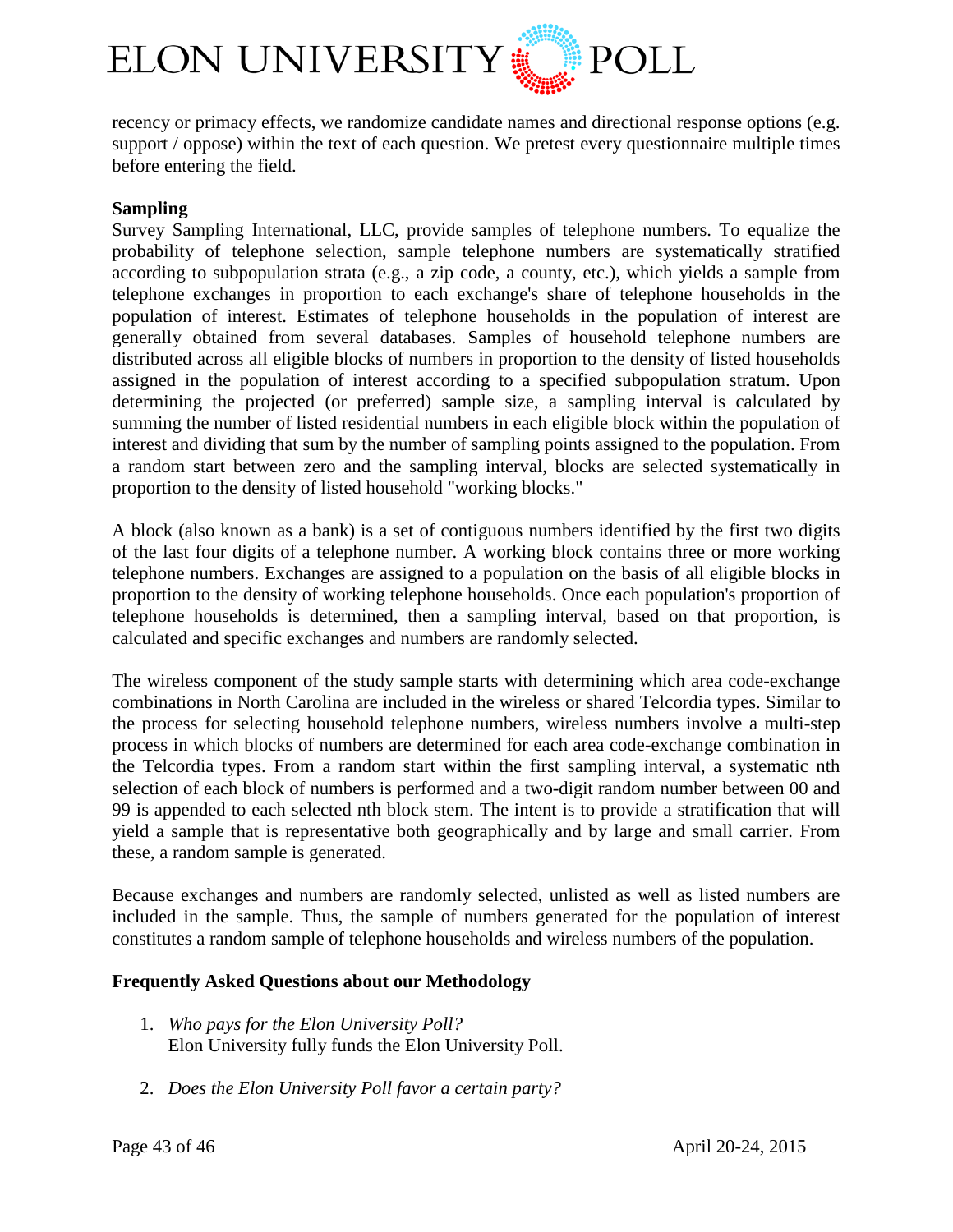recency or primacy effects, we randomize candidate names and directional response options (e.g. support / oppose) within the text of each question. We pretest every questionnaire multiple times before entering the field.

**Sampling**

Survey Sampling International, LLC, provide samples of telephone numbers. To equalize the probability of telephone selection, sample telephone numbers are systematically stratified according to subpopulation strata (e.g., a zip code, a county, etc.), which yields a sample from telephone exchanges in proportion to each exchange's share of telephone households in the population of interest. Estimates of telephone households in the population of interest are generally obtained from several databases. Samples of household telephone numbers are distributed across all eligible blocks of numbers in proportion to the density of listed households assigned in the population of interest according to a specified subpopulation stratum. Upon determining the projected (or preferred) sample size, a sampling interval is calculated by summing the number of listed residential numbers in each eligible block within the population of interest and dividing that sum by the number of sampling points assigned to the population. From a random start between zero and the sampling interval, blocks are selected systematically in proportion to the density of listed household "working blocks."

A block (also known as a bank) is a set of contiguous numbers identified by the first two digits of the last four digits of a telephone number. A working block contains three or more working telephone numbers. Exchanges are assigned to a population on the basis of all eligible blocks in proportion to the density of working telephone households. Once each population's proportion of telephone households is determined, then a sampling interval, based on that proportion, is calculated and specific exchanges and numbers are randomly selected.

The wireless component of the study sample starts with determining which area code-exchange combinations in North Carolina are included in the wireless or shared Telcordia types. Similar to the process for selecting household telephone numbers, wireless numbers involve a multi-step process in which blocks of numbers are determined for each area code-exchange combination in the Telcordia types. From a random start within the first sampling interval, a systematic nth selection of each block of numbers is performed and a two-digit random number between 00 and 99 is appended to each selected nth block stem. The intent is to provide a stratification that will yield a sample that is representative both geographically and by large and small carrier. From these, a random sample is generated.

Because exchanges and numbers are randomly selected, unlisted as well as listed numbers are included in the sample. Thus, the sample of numbers generated for the population of interest constitutes a random sample of telephone households and wireless numbers of the population.

**Frequently Asked Questions about our Methodology**

1. *Who pays for the Elon University Poll?*
   Elon University fully funds the Elon University Poll.

2. *Does the Elon University Poll favor a certain party?*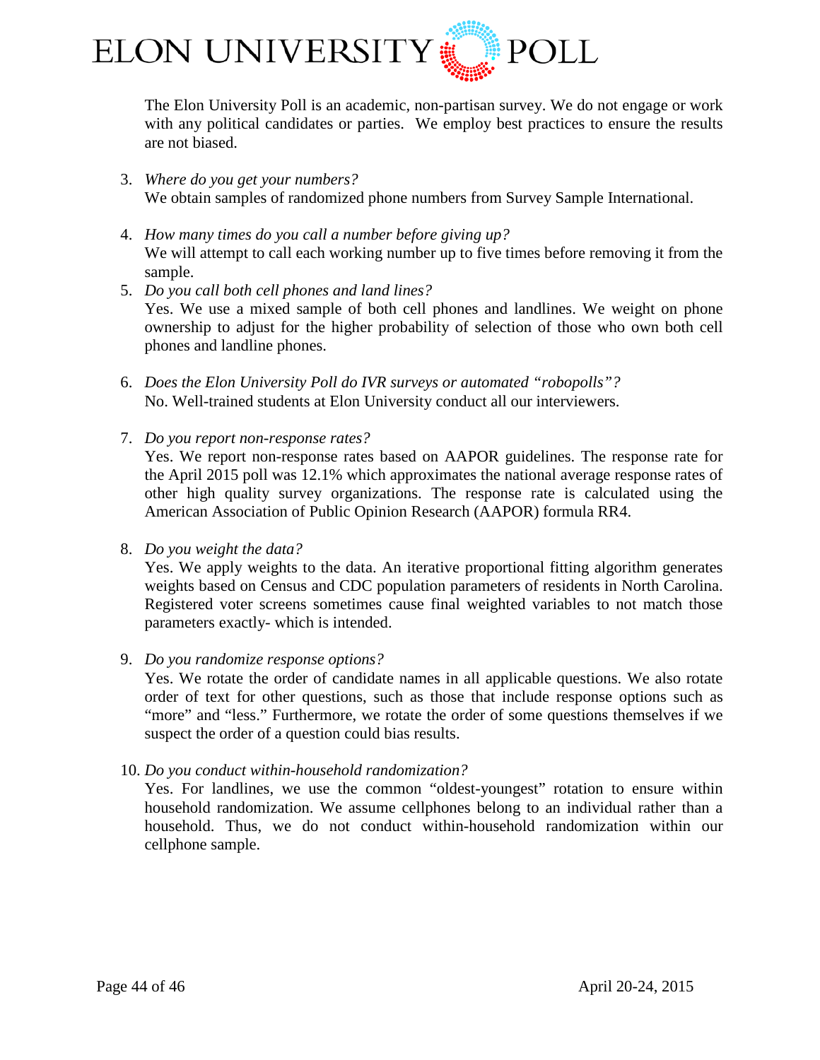The Elon University Poll is an academic, non-partisan survey. We do not engage or work with any political candidates or parties. We employ best practices to ensure the results are not biased.

3. *Where do you get your numbers?*
   We obtain samples of randomized phone numbers from Survey Sample International.

4. *How many times do you call a number before giving up?*
   We will attempt to call each working number up to five times before removing it from the sample.

5. *Do you call both cell phones and land lines?*
   Yes. We use a mixed sample of both cell phones and landlines. We weight on phone ownership to adjust for the higher probability of selection of those who own both cell phones and landline phones.

6. *Does the Elon University Poll do IVR surveys or automated "robopolls"?*
   No. Well-trained students at Elon University conduct all our interviewers.

7. *Do you report non-response rates?*
   Yes. We report non-response rates based on AAPOR guidelines. The response rate for the April 2015 poll was 12.1% which approximates the national average response rates of other high quality survey organizations. The response rate is calculated using the American Association of Public Opinion Research (AAPOR) formula RR4.

8. *Do you weight the data?*
   Yes. We apply weights to the data. An iterative proportional fitting algorithm generates weights based on Census and CDC population parameters of residents in North Carolina. Registered voter screens sometimes cause final weighted variables to not match those parameters exactly- which is intended.

9. *Do you randomize response options?*
   Yes. We rotate the order of candidate names in all applicable questions. We also rotate order of text for other questions, such as those that include response options such as "more" and "less." Furthermore, we rotate the order of some questions themselves if we suspect the order of a question could bias results.

10. *Do you conduct within-household randomization?*
    Yes. For landlines, we use the common "oldest-youngest" rotation to ensure within household randomization. We assume cellphones belong to an individual rather than a household. Thus, we do not conduct within-household randomization within our cellphone sample.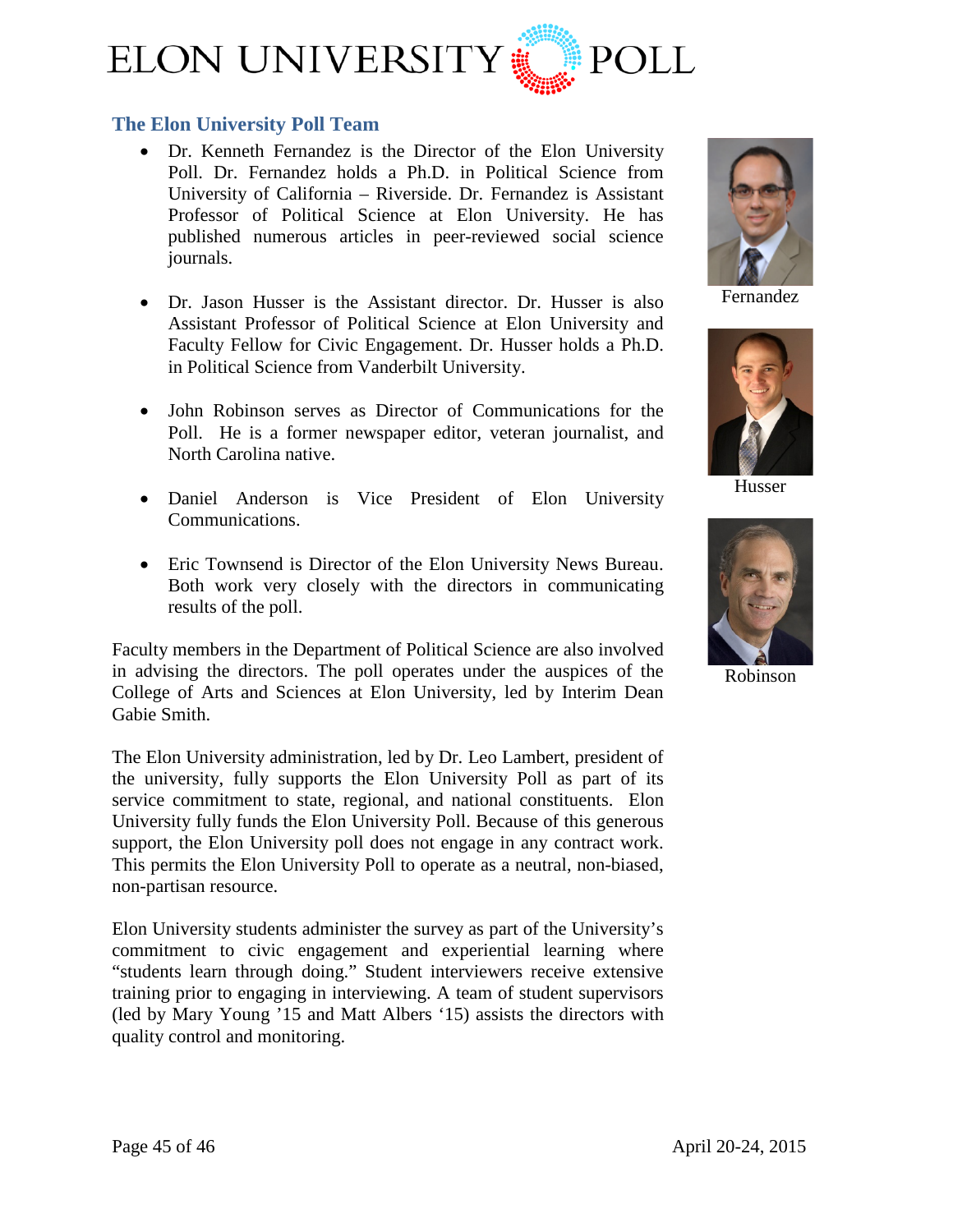## The Elon University Poll Team

- Dr. Kenneth Fernandez is the Director of the Elon University Poll. Dr. Fernandez holds a Ph.D. in Political Science from University of California – Riverside. Dr. Fernandez is Assistant Professor of Political Science at Elon University. He has published numerous articles in peer-reviewed social science journals.

- Dr. Jason Husser is the Assistant director. Dr. Husser is also Assistant Professor of Political Science at Elon University and Faculty Fellow for Civic Engagement. Dr. Husser holds a Ph.D. in Political Science from Vanderbilt University.

- John Robinson serves as Director of Communications for the Poll. He is a former newspaper editor, veteran journalist, and North Carolina native.

- Daniel Anderson is Vice President of Elon University Communications.

- Eric Townsend is Director of the Elon University News Bureau. Both work very closely with the directors in communicating results of the poll.

Fernandez

Husser

Robinson

Faculty members in the Department of Political Science are also involved in advising the directors. The poll operates under the auspices of the College of Arts and Sciences at Elon University, led by Interim Dean Gabie Smith.

The Elon University administration, led by Dr. Leo Lambert, president of the university, fully supports the Elon University Poll as part of its service commitment to state, regional, and national constituents. Elon University fully funds the Elon University Poll. Because of this generous support, the Elon University poll does not engage in any contract work. This permits the Elon University Poll to operate as a neutral, non-biased, non-partisan resource.

Elon University students administer the survey as part of the University's commitment to civic engagement and experiential learning where "students learn through doing." Student interviewers receive extensive training prior to engaging in interviewing. A team of student supervisors (led by Mary Young '15 and Matt Albers '15) assists the directors with quality control and monitoring.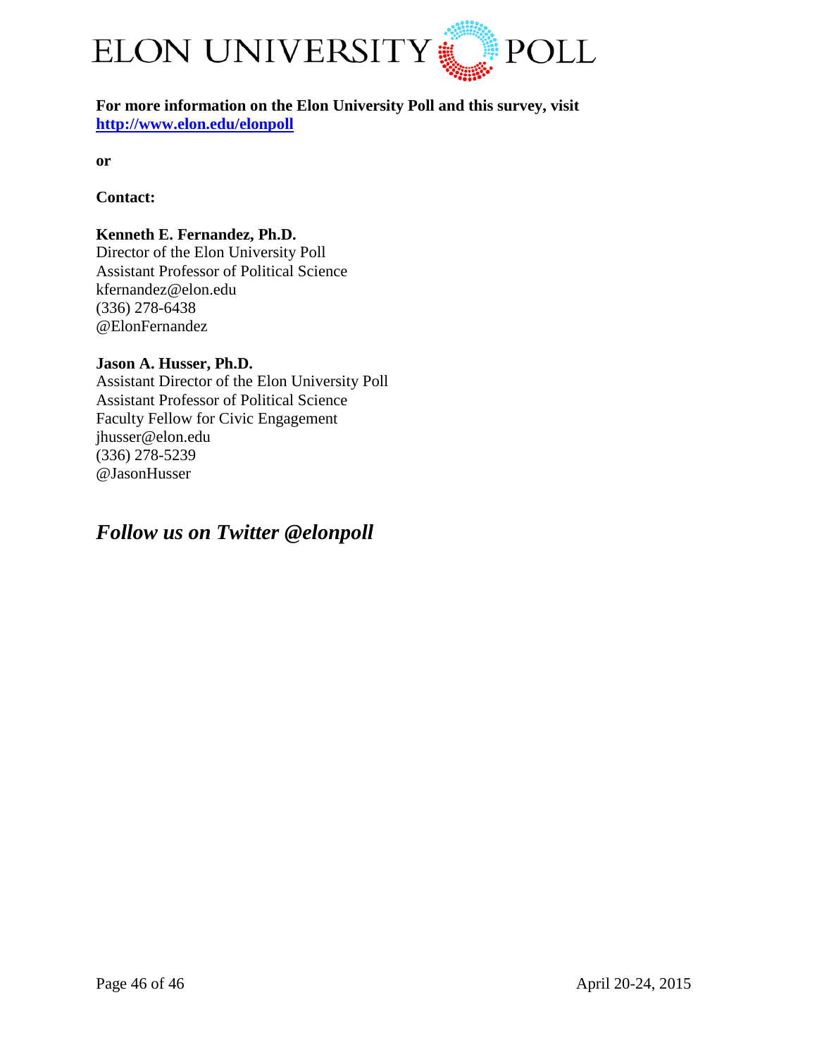# ELON UNIVERSITY POLL

**For more information on the Elon University Poll and this survey, visit [http://www.elon.edu/elonpoll](http://www.elon.edu/elonpoll)**

**or**

**Contact:**

**Kenneth E. Fernandez, Ph.D.**
Director of the Elon University Poll
Assistant Professor of Political Science
kfernandez@elon.edu
(336) 278-6438
@ElonFernandez

**Jason A. Husser, Ph.D.**
Assistant Director of the Elon University Poll
Assistant Professor of Political Science
Faculty Fellow for Civic Engagement
jhusser@elon.edu
(336) 278-5239
@JasonHusser

***Follow us on Twitter @elonpoll***